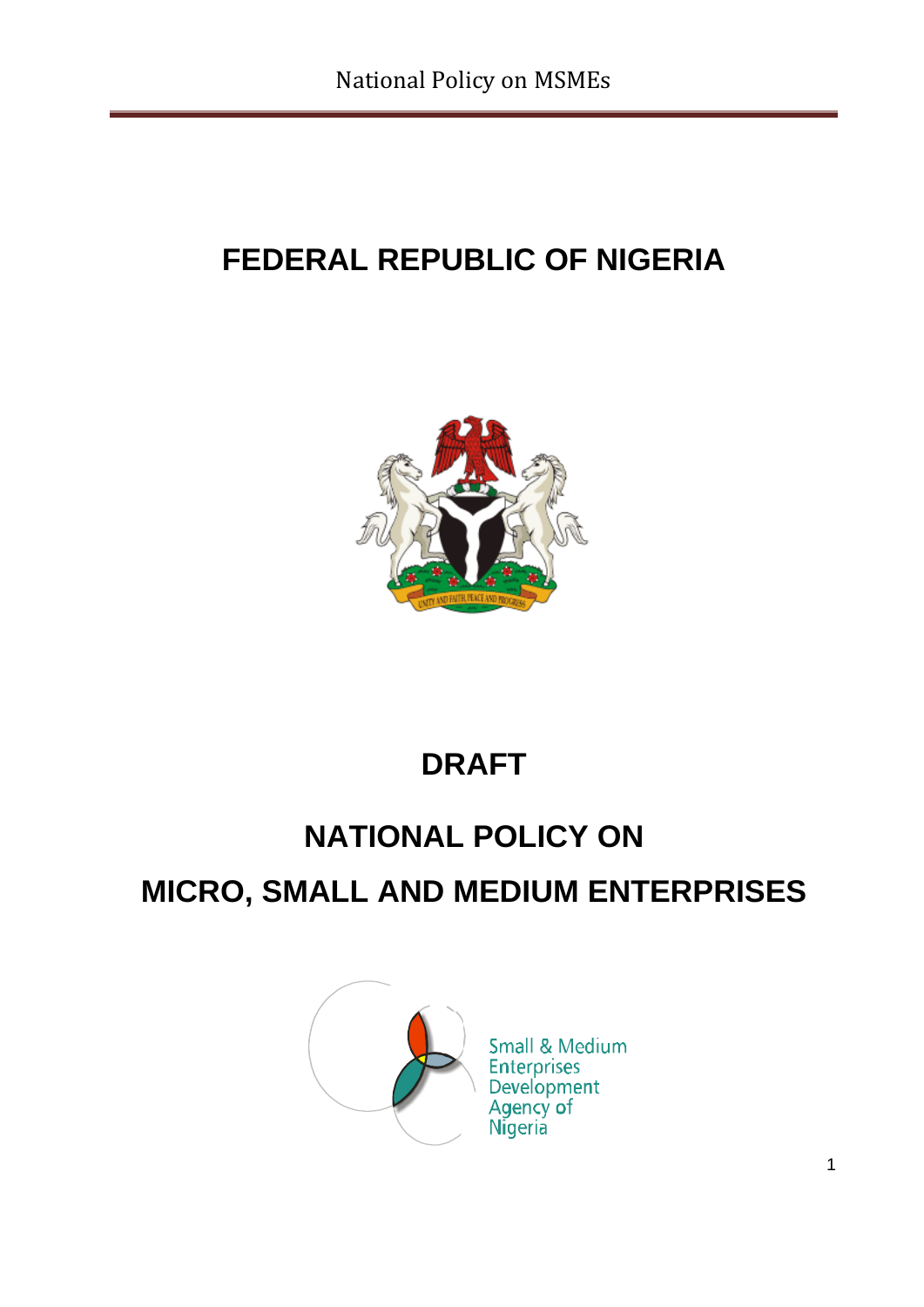# FEDERAL REPUBLIC OF NIGERIA

# DRAFT

# NATIONAL POLICY ON

# MICRO, SMALL AND MEDIUM ENTERPRISES

Small & Medium Enterprises Development Agency of Nigeria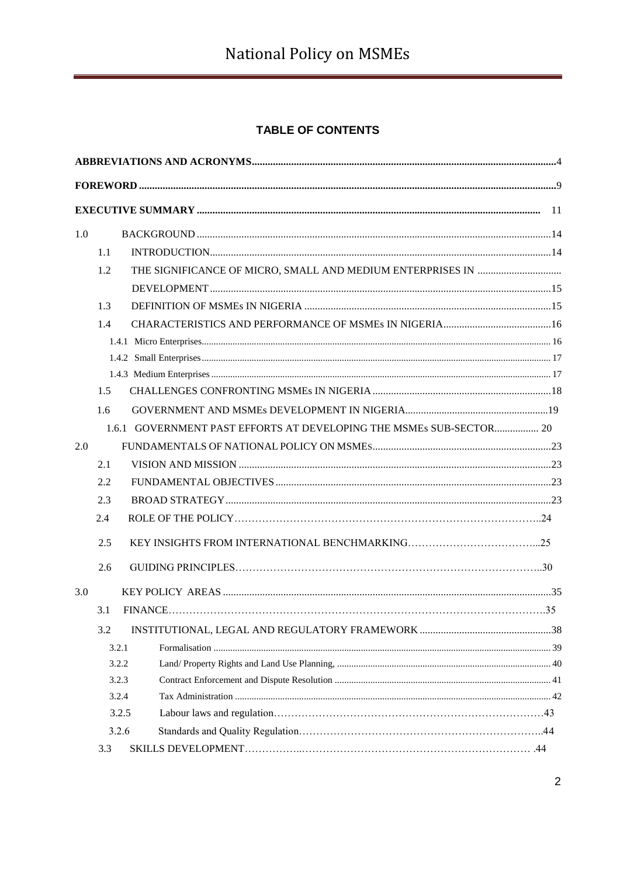## TABLE OF CONTENTS

**ABBREVIATIONS AND ACRONYMS** .......... 4

**FOREWORD** .......... 9

**EXECUTIVE SUMMARY** .......... 11

1.0 BACKGROUND .......... 14

- 1.1 INTRODUCTION .......... 14
- 1.2 THE SIGNIFICANCE OF MICRO, SMALL AND MEDIUM ENTERPRISES IN DEVELOPMENT .......... 15
- 1.3 DEFINITION OF MSMEs IN NIGERIA .......... 15
- 1.4 CHARACTERISTICS AND PERFORMANCE OF MSMEs IN NIGERIA .......... 16
  - 1.4.1 Micro Enterprises .......... 16
  - 1.4.2 Small Enterprises .......... 17
  - 1.4.3 Medium Enterprises .......... 17
- 1.5 CHALLENGES CONFRONTING MSMEs IN NIGERIA .......... 18
- 1.6 GOVERNMENT AND MSMEs DEVELOPMENT IN NIGERIA .......... 19
  - 1.6.1 GOVERNMENT PAST EFFORTS AT DEVELOPING THE MSMEs SUB-SECTOR .......... 20

2.0 FUNDAMENTALS OF NATIONAL POLICY ON MSMEs .......... 23

- 2.1 VISION AND MISSION .......... 23
- 2.2 FUNDAMENTAL OBJECTIVES .......... 23
- 2.3 BROAD STRATEGY .......... 23
- 2.4 ROLE OF THE POLICY .......... 24
- 2.5 KEY INSIGHTS FROM INTERNATIONAL BENCHMARKING .......... 25
- 2.6 GUIDING PRINCIPLES .......... 30

3.0 KEY POLICY AREAS .......... 35

- 3.1 FINANCE .......... 35
- 3.2 INSTITUTIONAL, LEGAL AND REGULATORY FRAMEWORK .......... 38
  - 3.2.1 Formalisation .......... 39
  - 3.2.2 Land/ Property Rights and Land Use Planning, .......... 40
  - 3.2.3 Contract Enforcement and Dispute Resolution .......... 41
  - 3.2.4 Tax Administration .......... 42
  - 3.2.5 Labour laws and regulation .......... 43
  - 3.2.6 Standards and Quality Regulation .......... 44
- 3.3 SKILLS DEVELOPMENT .......... 44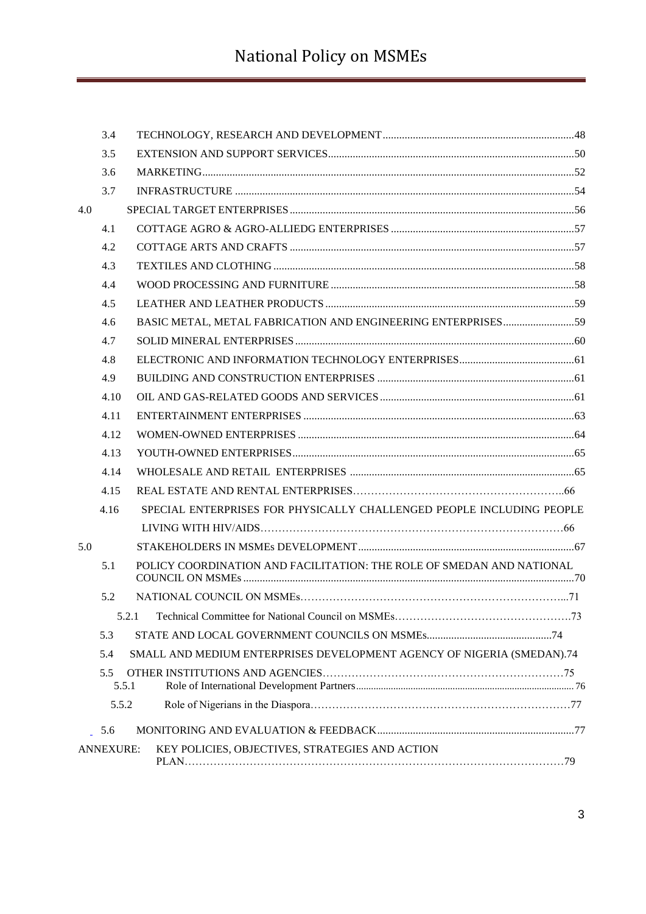| | | |
|---|---|---|
| 3.4 | TECHNOLOGY, RESEARCH AND DEVELOPMENT | 48 |
| 3.5 | EXTENSION AND SUPPORT SERVICES | 50 |
| 3.6 | MARKETING | 52 |
| 3.7 | INFRASTRUCTURE | 54 |
| 4.0 | SPECIAL TARGET ENTERPRISES | 56 |
| 4.1 | COTTAGE AGRO & AGRO-ALLIEDG ENTERPRISES | 57 |
| 4.2 | COTTAGE ARTS AND CRAFTS | 57 |
| 4.3 | TEXTILES AND CLOTHING | 58 |
| 4.4 | WOOD PROCESSING AND FURNITURE | 58 |
| 4.5 | LEATHER AND LEATHER PRODUCTS | 59 |
| 4.6 | BASIC METAL, METAL FABRICATION AND ENGINEERING ENTERPRISES | 59 |
| 4.7 | SOLID MINERAL ENTERPRISES | 60 |
| 4.8 | ELECTRONIC AND INFORMATION TECHNOLOGY ENTERPRISES | 61 |
| 4.9 | BUILDING AND CONSTRUCTION ENTERPRISES | 61 |
| 4.10 | OIL AND GAS-RELATED GOODS AND SERVICES | 61 |
| 4.11 | ENTERTAINMENT ENTERPRISES | 63 |
| 4.12 | WOMEN-OWNED ENTERPRISES | 64 |
| 4.13 | YOUTH-OWNED ENTERPRISES | 65 |
| 4.14 | WHOLESALE AND RETAIL ENTERPRISES | 65 |
| 4.15 | REAL ESTATE AND RENTAL ENTERPRISES | 66 |
| 4.16 | SPECIAL ENTERPRISES FOR PHYSICALLY CHALLENGED PEOPLE INCLUDING PEOPLE LIVING WITH HIV/AIDS | 66 |
| 5.0 | STAKEHOLDERS IN MSMEs DEVELOPMENT | 67 |
| 5.1 | POLICY COORDINATION AND FACILITATION: THE ROLE OF SMEDAN AND NATIONAL COUNCIL ON MSMEs | 70 |
| 5.2 | NATIONAL COUNCIL ON MSMEs | 71 |
| 5.2.1 | Technical Committee for National Council on MSMEs | 73 |
| 5.3 | STATE AND LOCAL GOVERNMENT COUNCILS ON MSMEs | 74 |
| 5.4 | SMALL AND MEDIUM ENTERPRISES DEVELOPMENT AGENCY OF NIGERIA (SMEDAN) | 74 |
| 5.5 | OTHER INSTITUTIONS AND AGENCIES | 75 |
| 5.5.1 | Role of International Development Partners | 76 |
| 5.5.2 | Role of Nigerians in the Diaspora | 77 |
| 5.6 | MONITORING AND EVALUATION & FEEDBACK | 77 |
| ANNEXURE: | KEY POLICIES, OBJECTIVES, STRATEGIES AND ACTION PLAN | 79 |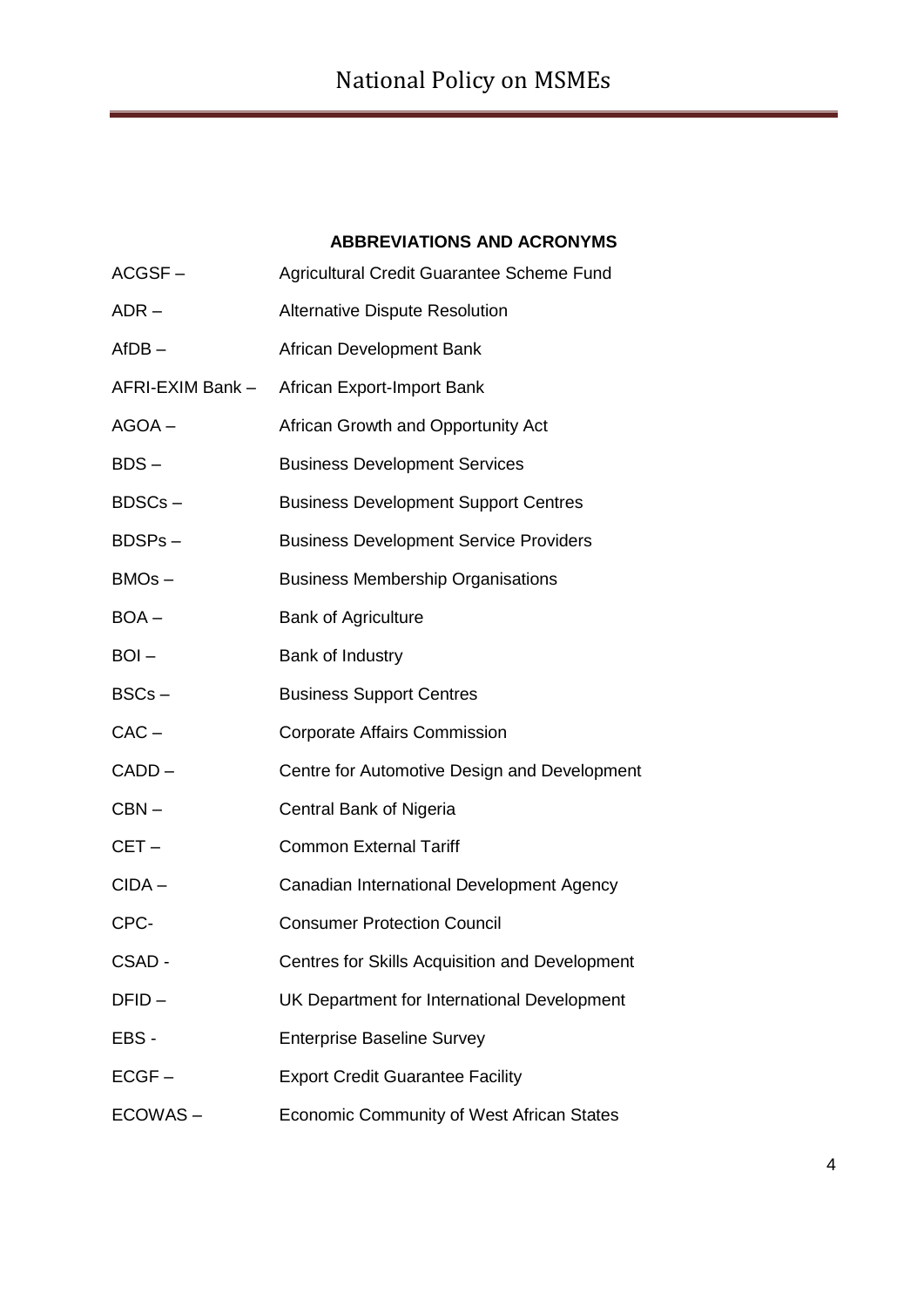**ABBREVIATIONS AND ACRONYMS**

ACGSF – Agricultural Credit Guarantee Scheme Fund

ADR – Alternative Dispute Resolution

AfDB – African Development Bank

AFRI-EXIM Bank – African Export-Import Bank

AGOA – African Growth and Opportunity Act

BDS – Business Development Services

BDSCs – Business Development Support Centres

BDSPs – Business Development Service Providers

BMOs – Business Membership Organisations

BOA – Bank of Agriculture

BOI – Bank of Industry

BSCs – Business Support Centres

CAC – Corporate Affairs Commission

CADD – Centre for Automotive Design and Development

CBN – Central Bank of Nigeria

CET – Common External Tariff

CIDA – Canadian International Development Agency

CPC- Consumer Protection Council

CSAD - Centres for Skills Acquisition and Development

DFID – UK Department for International Development

EBS - Enterprise Baseline Survey

ECGF – Export Credit Guarantee Facility

ECOWAS – Economic Community of West African States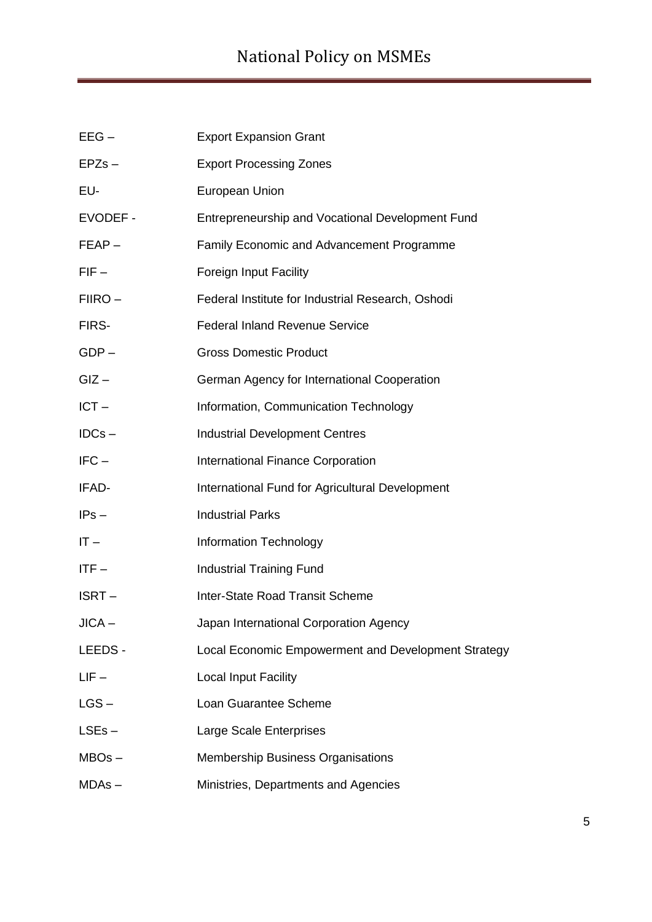EEG – Export Expansion Grant

EPZs – Export Processing Zones

EU- European Union

EVODEF - Entrepreneurship and Vocational Development Fund

FEAP – Family Economic and Advancement Programme

FIF – Foreign Input Facility

FIIRO – Federal Institute for Industrial Research, Oshodi

FIRS- Federal Inland Revenue Service

GDP – Gross Domestic Product

GIZ – German Agency for International Cooperation

ICT – Information, Communication Technology

IDCs – Industrial Development Centres

IFC – International Finance Corporation

IFAD- International Fund for Agricultural Development

IPs – Industrial Parks

IT – Information Technology

ITF – Industrial Training Fund

ISRT – Inter-State Road Transit Scheme

JICA – Japan International Corporation Agency

LEEDS - Local Economic Empowerment and Development Strategy

LIF – Local Input Facility

LGS – Loan Guarantee Scheme

LSEs – Large Scale Enterprises

MBOs – Membership Business Organisations

MDAs – Ministries, Departments and Agencies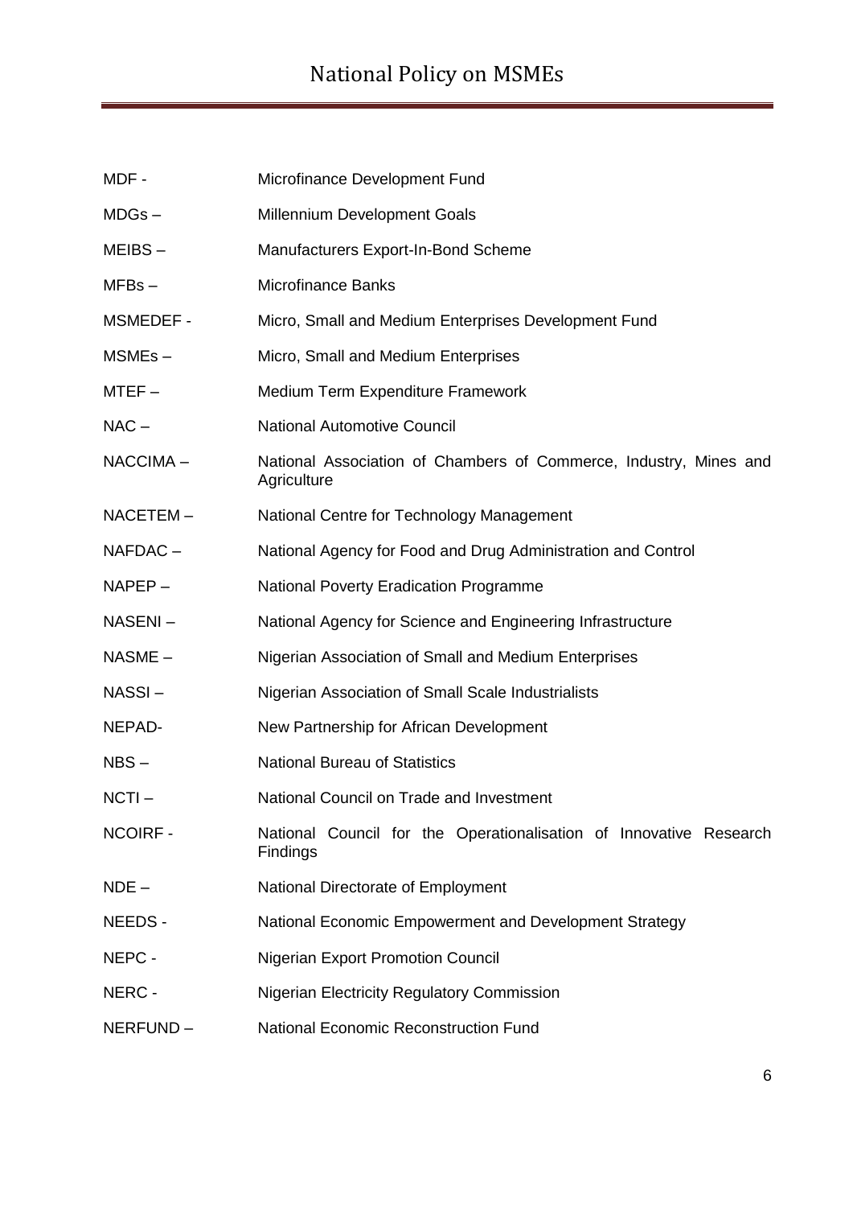| | |
|---|---|
| MDF - | Microfinance Development Fund |
| MDGs – | Millennium Development Goals |
| MEIBS – | Manufacturers Export-In-Bond Scheme |
| MFBs – | Microfinance Banks |
| MSMEDEF - | Micro, Small and Medium Enterprises Development Fund |
| MSMEs – | Micro, Small and Medium Enterprises |
| MTEF – | Medium Term Expenditure Framework |
| NAC – | National Automotive Council |
| NACCIMA – | National Association of Chambers of Commerce, Industry, Mines and Agriculture |
| NACETEM – | National Centre for Technology Management |
| NAFDAC – | National Agency for Food and Drug Administration and Control |
| NAPEP – | National Poverty Eradication Programme |
| NASENI – | National Agency for Science and Engineering Infrastructure |
| NASME – | Nigerian Association of Small and Medium Enterprises |
| NASSI – | Nigerian Association of Small Scale Industrialists |
| NEPAD- | New Partnership for African Development |
| NBS – | National Bureau of Statistics |
| NCTI – | National Council on Trade and Investment |
| NCOIRF - | National Council for the Operationalisation of Innovative Research Findings |
| NDE – | National Directorate of Employment |
| NEEDS - | National Economic Empowerment and Development Strategy |
| NEPC - | Nigerian Export Promotion Council |
| NERC - | Nigerian Electricity Regulatory Commission |
| NERFUND – | National Economic Reconstruction Fund |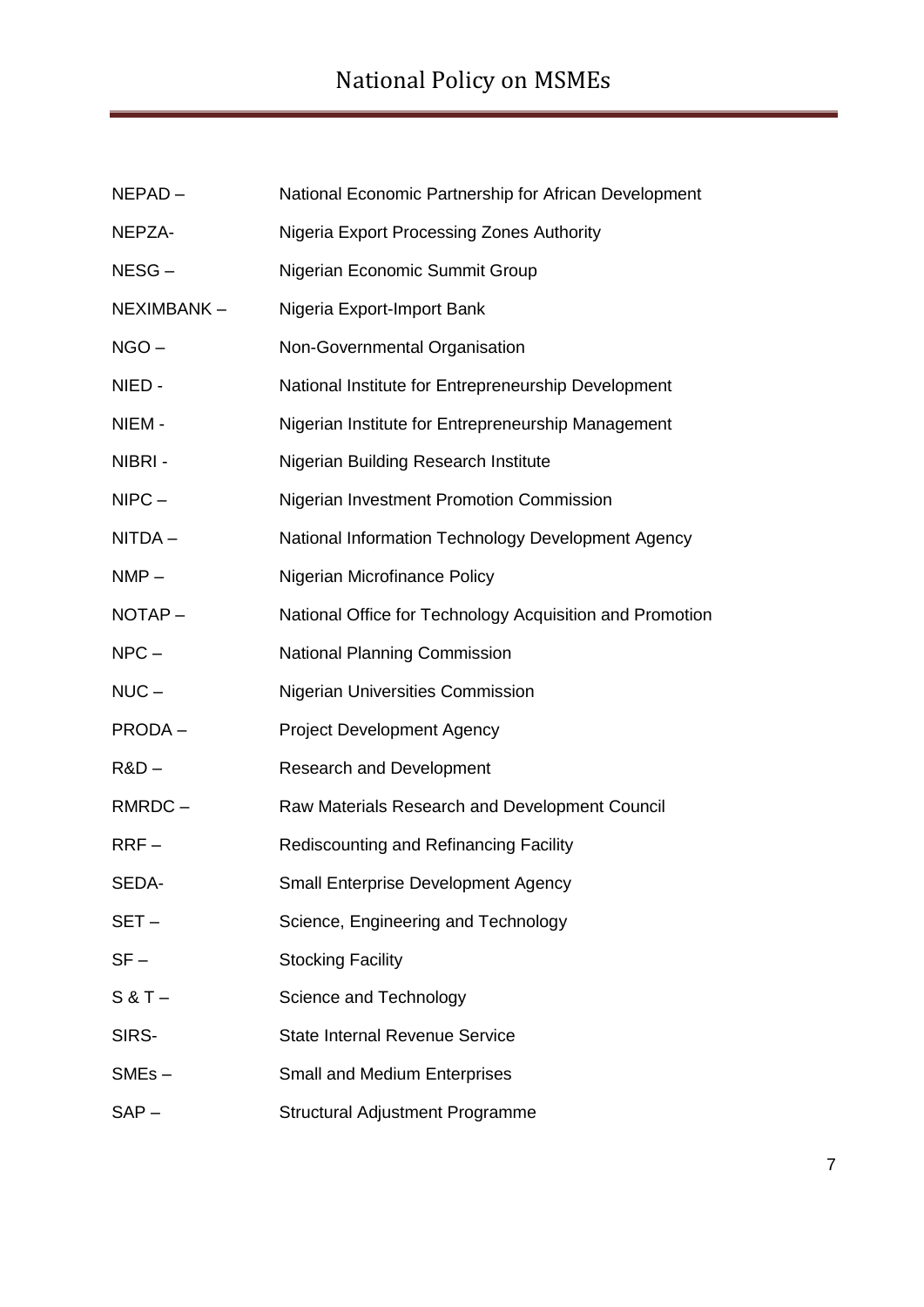NEPAD – National Economic Partnership for African Development

NEPZA- Nigeria Export Processing Zones Authority

NESG – Nigerian Economic Summit Group

NEXIMBANK – Nigeria Export-Import Bank

NGO – Non-Governmental Organisation

NIED - National Institute for Entrepreneurship Development

NIEM - Nigerian Institute for Entrepreneurship Management

NIBRI - Nigerian Building Research Institute

NIPC – Nigerian Investment Promotion Commission

NITDA – National Information Technology Development Agency

NMP – Nigerian Microfinance Policy

NOTAP – National Office for Technology Acquisition and Promotion

NPC – National Planning Commission

NUC – Nigerian Universities Commission

PRODA – Project Development Agency

R&D – Research and Development

RMRDC – Raw Materials Research and Development Council

RRF – Rediscounting and Refinancing Facility

SEDA- Small Enterprise Development Agency

SET – Science, Engineering and Technology

SF – Stocking Facility

S & T – Science and Technology

SIRS- State Internal Revenue Service

SMEs – Small and Medium Enterprises

SAP – Structural Adjustment Programme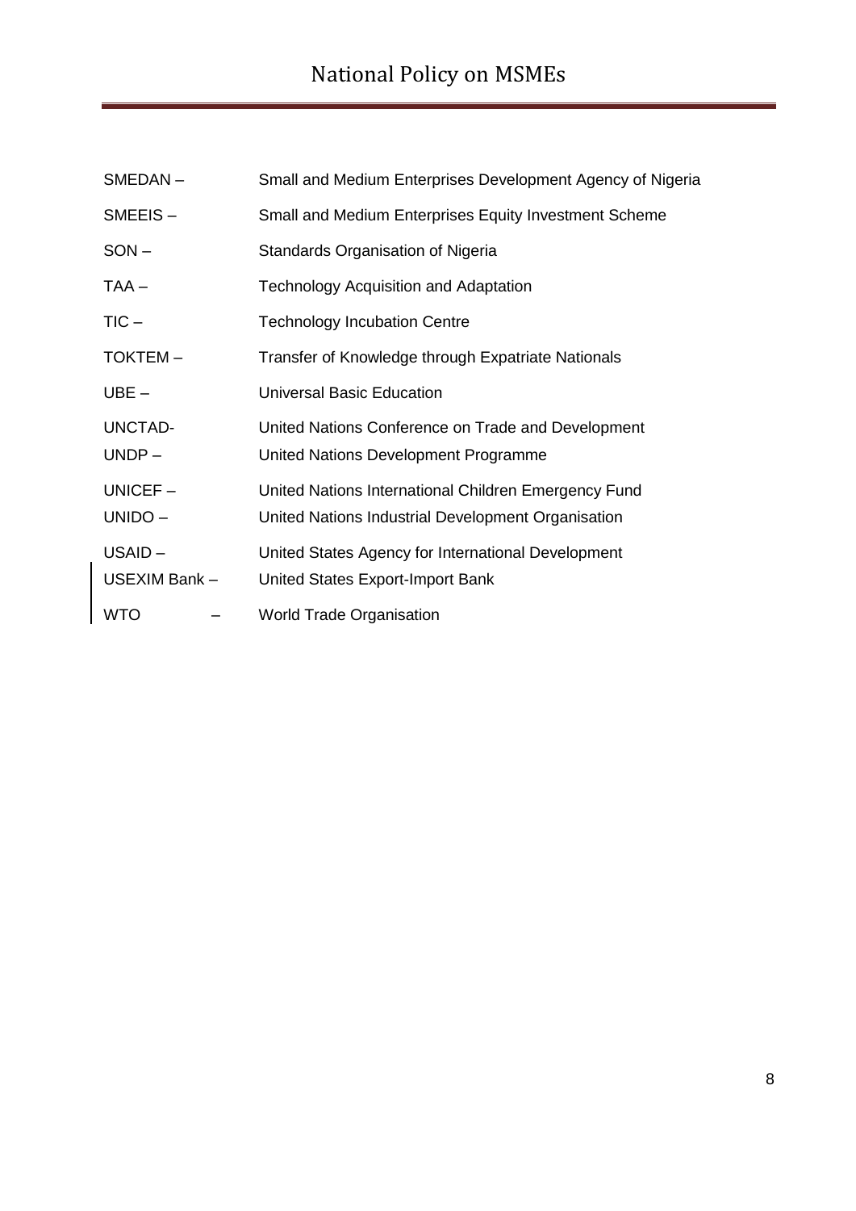SMEDAN – Small and Medium Enterprises Development Agency of Nigeria

SMEEIS – Small and Medium Enterprises Equity Investment Scheme

SON – Standards Organisation of Nigeria

TAA – Technology Acquisition and Adaptation

TIC – Technology Incubation Centre

TOKTEM – Transfer of Knowledge through Expatriate Nationals

UBE – Universal Basic Education

UNCTAD- United Nations Conference on Trade and Development

UNDP – United Nations Development Programme

UNICEF – United Nations International Children Emergency Fund

UNIDO – United Nations Industrial Development Organisation

USAID – United States Agency for International Development

USEXIM Bank – United States Export-Import Bank

WTO – World Trade Organisation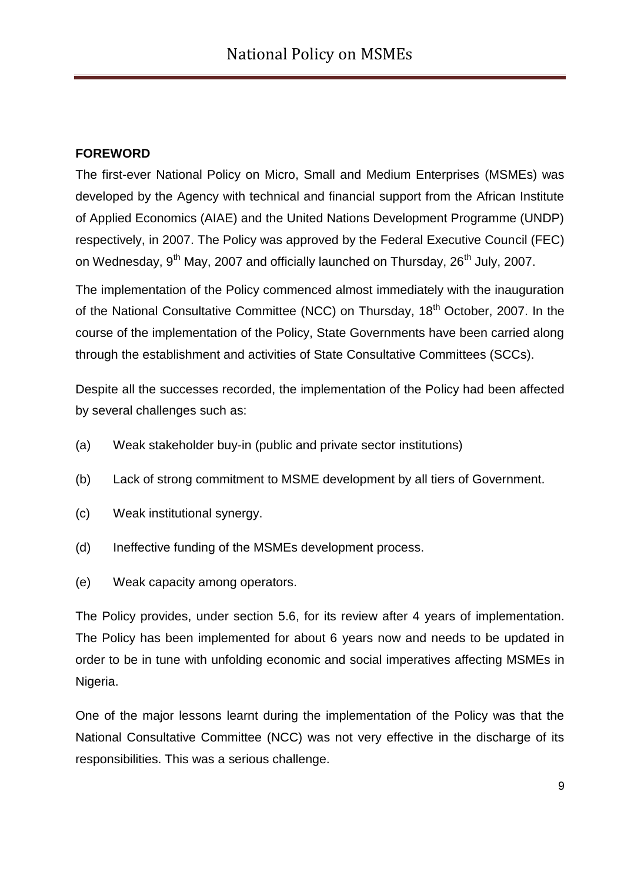## FOREWORD

The first-ever National Policy on Micro, Small and Medium Enterprises (MSMEs) was developed by the Agency with technical and financial support from the African Institute of Applied Economics (AIAE) and the United Nations Development Programme (UNDP) respectively, in 2007. The Policy was approved by the Federal Executive Council (FEC) on Wednesday, 9th May, 2007 and officially launched on Thursday, 26th July, 2007.

The implementation of the Policy commenced almost immediately with the inauguration of the National Consultative Committee (NCC) on Thursday, 18th October, 2007. In the course of the implementation of the Policy, State Governments have been carried along through the establishment and activities of State Consultative Committees (SCCs).

Despite all the successes recorded, the implementation of the Policy had been affected by several challenges such as:

(a) Weak stakeholder buy-in (public and private sector institutions)

(b) Lack of strong commitment to MSME development by all tiers of Government.

(c) Weak institutional synergy.

(d) Ineffective funding of the MSMEs development process.

(e) Weak capacity among operators.

The Policy provides, under section 5.6, for its review after 4 years of implementation. The Policy has been implemented for about 6 years now and needs to be updated in order to be in tune with unfolding economic and social imperatives affecting MSMEs in Nigeria.

One of the major lessons learnt during the implementation of the Policy was that the National Consultative Committee (NCC) was not very effective in the discharge of its responsibilities. This was a serious challenge.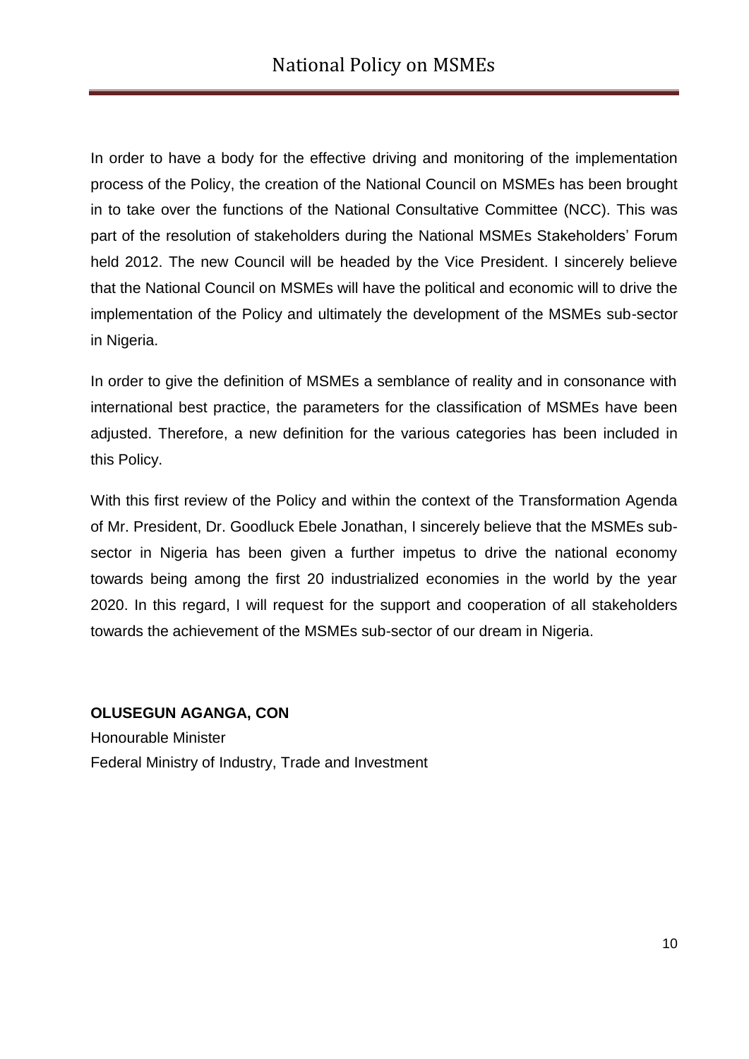In order to have a body for the effective driving and monitoring of the implementation process of the Policy, the creation of the National Council on MSMEs has been brought in to take over the functions of the National Consultative Committee (NCC). This was part of the resolution of stakeholders during the National MSMEs Stakeholders' Forum held 2012. The new Council will be headed by the Vice President. I sincerely believe that the National Council on MSMEs will have the political and economic will to drive the implementation of the Policy and ultimately the development of the MSMEs sub-sector in Nigeria.

In order to give the definition of MSMEs a semblance of reality and in consonance with international best practice, the parameters for the classification of MSMEs have been adjusted. Therefore, a new definition for the various categories has been included in this Policy.

With this first review of the Policy and within the context of the Transformation Agenda of Mr. President, Dr. Goodluck Ebele Jonathan, I sincerely believe that the MSMEs sub-sector in Nigeria has been given a further impetus to drive the national economy towards being among the first 20 industrialized economies in the world by the year 2020. In this regard, I will request for the support and cooperation of all stakeholders towards the achievement of the MSMEs sub-sector of our dream in Nigeria.

**OLUSEGUN AGANGA, CON**
Honourable Minister
Federal Ministry of Industry, Trade and Investment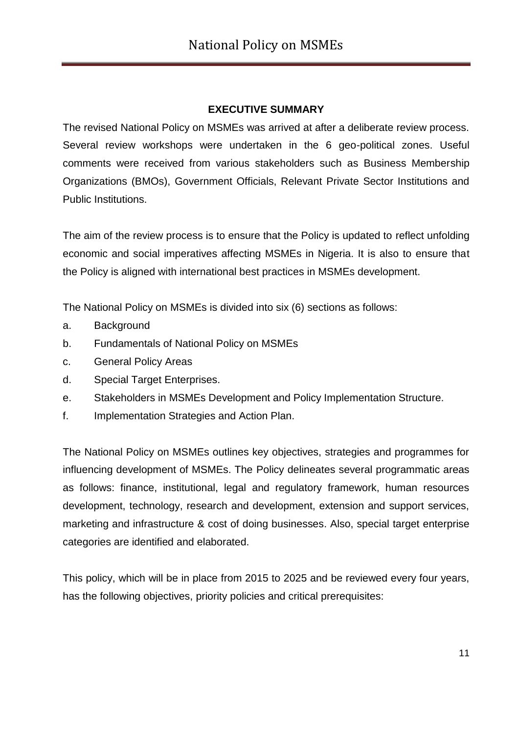## EXECUTIVE SUMMARY

The revised National Policy on MSMEs was arrived at after a deliberate review process. Several review workshops were undertaken in the 6 geo-political zones. Useful comments were received from various stakeholders such as Business Membership Organizations (BMOs), Government Officials, Relevant Private Sector Institutions and Public Institutions.

The aim of the review process is to ensure that the Policy is updated to reflect unfolding economic and social imperatives affecting MSMEs in Nigeria. It is also to ensure that the Policy is aligned with international best practices in MSMEs development.

The National Policy on MSMEs is divided into six (6) sections as follows:

a. Background
b. Fundamentals of National Policy on MSMEs
c. General Policy Areas
d. Special Target Enterprises.
e. Stakeholders in MSMEs Development and Policy Implementation Structure.
f. Implementation Strategies and Action Plan.

The National Policy on MSMEs outlines key objectives, strategies and programmes for influencing development of MSMEs. The Policy delineates several programmatic areas as follows: finance, institutional, legal and regulatory framework, human resources development, technology, research and development, extension and support services, marketing and infrastructure & cost of doing businesses. Also, special target enterprise categories are identified and elaborated.

This policy, which will be in place from 2015 to 2025 and be reviewed every four years, has the following objectives, priority policies and critical prerequisites: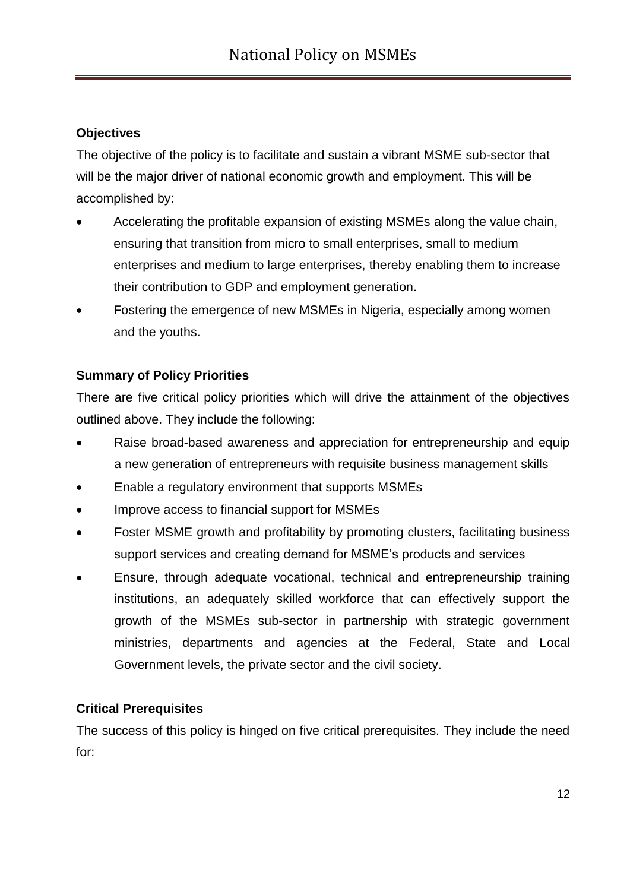**Objectives**

The objective of the policy is to facilitate and sustain a vibrant MSME sub-sector that will be the major driver of national economic growth and employment. This will be accomplished by:

- Accelerating the profitable expansion of existing MSMEs along the value chain, ensuring that transition from micro to small enterprises, small to medium enterprises and medium to large enterprises, thereby enabling them to increase their contribution to GDP and employment generation.
- Fostering the emergence of new MSMEs in Nigeria, especially among women and the youths.

**Summary of Policy Priorities**

There are five critical policy priorities which will drive the attainment of the objectives outlined above. They include the following:

- Raise broad-based awareness and appreciation for entrepreneurship and equip a new generation of entrepreneurs with requisite business management skills
- Enable a regulatory environment that supports MSMEs
- Improve access to financial support for MSMEs
- Foster MSME growth and profitability by promoting clusters, facilitating business support services and creating demand for MSME's products and services
- Ensure, through adequate vocational, technical and entrepreneurship training institutions, an adequately skilled workforce that can effectively support the growth of the MSMEs sub-sector in partnership with strategic government ministries, departments and agencies at the Federal, State and Local Government levels, the private sector and the civil society.

**Critical Prerequisites**

The success of this policy is hinged on five critical prerequisites. They include the need for: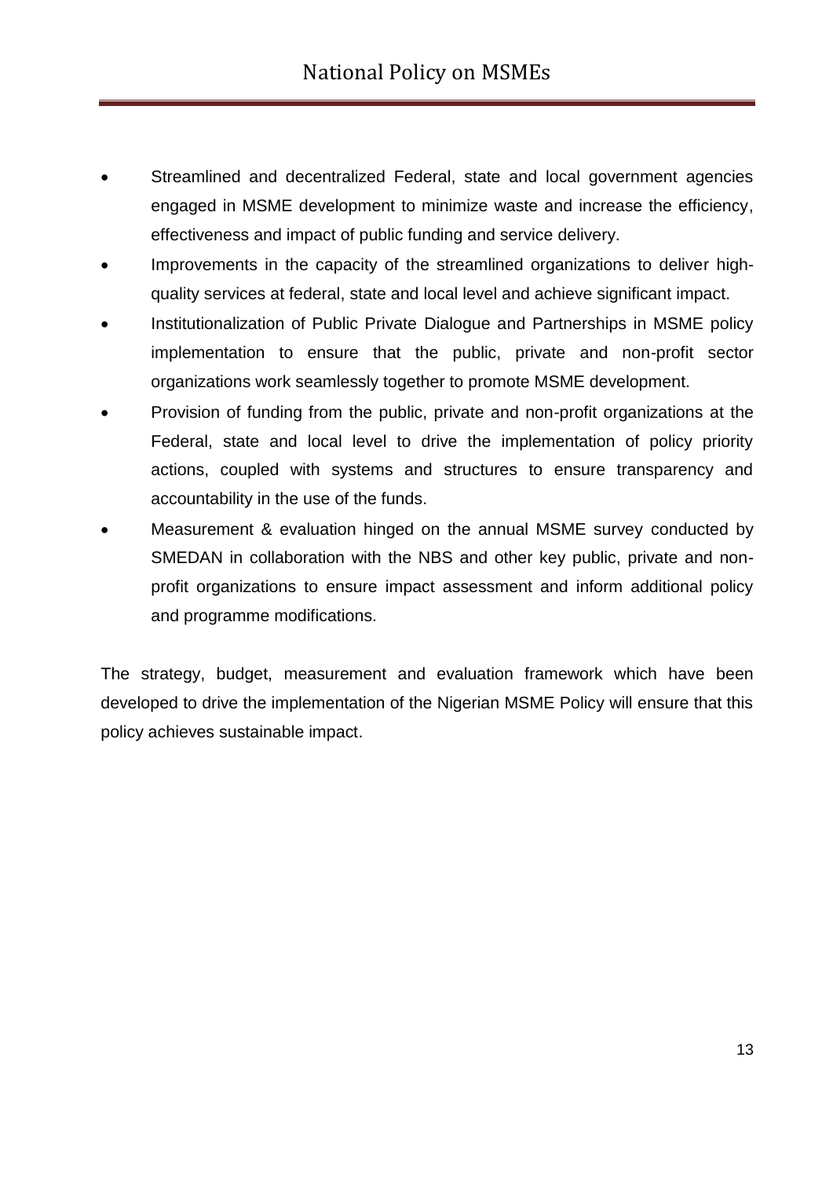- Streamlined and decentralized Federal, state and local government agencies engaged in MSME development to minimize waste and increase the efficiency, effectiveness and impact of public funding and service delivery.
- Improvements in the capacity of the streamlined organizations to deliver high-quality services at federal, state and local level and achieve significant impact.
- Institutionalization of Public Private Dialogue and Partnerships in MSME policy implementation to ensure that the public, private and non-profit sector organizations work seamlessly together to promote MSME development.
- Provision of funding from the public, private and non-profit organizations at the Federal, state and local level to drive the implementation of policy priority actions, coupled with systems and structures to ensure transparency and accountability in the use of the funds.
- Measurement & evaluation hinged on the annual MSME survey conducted by SMEDAN in collaboration with the NBS and other key public, private and non-profit organizations to ensure impact assessment and inform additional policy and programme modifications.

The strategy, budget, measurement and evaluation framework which have been developed to drive the implementation of the Nigerian MSME Policy will ensure that this policy achieves sustainable impact.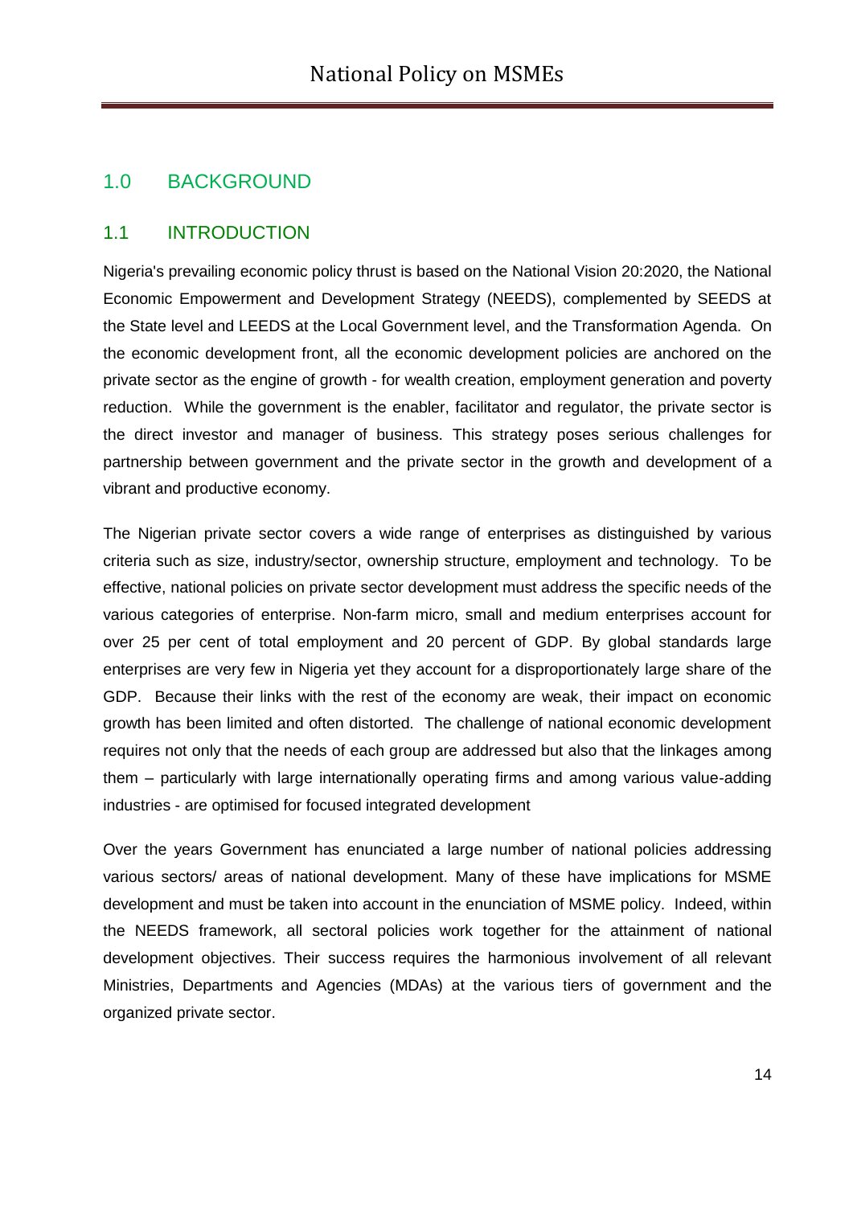# 1.0 BACKGROUND

## 1.1 INTRODUCTION

Nigeria's prevailing economic policy thrust is based on the National Vision 20:2020, the National Economic Empowerment and Development Strategy (NEEDS), complemented by SEEDS at the State level and LEEDS at the Local Government level, and the Transformation Agenda. On the economic development front, all the economic development policies are anchored on the private sector as the engine of growth - for wealth creation, employment generation and poverty reduction. While the government is the enabler, facilitator and regulator, the private sector is the direct investor and manager of business. This strategy poses serious challenges for partnership between government and the private sector in the growth and development of a vibrant and productive economy.

The Nigerian private sector covers a wide range of enterprises as distinguished by various criteria such as size, industry/sector, ownership structure, employment and technology. To be effective, national policies on private sector development must address the specific needs of the various categories of enterprise. Non-farm micro, small and medium enterprises account for over 25 per cent of total employment and 20 percent of GDP. By global standards large enterprises are very few in Nigeria yet they account for a disproportionately large share of the GDP. Because their links with the rest of the economy are weak, their impact on economic growth has been limited and often distorted. The challenge of national economic development requires not only that the needs of each group are addressed but also that the linkages among them – particularly with large internationally operating firms and among various value-adding industries - are optimised for focused integrated development

Over the years Government has enunciated a large number of national policies addressing various sectors/ areas of national development. Many of these have implications for MSME development and must be taken into account in the enunciation of MSME policy. Indeed, within the NEEDS framework, all sectoral policies work together for the attainment of national development objectives. Their success requires the harmonious involvement of all relevant Ministries, Departments and Agencies (MDAs) at the various tiers of government and the organized private sector.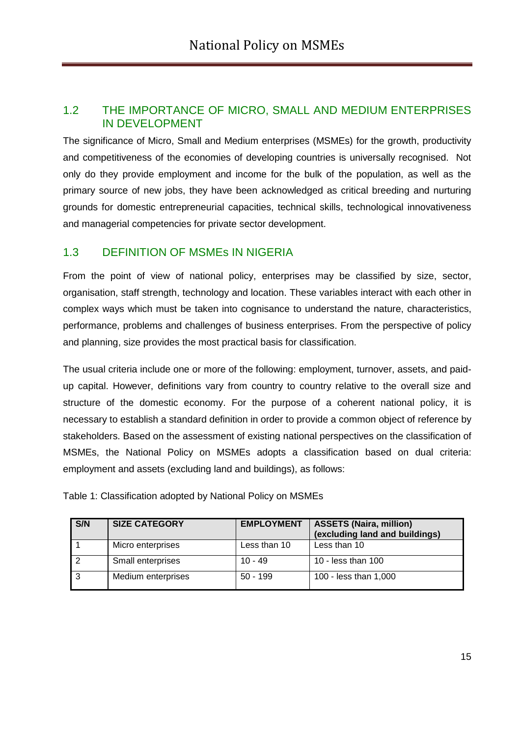## 1.2 THE IMPORTANCE OF MICRO, SMALL AND MEDIUM ENTERPRISES IN DEVELOPMENT

The significance of Micro, Small and Medium enterprises (MSMEs) for the growth, productivity and competitiveness of the economies of developing countries is universally recognised. Not only do they provide employment and income for the bulk of the population, as well as the primary source of new jobs, they have been acknowledged as critical breeding and nurturing grounds for domestic entrepreneurial capacities, technical skills, technological innovativeness and managerial competencies for private sector development.

## 1.3 DEFINITION OF MSMEs IN NIGERIA

From the point of view of national policy, enterprises may be classified by size, sector, organisation, staff strength, technology and location. These variables interact with each other in complex ways which must be taken into cognisance to understand the nature, characteristics, performance, problems and challenges of business enterprises. From the perspective of policy and planning, size provides the most practical basis for classification.

The usual criteria include one or more of the following: employment, turnover, assets, and paid-up capital. However, definitions vary from country to country relative to the overall size and structure of the domestic economy. For the purpose of a coherent national policy, it is necessary to establish a standard definition in order to provide a common object of reference by stakeholders. Based on the assessment of existing national perspectives on the classification of MSMEs, the National Policy on MSMEs adopts a classification based on dual criteria: employment and assets (excluding land and buildings), as follows:

Table 1: Classification adopted by National Policy on MSMEs

| S/N | SIZE CATEGORY | EMPLOYMENT | ASSETS (Naira, million) (excluding land and buildings) |
|---|---|---|---|
| 1 | Micro enterprises | Less than 10 | Less than 10 |
| 2 | Small enterprises | 10 - 49 | 10 - less than 100 |
| 3 | Medium enterprises | 50 - 199 | 100 - less than 1,000 |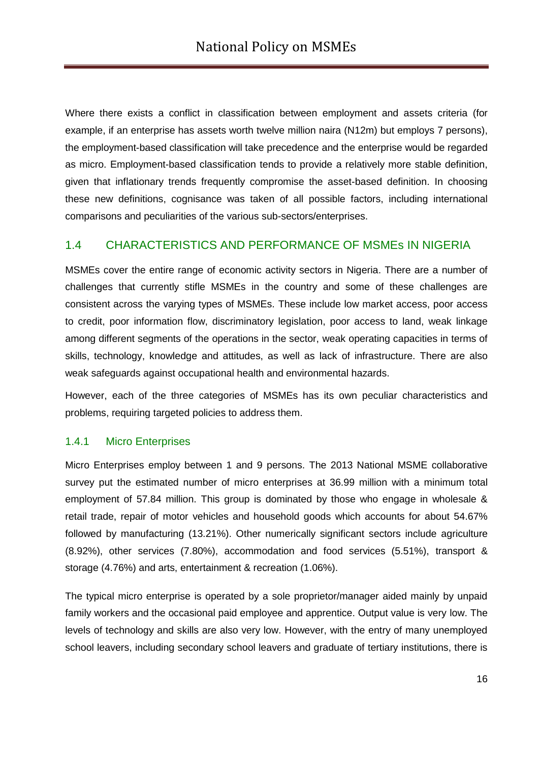Where there exists a conflict in classification between employment and assets criteria (for example, if an enterprise has assets worth twelve million naira (N12m) but employs 7 persons), the employment-based classification will take precedence and the enterprise would be regarded as micro. Employment-based classification tends to provide a relatively more stable definition, given that inflationary trends frequently compromise the asset-based definition. In choosing these new definitions, cognisance was taken of all possible factors, including international comparisons and peculiarities of the various sub-sectors/enterprises.

## 1.4 CHARACTERISTICS AND PERFORMANCE OF MSMEs IN NIGERIA

MSMEs cover the entire range of economic activity sectors in Nigeria. There are a number of challenges that currently stifle MSMEs in the country and some of these challenges are consistent across the varying types of MSMEs. These include low market access, poor access to credit, poor information flow, discriminatory legislation, poor access to land, weak linkage among different segments of the operations in the sector, weak operating capacities in terms of skills, technology, knowledge and attitudes, as well as lack of infrastructure. There are also weak safeguards against occupational health and environmental hazards.

However, each of the three categories of MSMEs has its own peculiar characteristics and problems, requiring targeted policies to address them.

### 1.4.1 Micro Enterprises

Micro Enterprises employ between 1 and 9 persons. The 2013 National MSME collaborative survey put the estimated number of micro enterprises at 36.99 million with a minimum total employment of 57.84 million. This group is dominated by those who engage in wholesale & retail trade, repair of motor vehicles and household goods which accounts for about 54.67% followed by manufacturing (13.21%). Other numerically significant sectors include agriculture (8.92%), other services (7.80%), accommodation and food services (5.51%), transport & storage (4.76%) and arts, entertainment & recreation (1.06%).

The typical micro enterprise is operated by a sole proprietor/manager aided mainly by unpaid family workers and the occasional paid employee and apprentice. Output value is very low. The levels of technology and skills are also very low. However, with the entry of many unemployed school leavers, including secondary school leavers and graduate of tertiary institutions, there is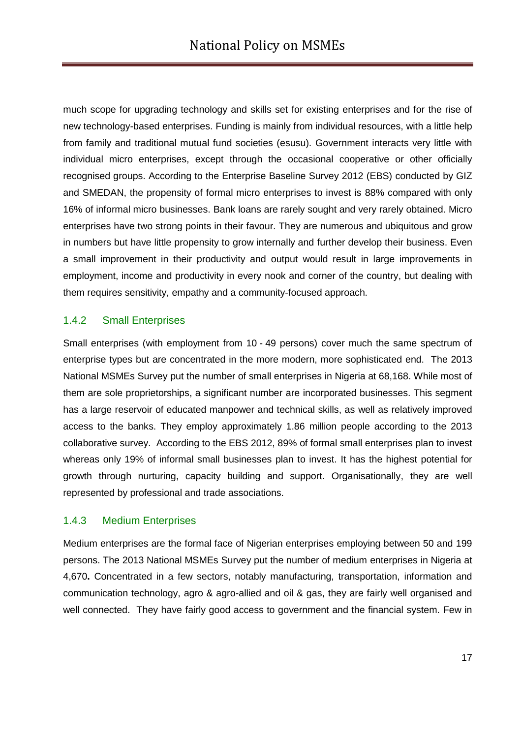much scope for upgrading technology and skills set for existing enterprises and for the rise of new technology-based enterprises. Funding is mainly from individual resources, with a little help from family and traditional mutual fund societies (esusu). Government interacts very little with individual micro enterprises, except through the occasional cooperative or other officially recognised groups. According to the Enterprise Baseline Survey 2012 (EBS) conducted by GIZ and SMEDAN, the propensity of formal micro enterprises to invest is 88% compared with only 16% of informal micro businesses. Bank loans are rarely sought and very rarely obtained. Micro enterprises have two strong points in their favour. They are numerous and ubiquitous and grow in numbers but have little propensity to grow internally and further develop their business. Even a small improvement in their productivity and output would result in large improvements in employment, income and productivity in every nook and corner of the country, but dealing with them requires sensitivity, empathy and a community-focused approach.

### 1.4.2 Small Enterprises

Small enterprises (with employment from 10 - 49 persons) cover much the same spectrum of enterprise types but are concentrated in the more modern, more sophisticated end. The 2013 National MSMEs Survey put the number of small enterprises in Nigeria at 68,168. While most of them are sole proprietorships, a significant number are incorporated businesses. This segment has a large reservoir of educated manpower and technical skills, as well as relatively improved access to the banks. They employ approximately 1.86 million people according to the 2013 collaborative survey. According to the EBS 2012, 89% of formal small enterprises plan to invest whereas only 19% of informal small businesses plan to invest. It has the highest potential for growth through nurturing, capacity building and support. Organisationally, they are well represented by professional and trade associations.

### 1.4.3 Medium Enterprises

Medium enterprises are the formal face of Nigerian enterprises employing between 50 and 199 persons. The 2013 National MSMEs Survey put the number of medium enterprises in Nigeria at 4,670**.** Concentrated in a few sectors, notably manufacturing, transportation, information and communication technology, agro & agro-allied and oil & gas, they are fairly well organised and well connected. They have fairly good access to government and the financial system. Few in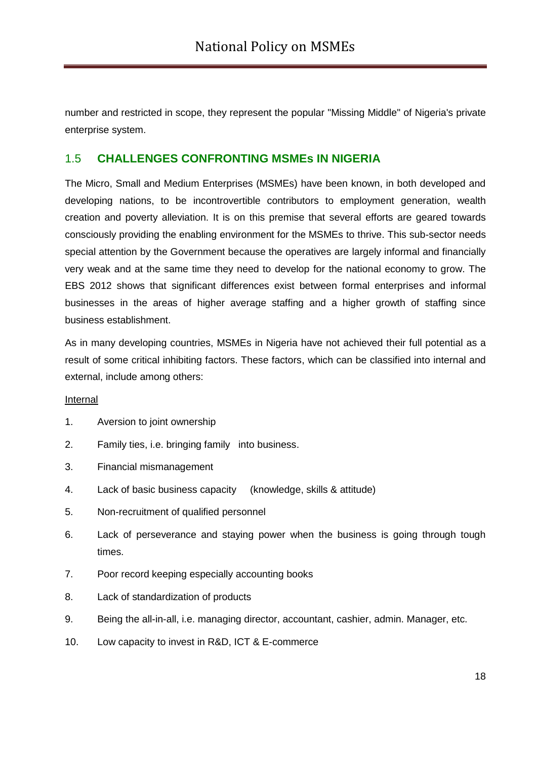number and restricted in scope, they represent the popular "Missing Middle" of Nigeria's private enterprise system.

## 1.5 **CHALLENGES CONFRONTING MSMEs IN NIGERIA**

The Micro, Small and Medium Enterprises (MSMEs) have been known, in both developed and developing nations, to be incontrovertible contributors to employment generation, wealth creation and poverty alleviation. It is on this premise that several efforts are geared towards consciously providing the enabling environment for the MSMEs to thrive. This sub-sector needs special attention by the Government because the operatives are largely informal and financially very weak and at the same time they need to develop for the national economy to grow. The EBS 2012 shows that significant differences exist between formal enterprises and informal businesses in the areas of higher average staffing and a higher growth of staffing since business establishment.

As in many developing countries, MSMEs in Nigeria have not achieved their full potential as a result of some critical inhibiting factors. These factors, which can be classified into internal and external, include among others:

<u>Internal</u>

1. Aversion to joint ownership
2. Family ties, i.e. bringing family into business.
3. Financial mismanagement
4. Lack of basic business capacity (knowledge, skills & attitude)
5. Non-recruitment of qualified personnel
6. Lack of perseverance and staying power when the business is going through tough times.
7. Poor record keeping especially accounting books
8. Lack of standardization of products
9. Being the all-in-all, i.e. managing director, accountant, cashier, admin. Manager, etc.
10. Low capacity to invest in R&D, ICT & E-commerce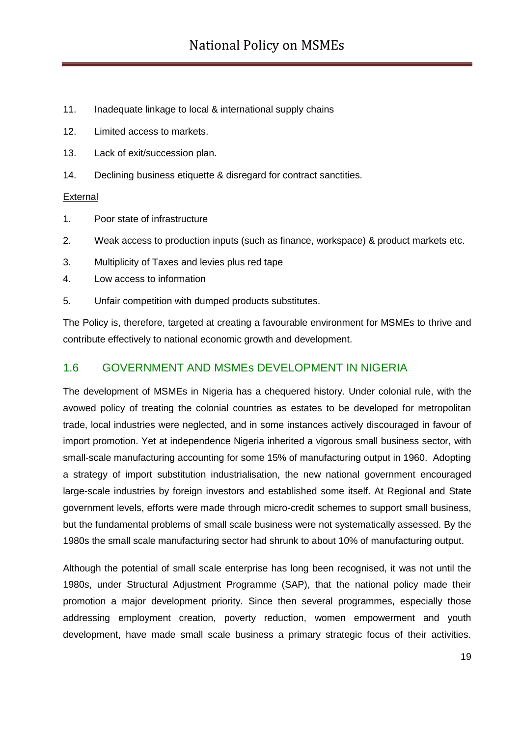11. Inadequate linkage to local & international supply chains
12. Limited access to markets.
13. Lack of exit/succession plan.
14. Declining business etiquette & disregard for contract sanctities.

External

1. Poor state of infrastructure
2. Weak access to production inputs (such as finance, workspace) & product markets etc.
3. Multiplicity of Taxes and levies plus red tape
4. Low access to information
5. Unfair competition with dumped products substitutes.

The Policy is, therefore, targeted at creating a favourable environment for MSMEs to thrive and contribute effectively to national economic growth and development.

## 1.6 GOVERNMENT AND MSMEs DEVELOPMENT IN NIGERIA

The development of MSMEs in Nigeria has a chequered history. Under colonial rule, with the avowed policy of treating the colonial countries as estates to be developed for metropolitan trade, local industries were neglected, and in some instances actively discouraged in favour of import promotion. Yet at independence Nigeria inherited a vigorous small business sector, with small-scale manufacturing accounting for some 15% of manufacturing output in 1960. Adopting a strategy of import substitution industrialisation, the new national government encouraged large-scale industries by foreign investors and established some itself. At Regional and State government levels, efforts were made through micro-credit schemes to support small business, but the fundamental problems of small scale business were not systematically assessed. By the 1980s the small scale manufacturing sector had shrunk to about 10% of manufacturing output.

Although the potential of small scale enterprise has long been recognised, it was not until the 1980s, under Structural Adjustment Programme (SAP), that the national policy made their promotion a major development priority. Since then several programmes, especially those addressing employment creation, poverty reduction, women empowerment and youth development, have made small scale business a primary strategic focus of their activities.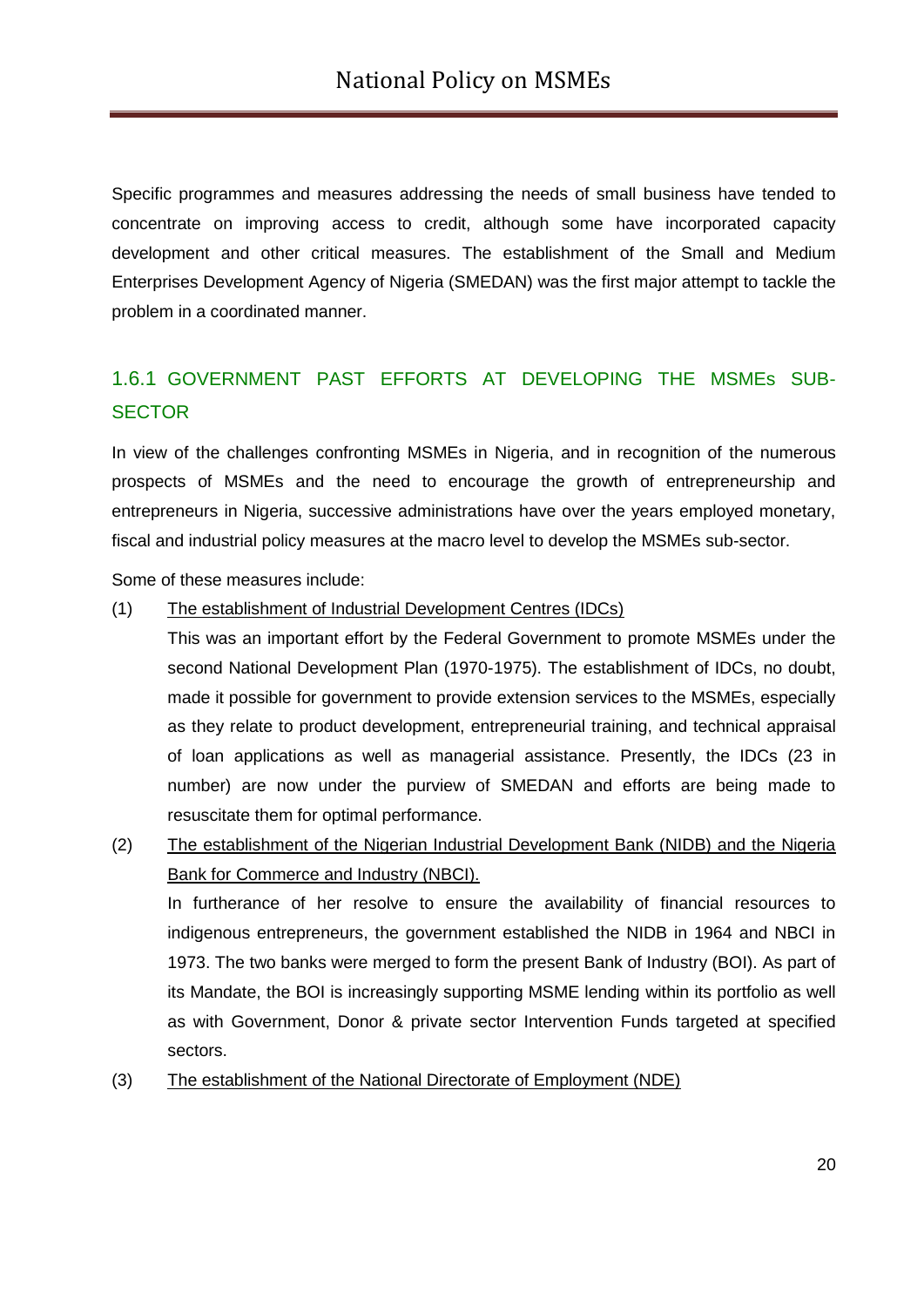Specific programmes and measures addressing the needs of small business have tended to concentrate on improving access to credit, although some have incorporated capacity development and other critical measures. The establishment of the Small and Medium Enterprises Development Agency of Nigeria (SMEDAN) was the first major attempt to tackle the problem in a coordinated manner.

### 1.6.1 GOVERNMENT PAST EFFORTS AT DEVELOPING THE MSMEs SUB-SECTOR

In view of the challenges confronting MSMEs in Nigeria, and in recognition of the numerous prospects of MSMEs and the need to encourage the growth of entrepreneurship and entrepreneurs in Nigeria, successive administrations have over the years employed monetary, fiscal and industrial policy measures at the macro level to develop the MSMEs sub-sector.

Some of these measures include:

(1) <u>The establishment of Industrial Development Centres (IDCs)</u>

This was an important effort by the Federal Government to promote MSMEs under the second National Development Plan (1970-1975). The establishment of IDCs, no doubt, made it possible for government to provide extension services to the MSMEs, especially as they relate to product development, entrepreneurial training, and technical appraisal of loan applications as well as managerial assistance. Presently, the IDCs (23 in number) are now under the purview of SMEDAN and efforts are being made to resuscitate them for optimal performance.

(2) <u>The establishment of the Nigerian Industrial Development Bank (NIDB) and the Nigeria Bank for Commerce and Industry (NBCI).</u>

In furtherance of her resolve to ensure the availability of financial resources to indigenous entrepreneurs, the government established the NIDB in 1964 and NBCI in 1973. The two banks were merged to form the present Bank of Industry (BOI). As part of its Mandate, the BOI is increasingly supporting MSME lending within its portfolio as well as with Government, Donor & private sector Intervention Funds targeted at specified sectors.

(3) <u>The establishment of the National Directorate of Employment (NDE)</u>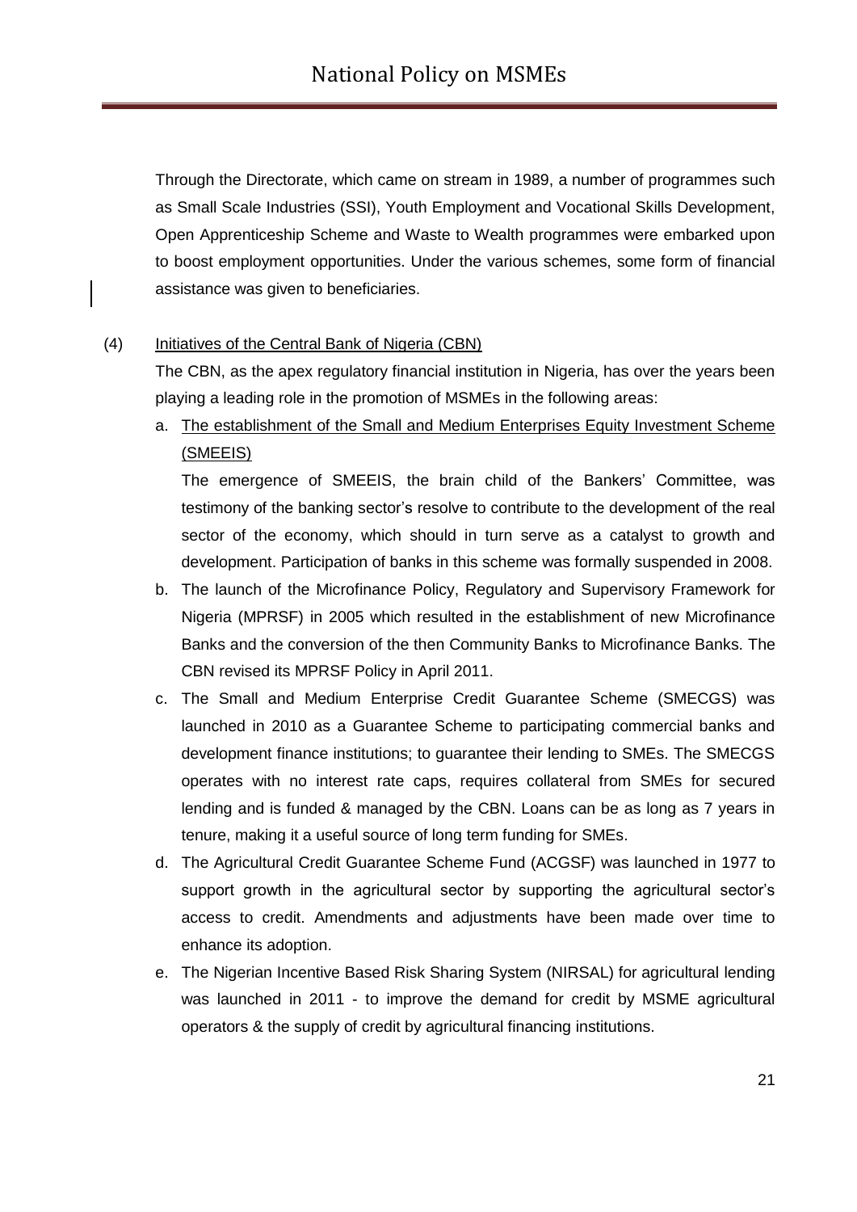Through the Directorate, which came on stream in 1989, a number of programmes such as Small Scale Industries (SSI), Youth Employment and Vocational Skills Development, Open Apprenticeship Scheme and Waste to Wealth programmes were embarked upon to boost employment opportunities. Under the various schemes, some form of financial assistance was given to beneficiaries.

(4) Initiatives of the Central Bank of Nigeria (CBN)

The CBN, as the apex regulatory financial institution in Nigeria, has over the years been playing a leading role in the promotion of MSMEs in the following areas:

a. The establishment of the Small and Medium Enterprises Equity Investment Scheme (SMEEIS)

   The emergence of SMEEIS, the brain child of the Bankers' Committee, was testimony of the banking sector's resolve to contribute to the development of the real sector of the economy, which should in turn serve as a catalyst to growth and development. Participation of banks in this scheme was formally suspended in 2008.

b. The launch of the Microfinance Policy, Regulatory and Supervisory Framework for Nigeria (MPRSF) in 2005 which resulted in the establishment of new Microfinance Banks and the conversion of the then Community Banks to Microfinance Banks. The CBN revised its MPRSF Policy in April 2011.

c. The Small and Medium Enterprise Credit Guarantee Scheme (SMECGS) was launched in 2010 as a Guarantee Scheme to participating commercial banks and development finance institutions; to guarantee their lending to SMEs. The SMECGS operates with no interest rate caps, requires collateral from SMEs for secured lending and is funded & managed by the CBN. Loans can be as long as 7 years in tenure, making it a useful source of long term funding for SMEs.

d. The Agricultural Credit Guarantee Scheme Fund (ACGSF) was launched in 1977 to support growth in the agricultural sector by supporting the agricultural sector's access to credit. Amendments and adjustments have been made over time to enhance its adoption.

e. The Nigerian Incentive Based Risk Sharing System (NIRSAL) for agricultural lending was launched in 2011 - to improve the demand for credit by MSME agricultural operators & the supply of credit by agricultural financing institutions.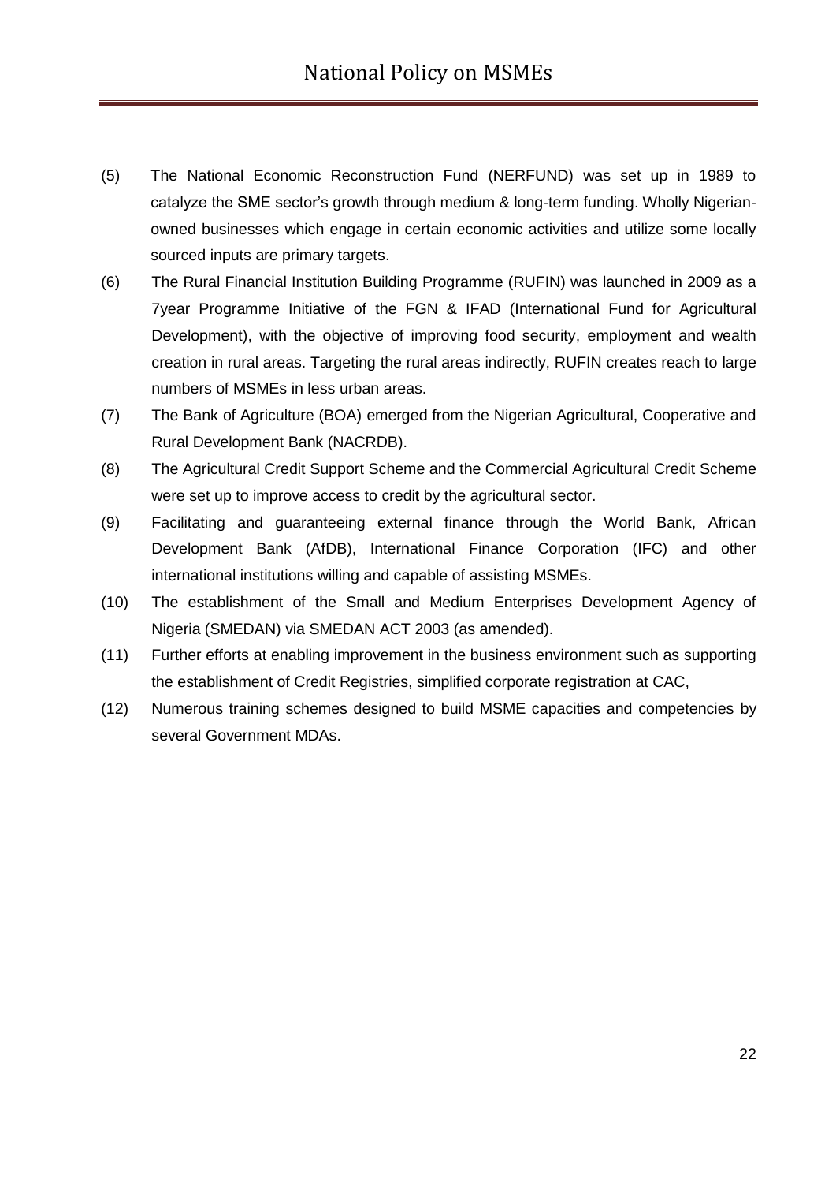(5) The National Economic Reconstruction Fund (NERFUND) was set up in 1989 to catalyze the SME sector's growth through medium & long-term funding. Wholly Nigerian-owned businesses which engage in certain economic activities and utilize some locally sourced inputs are primary targets.

(6) The Rural Financial Institution Building Programme (RUFIN) was launched in 2009 as a 7year Programme Initiative of the FGN & IFAD (International Fund for Agricultural Development), with the objective of improving food security, employment and wealth creation in rural areas. Targeting the rural areas indirectly, RUFIN creates reach to large numbers of MSMEs in less urban areas.

(7) The Bank of Agriculture (BOA) emerged from the Nigerian Agricultural, Cooperative and Rural Development Bank (NACRDB).

(8) The Agricultural Credit Support Scheme and the Commercial Agricultural Credit Scheme were set up to improve access to credit by the agricultural sector.

(9) Facilitating and guaranteeing external finance through the World Bank, African Development Bank (AfDB), International Finance Corporation (IFC) and other international institutions willing and capable of assisting MSMEs.

(10) The establishment of the Small and Medium Enterprises Development Agency of Nigeria (SMEDAN) via SMEDAN ACT 2003 (as amended).

(11) Further efforts at enabling improvement in the business environment such as supporting the establishment of Credit Registries, simplified corporate registration at CAC,

(12) Numerous training schemes designed to build MSME capacities and competencies by several Government MDAs.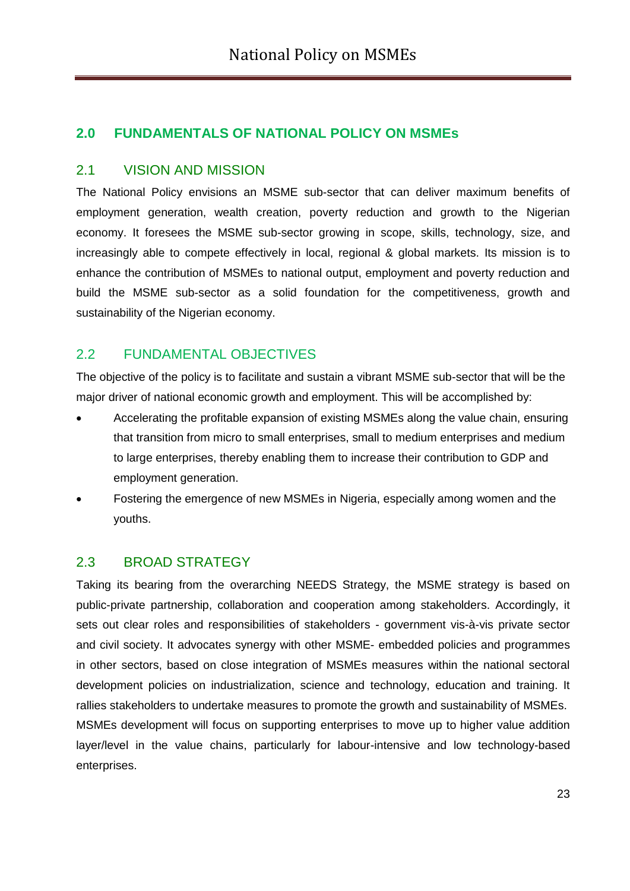## 2.0 FUNDAMENTALS OF NATIONAL POLICY ON MSMEs

### 2.1 VISION AND MISSION

The National Policy envisions an MSME sub-sector that can deliver maximum benefits of employment generation, wealth creation, poverty reduction and growth to the Nigerian economy. It foresees the MSME sub-sector growing in scope, skills, technology, size, and increasingly able to compete effectively in local, regional & global markets. Its mission is to enhance the contribution of MSMEs to national output, employment and poverty reduction and build the MSME sub-sector as a solid foundation for the competitiveness, growth and sustainability of the Nigerian economy.

### 2.2 FUNDAMENTAL OBJECTIVES

The objective of the policy is to facilitate and sustain a vibrant MSME sub-sector that will be the major driver of national economic growth and employment. This will be accomplished by:

- Accelerating the profitable expansion of existing MSMEs along the value chain, ensuring that transition from micro to small enterprises, small to medium enterprises and medium to large enterprises, thereby enabling them to increase their contribution to GDP and employment generation.
- Fostering the emergence of new MSMEs in Nigeria, especially among women and the youths.

### 2.3 BROAD STRATEGY

Taking its bearing from the overarching NEEDS Strategy, the MSME strategy is based on public-private partnership, collaboration and cooperation among stakeholders. Accordingly, it sets out clear roles and responsibilities of stakeholders - government vis-à-vis private sector and civil society. It advocates synergy with other MSME- embedded policies and programmes in other sectors, based on close integration of MSMEs measures within the national sectoral development policies on industrialization, science and technology, education and training. It rallies stakeholders to undertake measures to promote the growth and sustainability of MSMEs. MSMEs development will focus on supporting enterprises to move up to higher value addition layer/level in the value chains, particularly for labour-intensive and low technology-based enterprises.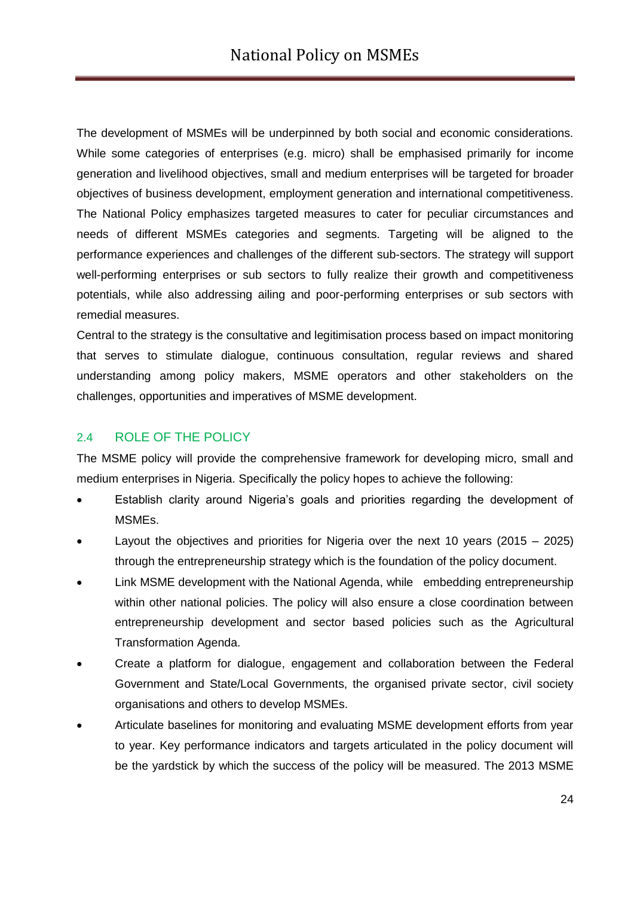The development of MSMEs will be underpinned by both social and economic considerations. While some categories of enterprises (e.g. micro) shall be emphasised primarily for income generation and livelihood objectives, small and medium enterprises will be targeted for broader objectives of business development, employment generation and international competitiveness. The National Policy emphasizes targeted measures to cater for peculiar circumstances and needs of different MSMEs categories and segments. Targeting will be aligned to the performance experiences and challenges of the different sub-sectors. The strategy will support well-performing enterprises or sub sectors to fully realize their growth and competitiveness potentials, while also addressing ailing and poor-performing enterprises or sub sectors with remedial measures.

Central to the strategy is the consultative and legitimisation process based on impact monitoring that serves to stimulate dialogue, continuous consultation, regular reviews and shared understanding among policy makers, MSME operators and other stakeholders on the challenges, opportunities and imperatives of MSME development.

## 2.4 ROLE OF THE POLICY

The MSME policy will provide the comprehensive framework for developing micro, small and medium enterprises in Nigeria. Specifically the policy hopes to achieve the following:

- Establish clarity around Nigeria's goals and priorities regarding the development of MSMEs.
- Layout the objectives and priorities for Nigeria over the next 10 years (2015 – 2025) through the entrepreneurship strategy which is the foundation of the policy document.
- Link MSME development with the National Agenda, while embedding entrepreneurship within other national policies. The policy will also ensure a close coordination between entrepreneurship development and sector based policies such as the Agricultural Transformation Agenda.
- Create a platform for dialogue, engagement and collaboration between the Federal Government and State/Local Governments, the organised private sector, civil society organisations and others to develop MSMEs.
- Articulate baselines for monitoring and evaluating MSME development efforts from year to year. Key performance indicators and targets articulated in the policy document will be the yardstick by which the success of the policy will be measured. The 2013 MSME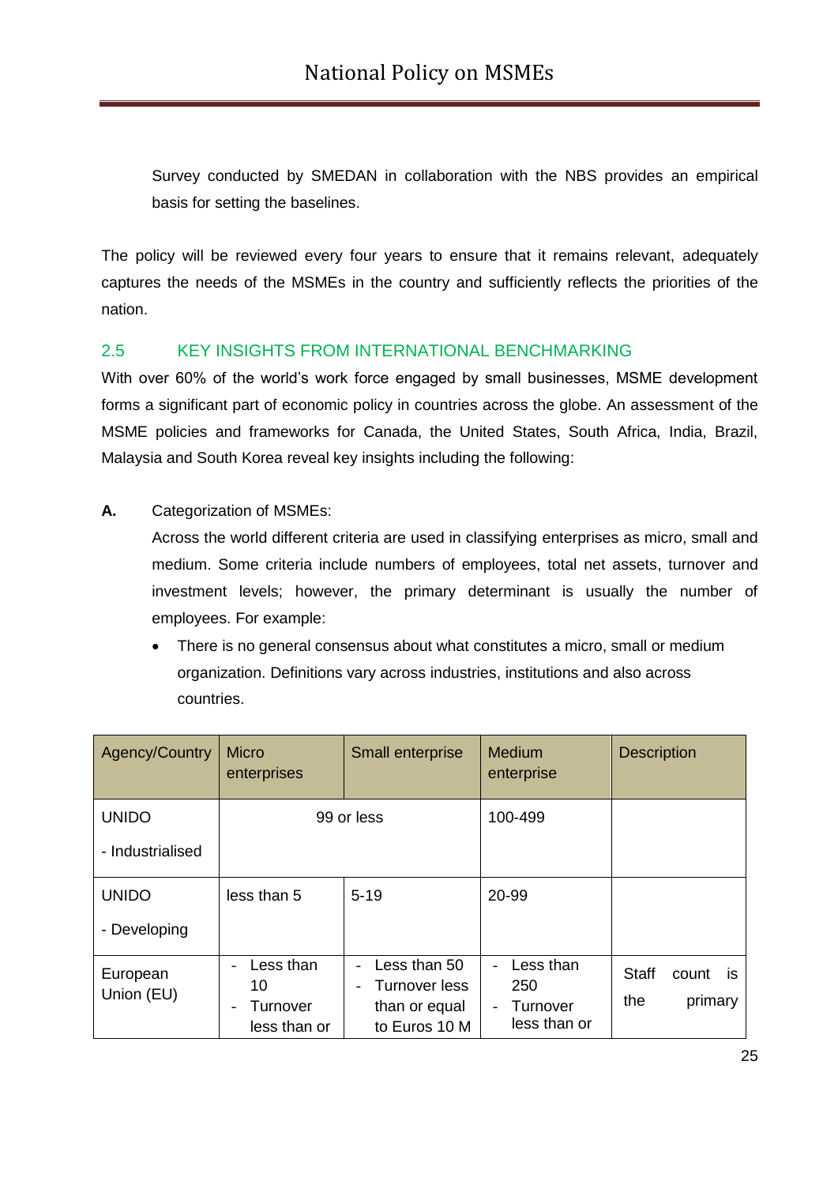Survey conducted by SMEDAN in collaboration with the NBS provides an empirical basis for setting the baselines.

The policy will be reviewed every four years to ensure that it remains relevant, adequately captures the needs of the MSMEs in the country and sufficiently reflects the priorities of the nation.

## 2.5 KEY INSIGHTS FROM INTERNATIONAL BENCHMARKING

With over 60% of the world's work force engaged by small businesses, MSME development forms a significant part of economic policy in countries across the globe. An assessment of the MSME policies and frameworks for Canada, the United States, South Africa, India, Brazil, Malaysia and South Korea reveal key insights including the following:

**A.** Categorization of MSMEs:

Across the world different criteria are used in classifying enterprises as micro, small and medium. Some criteria include numbers of employees, total net assets, turnover and investment levels; however, the primary determinant is usually the number of employees. For example:

- There is no general consensus about what constitutes a micro, small or medium organization. Definitions vary across industries, institutions and also across countries.

| Agency/Country | Micro enterprises | Small enterprise | Medium enterprise | Description |
|---|---|---|---|---|
| UNIDO<br>- Industrialised | 99 or less | | 100-499 | |
| UNIDO<br>- Developing | less than 5 | 5-19 | 20-99 | |
| European Union (EU) | - Less than 10<br>- Turnover less than or | - Less than 50<br>- Turnover less than or equal to Euros 10 M | - Less than 250<br>- Turnover less than or | Staff count is the primary |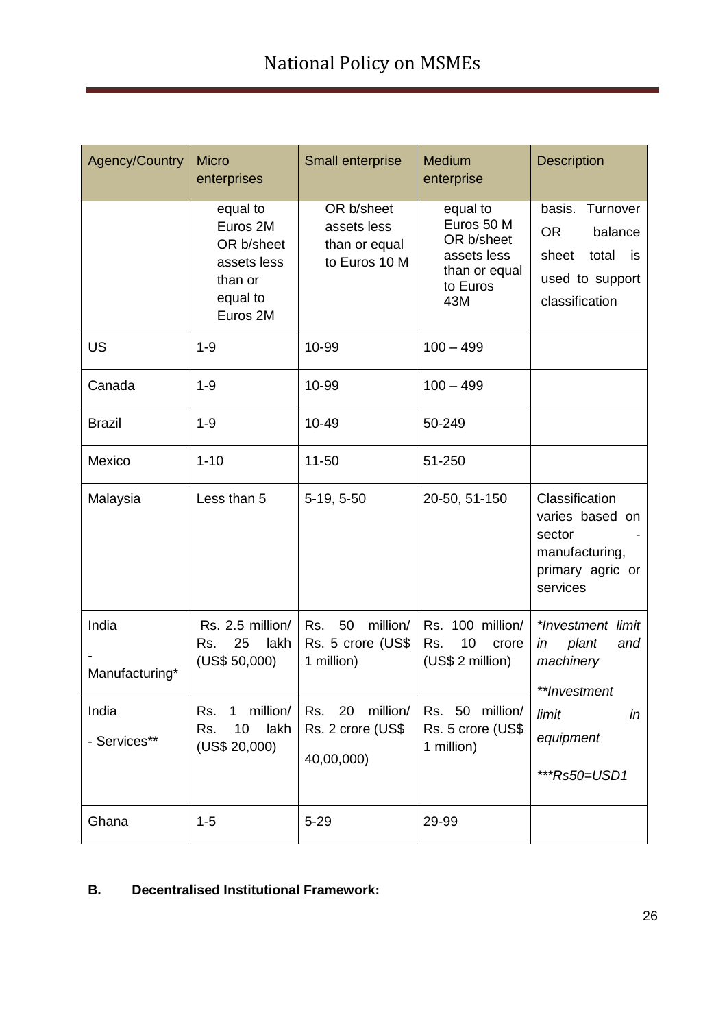| Agency/Country | Micro enterprises | Small enterprise | Medium enterprise | Description |
|---|---|---|---|---|
| | equal to Euros 2M OR b/sheet assets less than or equal to Euros 2M | OR b/sheet assets less than or equal to Euros 10 M | equal to Euros 50 M OR b/sheet assets less than or equal to Euros 43M | basis. Turnover OR balance sheet total is used to support classification |
| US | 1-9 | 10-99 | 100 – 499 | |
| Canada | 1-9 | 10-99 | 100 – 499 | |
| Brazil | 1-9 | 10-49 | 50-249 | |
| Mexico | 1-10 | 11-50 | 51-250 | |
| Malaysia | Less than 5 | 5-19, 5-50 | 20-50, 51-150 | Classification varies based on sector - manufacturing, primary agric or services |
| India - Manufacturing* | Rs. 2.5 million/ Rs. 25 lakh (US$ 50,000) | Rs. 50 million/ Rs. 5 crore (US$ 1 million) | Rs. 100 million/ Rs. 10 crore (US$ 2 million) | *Investment limit in plant and machinery **Investment limit in equipment ***Rs50=USD1 |
| India - Services** | Rs. 1 million/ Rs. 10 lakh (US$ 20,000) | Rs. 20 million/ Rs. 2 crore (US$ 40,00,000) | Rs. 50 million/ Rs. 5 crore (US$ 1 million) | |
| Ghana | 1-5 | 5-29 | 29-99 | |

**B. Decentralised Institutional Framework:**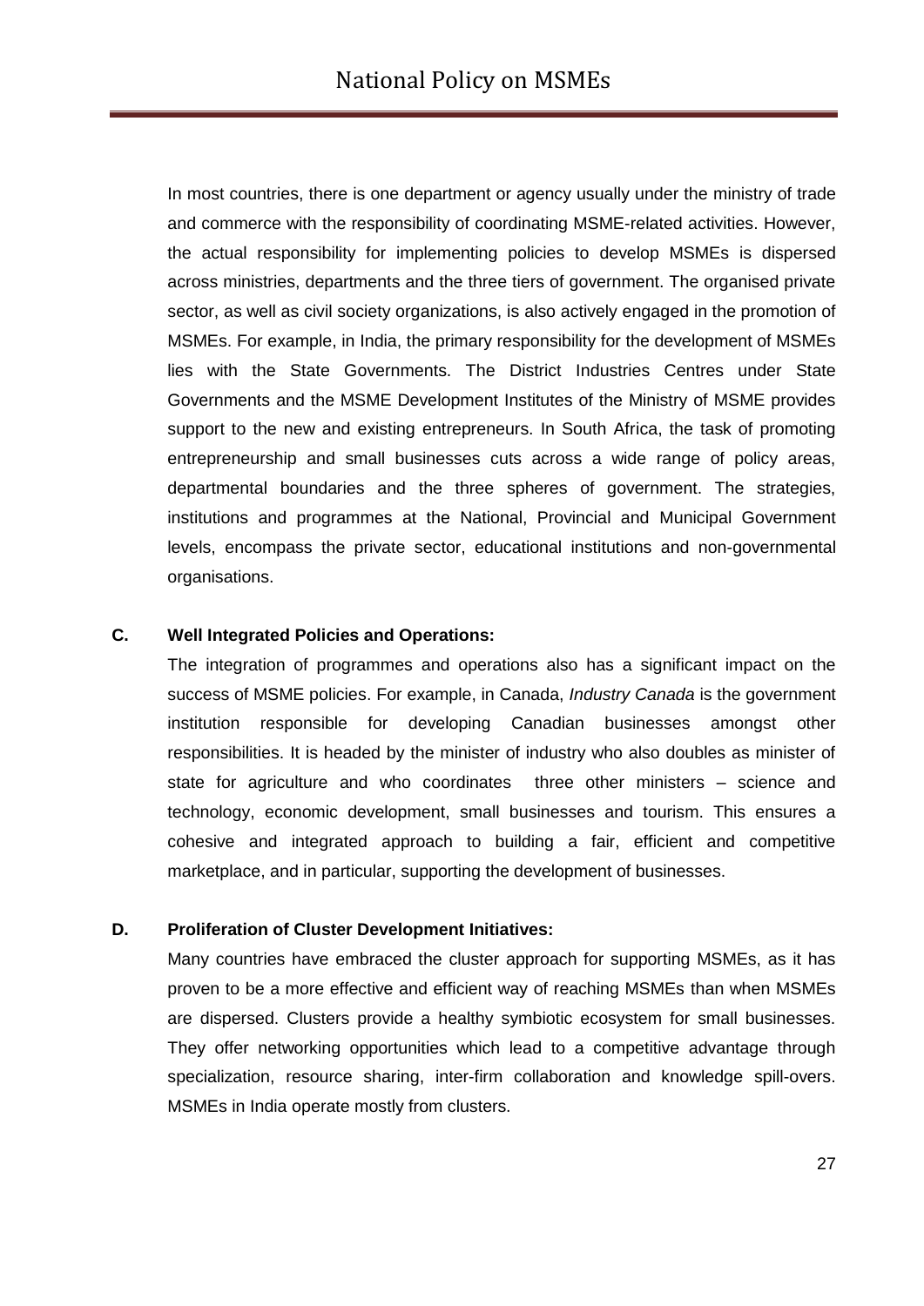In most countries, there is one department or agency usually under the ministry of trade and commerce with the responsibility of coordinating MSME-related activities. However, the actual responsibility for implementing policies to develop MSMEs is dispersed across ministries, departments and the three tiers of government. The organised private sector, as well as civil society organizations, is also actively engaged in the promotion of MSMEs. For example, in India, the primary responsibility for the development of MSMEs lies with the State Governments. The District Industries Centres under State Governments and the MSME Development Institutes of the Ministry of MSME provides support to the new and existing entrepreneurs. In South Africa, the task of promoting entrepreneurship and small businesses cuts across a wide range of policy areas, departmental boundaries and the three spheres of government. The strategies, institutions and programmes at the National, Provincial and Municipal Government levels, encompass the private sector, educational institutions and non-governmental organisations.

**C. Well Integrated Policies and Operations:**

The integration of programmes and operations also has a significant impact on the success of MSME policies. For example, in Canada, *Industry Canada* is the government institution responsible for developing Canadian businesses amongst other responsibilities. It is headed by the minister of industry who also doubles as minister of state for agriculture and who coordinates three other ministers – science and technology, economic development, small businesses and tourism. This ensures a cohesive and integrated approach to building a fair, efficient and competitive marketplace, and in particular, supporting the development of businesses.

**D. Proliferation of Cluster Development Initiatives:**

Many countries have embraced the cluster approach for supporting MSMEs, as it has proven to be a more effective and efficient way of reaching MSMEs than when MSMEs are dispersed. Clusters provide a healthy symbiotic ecosystem for small businesses. They offer networking opportunities which lead to a competitive advantage through specialization, resource sharing, inter-firm collaboration and knowledge spill-overs. MSMEs in India operate mostly from clusters.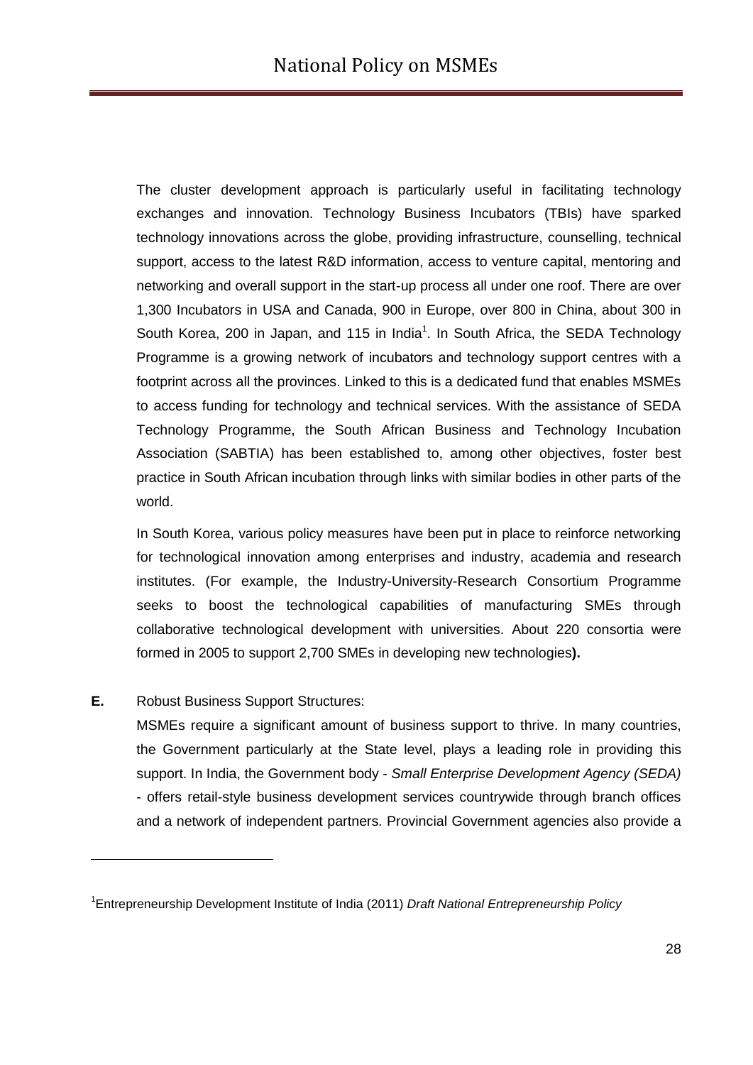The cluster development approach is particularly useful in facilitating technology exchanges and innovation. Technology Business Incubators (TBIs) have sparked technology innovations across the globe, providing infrastructure, counselling, technical support, access to the latest R&D information, access to venture capital, mentoring and networking and overall support in the start-up process all under one roof. There are over 1,300 Incubators in USA and Canada, 900 in Europe, over 800 in China, about 300 in South Korea, 200 in Japan, and 115 in India[1]. In South Africa, the SEDA Technology Programme is a growing network of incubators and technology support centres with a footprint across all the provinces. Linked to this is a dedicated fund that enables MSMEs to access funding for technology and technical services. With the assistance of SEDA Technology Programme, the South African Business and Technology Incubation Association (SABTIA) has been established to, among other objectives, foster best practice in South African incubation through links with similar bodies in other parts of the world.

In South Korea, various policy measures have been put in place to reinforce networking for technological innovation among enterprises and industry, academia and research institutes. (For example, the Industry-University-Research Consortium Programme seeks to boost the technological capabilities of manufacturing SMEs through collaborative technological development with universities. About 220 consortia were formed in 2005 to support 2,700 SMEs in developing new technologies**).**

**E.** Robust Business Support Structures:

MSMEs require a significant amount of business support to thrive. In many countries, the Government particularly at the State level, plays a leading role in providing this support. In India, the Government body - *Small Enterprise Development Agency (SEDA)* - offers retail-style business development services countrywide through branch offices and a network of independent partners. Provincial Government agencies also provide a

[1] Entrepreneurship Development Institute of India (2011) *Draft National Entrepreneurship Policy*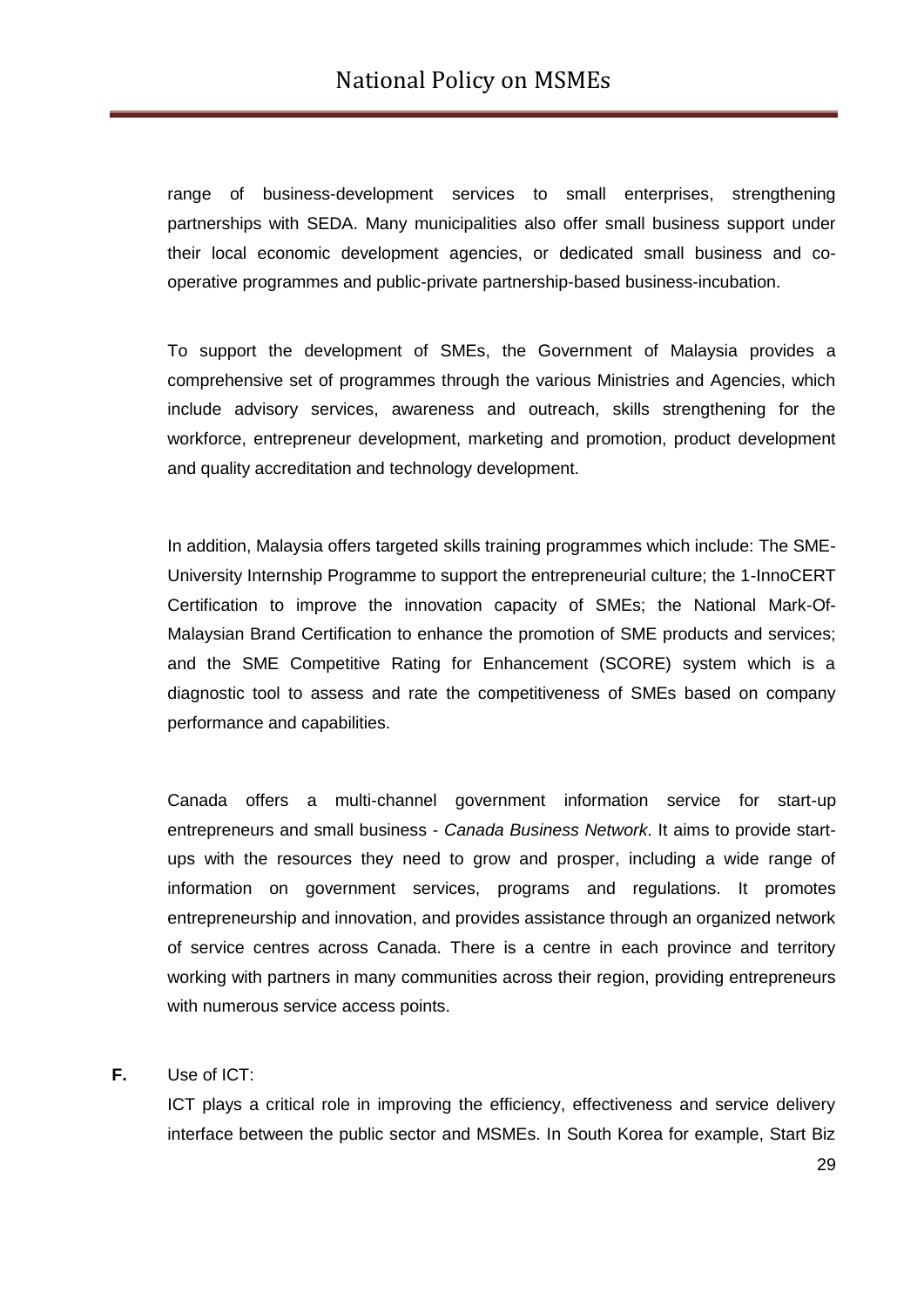range of business-development services to small enterprises, strengthening partnerships with SEDA. Many municipalities also offer small business support under their local economic development agencies, or dedicated small business and co-operative programmes and public-private partnership-based business-incubation.

To support the development of SMEs, the Government of Malaysia provides a comprehensive set of programmes through the various Ministries and Agencies, which include advisory services, awareness and outreach, skills strengthening for the workforce, entrepreneur development, marketing and promotion, product development and quality accreditation and technology development.

In addition, Malaysia offers targeted skills training programmes which include: The SME-University Internship Programme to support the entrepreneurial culture; the 1-InnoCERT Certification to improve the innovation capacity of SMEs; the National Mark-Of-Malaysian Brand Certification to enhance the promotion of SME products and services; and the SME Competitive Rating for Enhancement (SCORE) system which is a diagnostic tool to assess and rate the competitiveness of SMEs based on company performance and capabilities.

Canada offers a multi-channel government information service for start-up entrepreneurs and small business - *Canada Business Network*. It aims to provide start-ups with the resources they need to grow and prosper, including a wide range of information on government services, programs and regulations. It promotes entrepreneurship and innovation, and provides assistance through an organized network of service centres across Canada. There is a centre in each province and territory working with partners in many communities across their region, providing entrepreneurs with numerous service access points.

**F.** Use of ICT:

ICT plays a critical role in improving the efficiency, effectiveness and service delivery interface between the public sector and MSMEs. In South Korea for example, Start Biz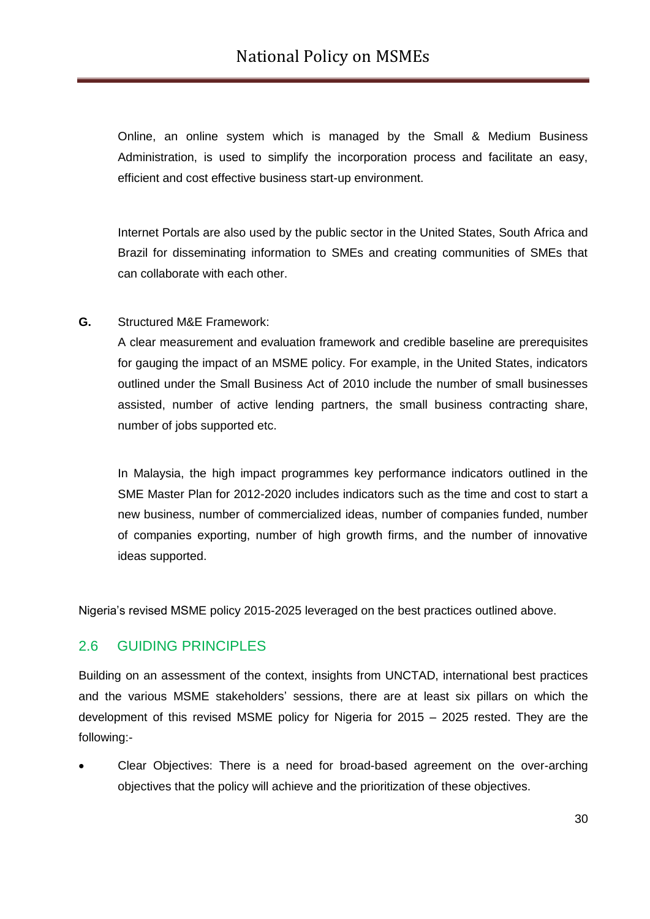Online, an online system which is managed by the Small & Medium Business Administration, is used to simplify the incorporation process and facilitate an easy, efficient and cost effective business start-up environment.

Internet Portals are also used by the public sector in the United States, South Africa and Brazil for disseminating information to SMEs and creating communities of SMEs that can collaborate with each other.

**G.** Structured M&E Framework:

A clear measurement and evaluation framework and credible baseline are prerequisites for gauging the impact of an MSME policy. For example, in the United States, indicators outlined under the Small Business Act of 2010 include the number of small businesses assisted, number of active lending partners, the small business contracting share, number of jobs supported etc.

In Malaysia, the high impact programmes key performance indicators outlined in the SME Master Plan for 2012-2020 includes indicators such as the time and cost to start a new business, number of commercialized ideas, number of companies funded, number of companies exporting, number of high growth firms, and the number of innovative ideas supported.

Nigeria's revised MSME policy 2015-2025 leveraged on the best practices outlined above.

## 2.6 GUIDING PRINCIPLES

Building on an assessment of the context, insights from UNCTAD, international best practices and the various MSME stakeholders' sessions, there are at least six pillars on which the development of this revised MSME policy for Nigeria for 2015 – 2025 rested. They are the following:-

- Clear Objectives: There is a need for broad-based agreement on the over-arching objectives that the policy will achieve and the prioritization of these objectives.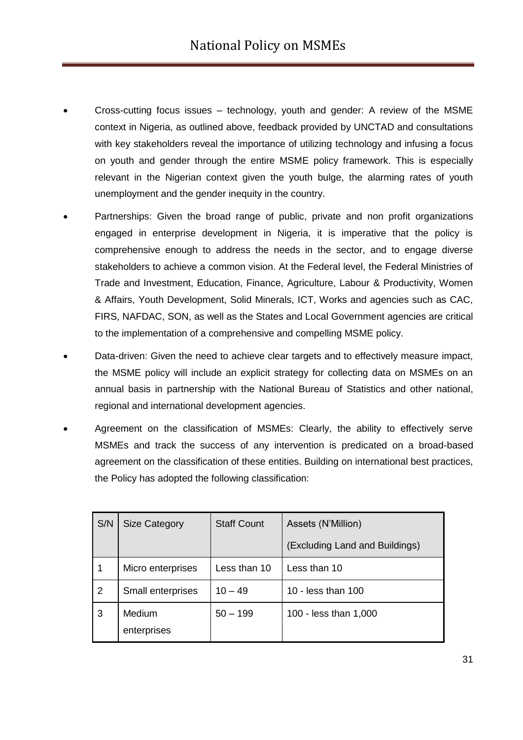- Cross-cutting focus issues – technology, youth and gender: A review of the MSME context in Nigeria, as outlined above, feedback provided by UNCTAD and consultations with key stakeholders reveal the importance of utilizing technology and infusing a focus on youth and gender through the entire MSME policy framework. This is especially relevant in the Nigerian context given the youth bulge, the alarming rates of youth unemployment and the gender inequity in the country.
- Partnerships: Given the broad range of public, private and non profit organizations engaged in enterprise development in Nigeria, it is imperative that the policy is comprehensive enough to address the needs in the sector, and to engage diverse stakeholders to achieve a common vision. At the Federal level, the Federal Ministries of Trade and Investment, Education, Finance, Agriculture, Labour & Productivity, Women & Affairs, Youth Development, Solid Minerals, ICT, Works and agencies such as CAC, FIRS, NAFDAC, SON, as well as the States and Local Government agencies are critical to the implementation of a comprehensive and compelling MSME policy.
- Data-driven: Given the need to achieve clear targets and to effectively measure impact, the MSME policy will include an explicit strategy for collecting data on MSMEs on an annual basis in partnership with the National Bureau of Statistics and other national, regional and international development agencies.
- Agreement on the classification of MSMEs: Clearly, the ability to effectively serve MSMEs and track the success of any intervention is predicated on a broad-based agreement on the classification of these entities. Building on international best practices, the Policy has adopted the following classification:

| S/N | Size Category | Staff Count | Assets (N'Million) (Excluding Land and Buildings) |
|---|---|---|---|
| 1 | Micro enterprises | Less than 10 | Less than 10 |
| 2 | Small enterprises | 10 – 49 | 10 - less than 100 |
| 3 | Medium enterprises | 50 – 199 | 100 - less than 1,000 |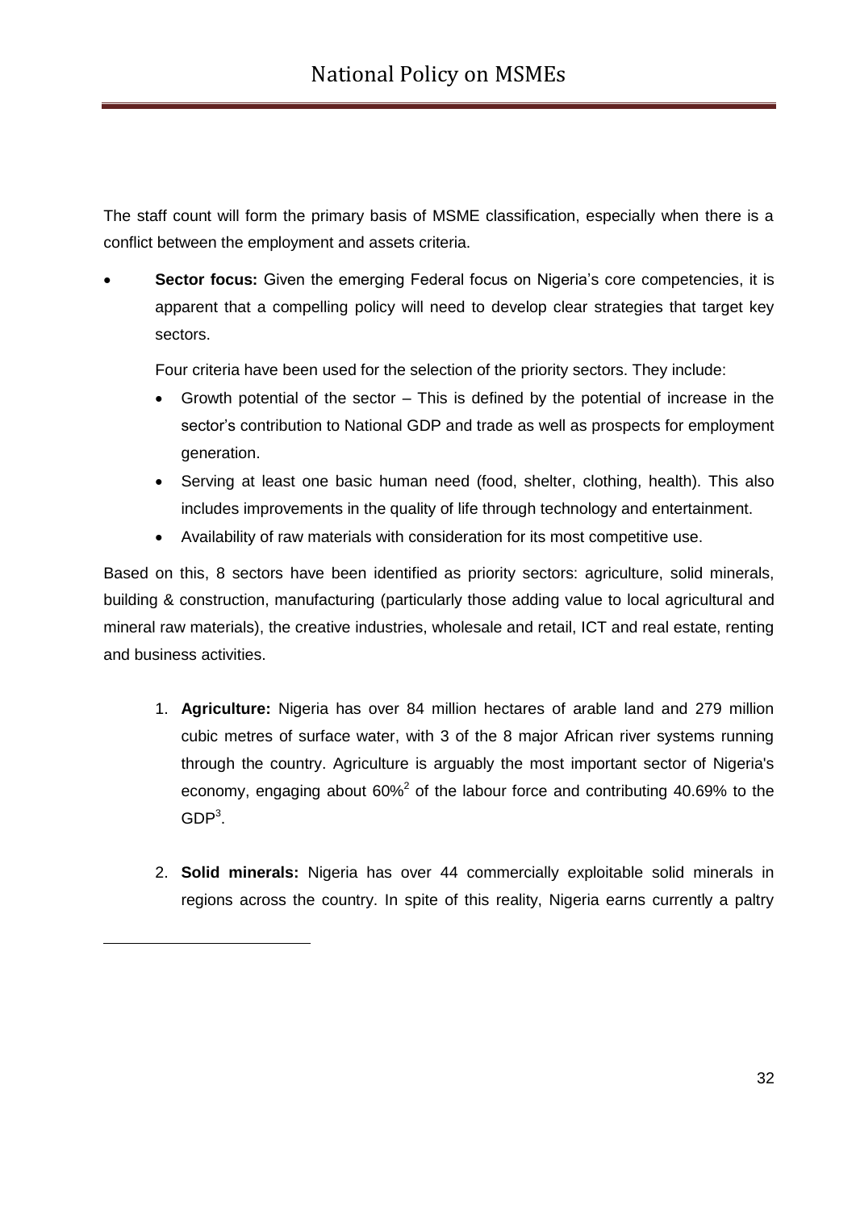The staff count will form the primary basis of MSME classification, especially when there is a conflict between the employment and assets criteria.

- **Sector focus:** Given the emerging Federal focus on Nigeria's core competencies, it is apparent that a compelling policy will need to develop clear strategies that target key sectors.

  Four criteria have been used for the selection of the priority sectors. They include:

  - Growth potential of the sector – This is defined by the potential of increase in the sector's contribution to National GDP and trade as well as prospects for employment generation.
  - Serving at least one basic human need (food, shelter, clothing, health). This also includes improvements in the quality of life through technology and entertainment.
  - Availability of raw materials with consideration for its most competitive use.

Based on this, 8 sectors have been identified as priority sectors: agriculture, solid minerals, building & construction, manufacturing (particularly those adding value to local agricultural and mineral raw materials), the creative industries, wholesale and retail, ICT and real estate, renting and business activities.

1. **Agriculture:** Nigeria has over 84 million hectares of arable land and 279 million cubic metres of surface water, with 3 of the 8 major African river systems running through the country. Agriculture is arguably the most important sector of Nigeria's economy, engaging about 60%[2] of the labour force and contributing 40.69% to the GDP[3].

2. **Solid minerals:** Nigeria has over 44 commercially exploitable solid minerals in regions across the country. In spite of this reality, Nigeria earns currently a paltry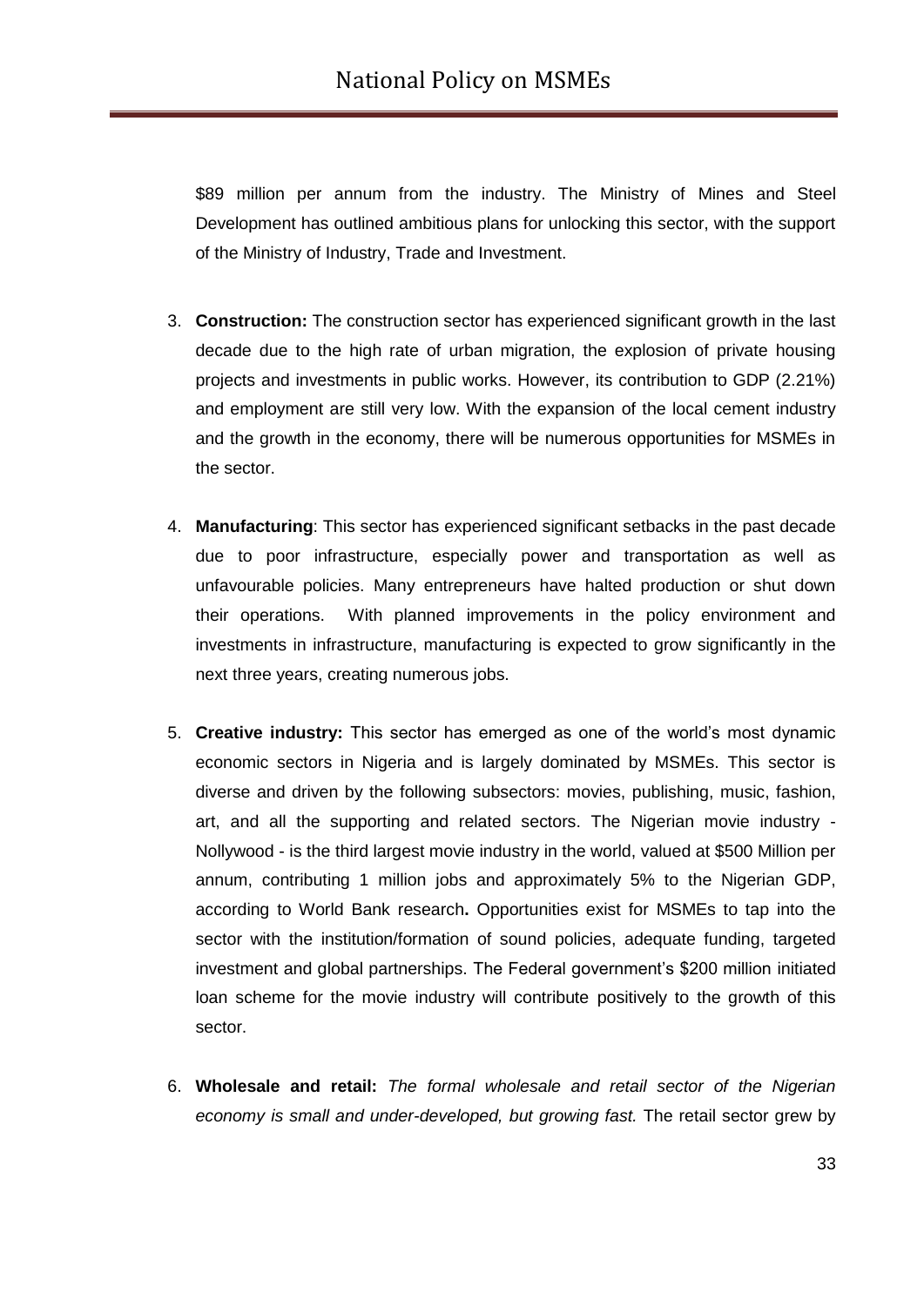$89 million per annum from the industry. The Ministry of Mines and Steel Development has outlined ambitious plans for unlocking this sector, with the support of the Ministry of Industry, Trade and Investment.

3. **Construction:** The construction sector has experienced significant growth in the last decade due to the high rate of urban migration, the explosion of private housing projects and investments in public works. However, its contribution to GDP (2.21%) and employment are still very low. With the expansion of the local cement industry and the growth in the economy, there will be numerous opportunities for MSMEs in the sector.

4. **Manufacturing**: This sector has experienced significant setbacks in the past decade due to poor infrastructure, especially power and transportation as well as unfavourable policies. Many entrepreneurs have halted production or shut down their operations. With planned improvements in the policy environment and investments in infrastructure, manufacturing is expected to grow significantly in the next three years, creating numerous jobs.

5. **Creative industry:** This sector has emerged as one of the world's most dynamic economic sectors in Nigeria and is largely dominated by MSMEs. This sector is diverse and driven by the following subsectors: movies, publishing, music, fashion, art, and all the supporting and related sectors. The Nigerian movie industry - Nollywood - is the third largest movie industry in the world, valued at $500 Million per annum, contributing 1 million jobs and approximately 5% to the Nigerian GDP, according to World Bank research**.** Opportunities exist for MSMEs to tap into the sector with the institution/formation of sound policies, adequate funding, targeted investment and global partnerships. The Federal government's $200 million initiated loan scheme for the movie industry will contribute positively to the growth of this sector.

6. **Wholesale and retail:** *The formal wholesale and retail sector of the Nigerian economy is small and under-developed, but growing fast.* The retail sector grew by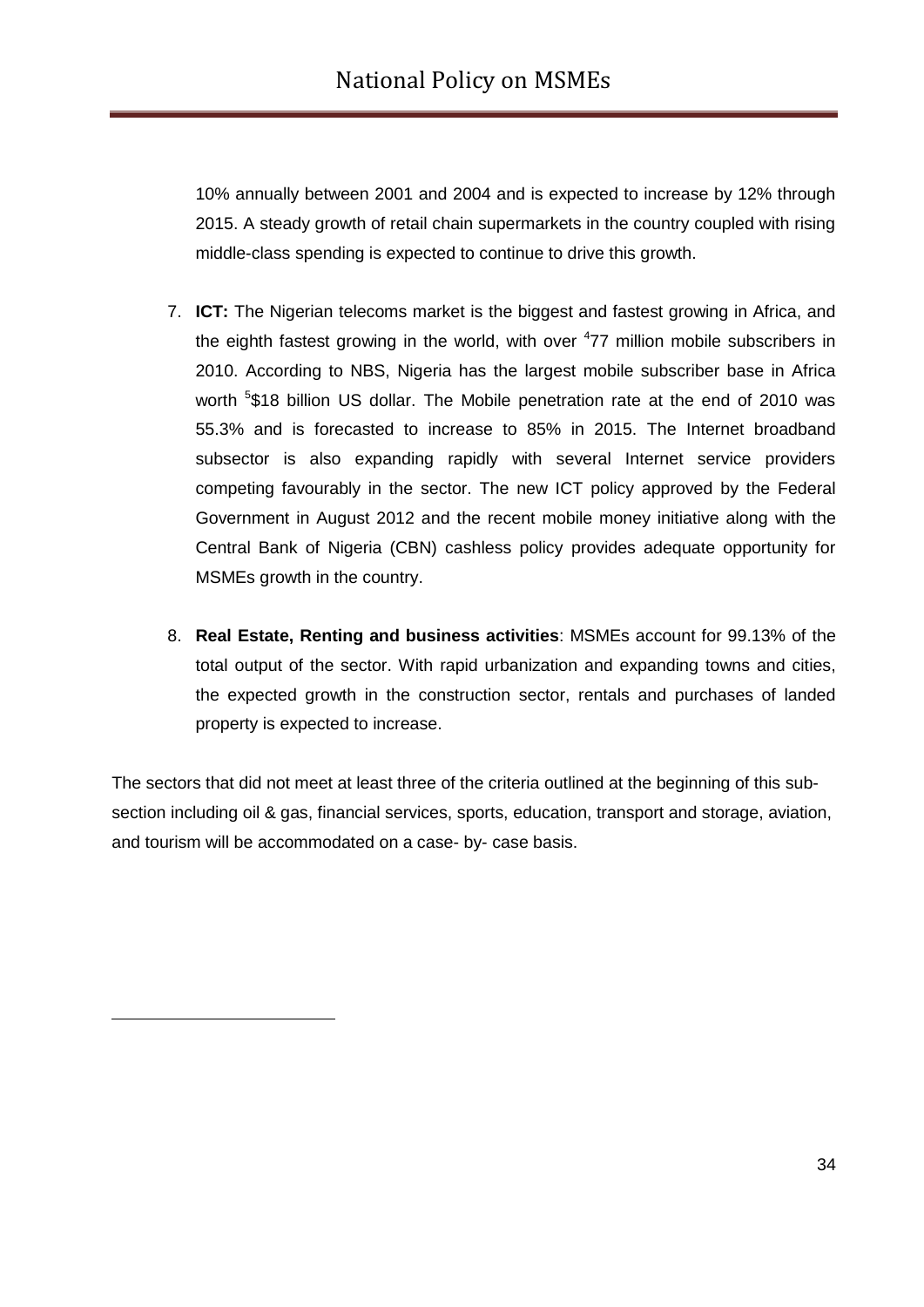10% annually between 2001 and 2004 and is expected to increase by 12% through 2015. A steady growth of retail chain supermarkets in the country coupled with rising middle-class spending is expected to continue to drive this growth.

7. **ICT:** The Nigerian telecoms market is the biggest and fastest growing in Africa, and the eighth fastest growing in the world, with over [4]77 million mobile subscribers in 2010. According to NBS, Nigeria has the largest mobile subscriber base in Africa worth [5]$18 billion US dollar. The Mobile penetration rate at the end of 2010 was 55.3% and is forecasted to increase to 85% in 2015. The Internet broadband subsector is also expanding rapidly with several Internet service providers competing favourably in the sector. The new ICT policy approved by the Federal Government in August 2012 and the recent mobile money initiative along with the Central Bank of Nigeria (CBN) cashless policy provides adequate opportunity for MSMEs growth in the country.

8. **Real Estate, Renting and business activities**: MSMEs account for 99.13% of the total output of the sector. With rapid urbanization and expanding towns and cities, the expected growth in the construction sector, rentals and purchases of landed property is expected to increase.

The sectors that did not meet at least three of the criteria outlined at the beginning of this sub-section including oil & gas, financial services, sports, education, transport and storage, aviation, and tourism will be accommodated on a case- by- case basis.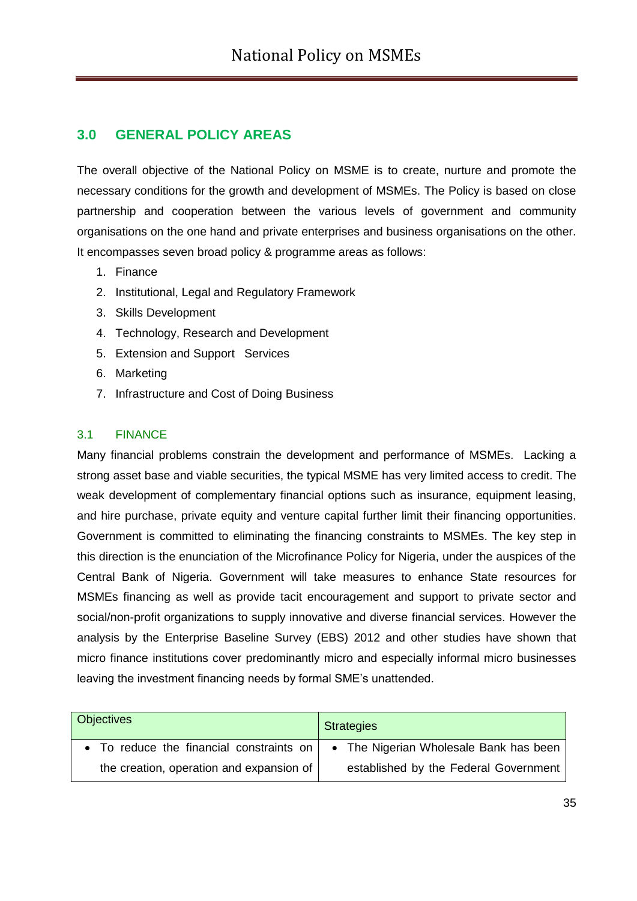## 3.0 GENERAL POLICY AREAS

The overall objective of the National Policy on MSME is to create, nurture and promote the necessary conditions for the growth and development of MSMEs. The Policy is based on close partnership and cooperation between the various levels of government and community organisations on the one hand and private enterprises and business organisations on the other. It encompasses seven broad policy & programme areas as follows:

1. Finance
2. Institutional, Legal and Regulatory Framework
3. Skills Development
4. Technology, Research and Development
5. Extension and Support Services
6. Marketing
7. Infrastructure and Cost of Doing Business

### 3.1 FINANCE

Many financial problems constrain the development and performance of MSMEs. Lacking a strong asset base and viable securities, the typical MSME has very limited access to credit. The weak development of complementary financial options such as insurance, equipment leasing, and hire purchase, private equity and venture capital further limit their financing opportunities. Government is committed to eliminating the financing constraints to MSMEs. The key step in this direction is the enunciation of the Microfinance Policy for Nigeria, under the auspices of the Central Bank of Nigeria. Government will take measures to enhance State resources for MSMEs financing as well as provide tacit encouragement and support to private sector and social/non-profit organizations to supply innovative and diverse financial services. However the analysis by the Enterprise Baseline Survey (EBS) 2012 and other studies have shown that micro finance institutions cover predominantly micro and especially informal micro businesses leaving the investment financing needs by formal SME's unattended.

| Objectives | Strategies |
|---|---|
| • To reduce the financial constraints on the creation, operation and expansion of | • The Nigerian Wholesale Bank has been established by the Federal Government |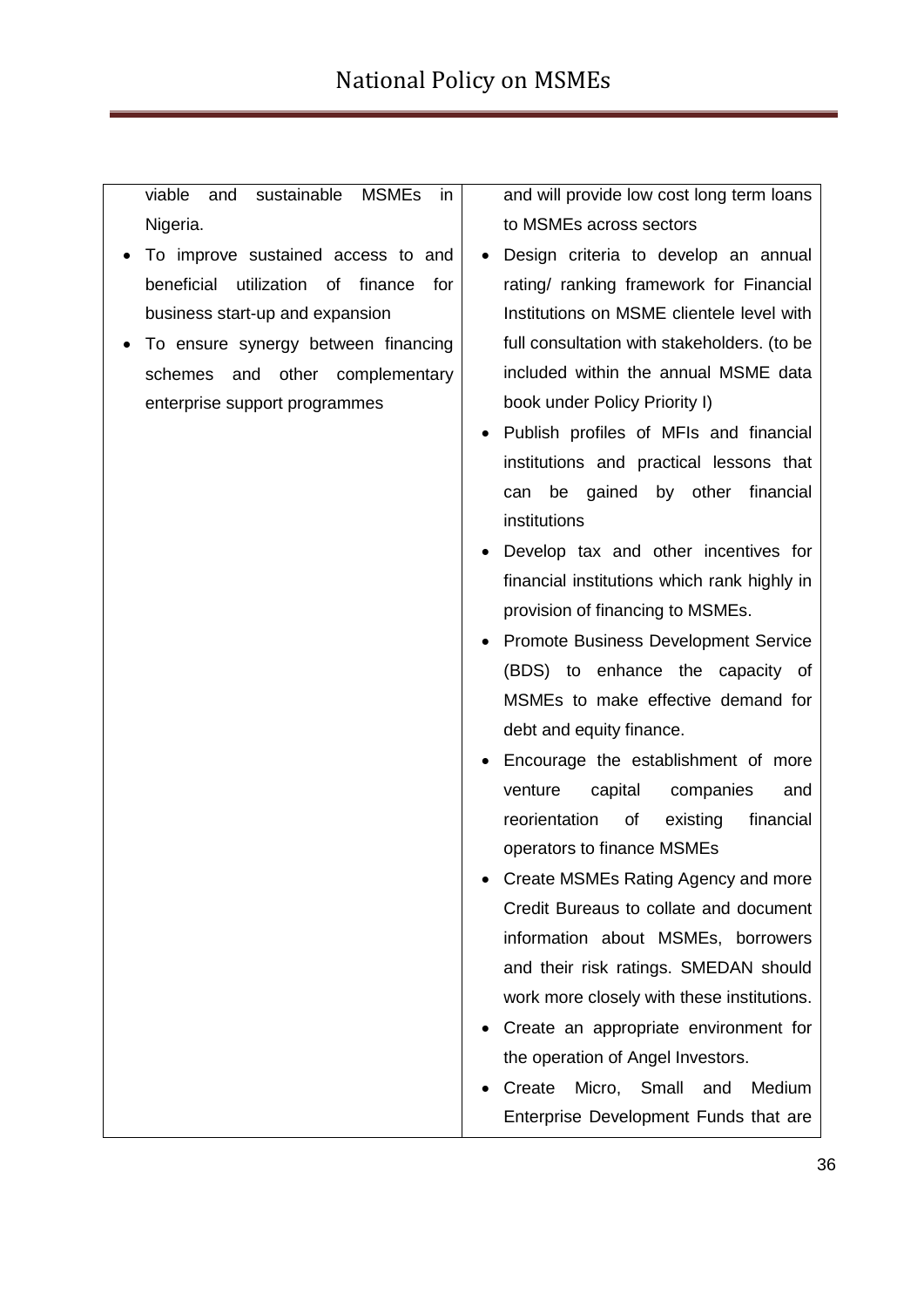| | |
|---|---|
| viable and sustainable MSMEs in Nigeria.<br>• To improve sustained access to and beneficial utilization of finance for business start-up and expansion<br>• To ensure synergy between financing schemes and other complementary enterprise support programmes | and will provide low cost long term loans to MSMEs across sectors<br>• Design criteria to develop an annual rating/ ranking framework for Financial Institutions on MSME clientele level with full consultation with stakeholders. (to be included within the annual MSME data book under Policy Priority I)<br>• Publish profiles of MFIs and financial institutions and practical lessons that can be gained by other financial institutions<br>• Develop tax and other incentives for financial institutions which rank highly in provision of financing to MSMEs.<br>• Promote Business Development Service (BDS) to enhance the capacity of MSMEs to make effective demand for debt and equity finance.<br>• Encourage the establishment of more venture capital companies and reorientation of existing financial operators to finance MSMEs<br>• Create MSMEs Rating Agency and more Credit Bureaus to collate and document information about MSMEs, borrowers and their risk ratings. SMEDAN should work more closely with these institutions.<br>• Create an appropriate environment for the operation of Angel Investors.<br>• Create Micro, Small and Medium Enterprise Development Funds that are |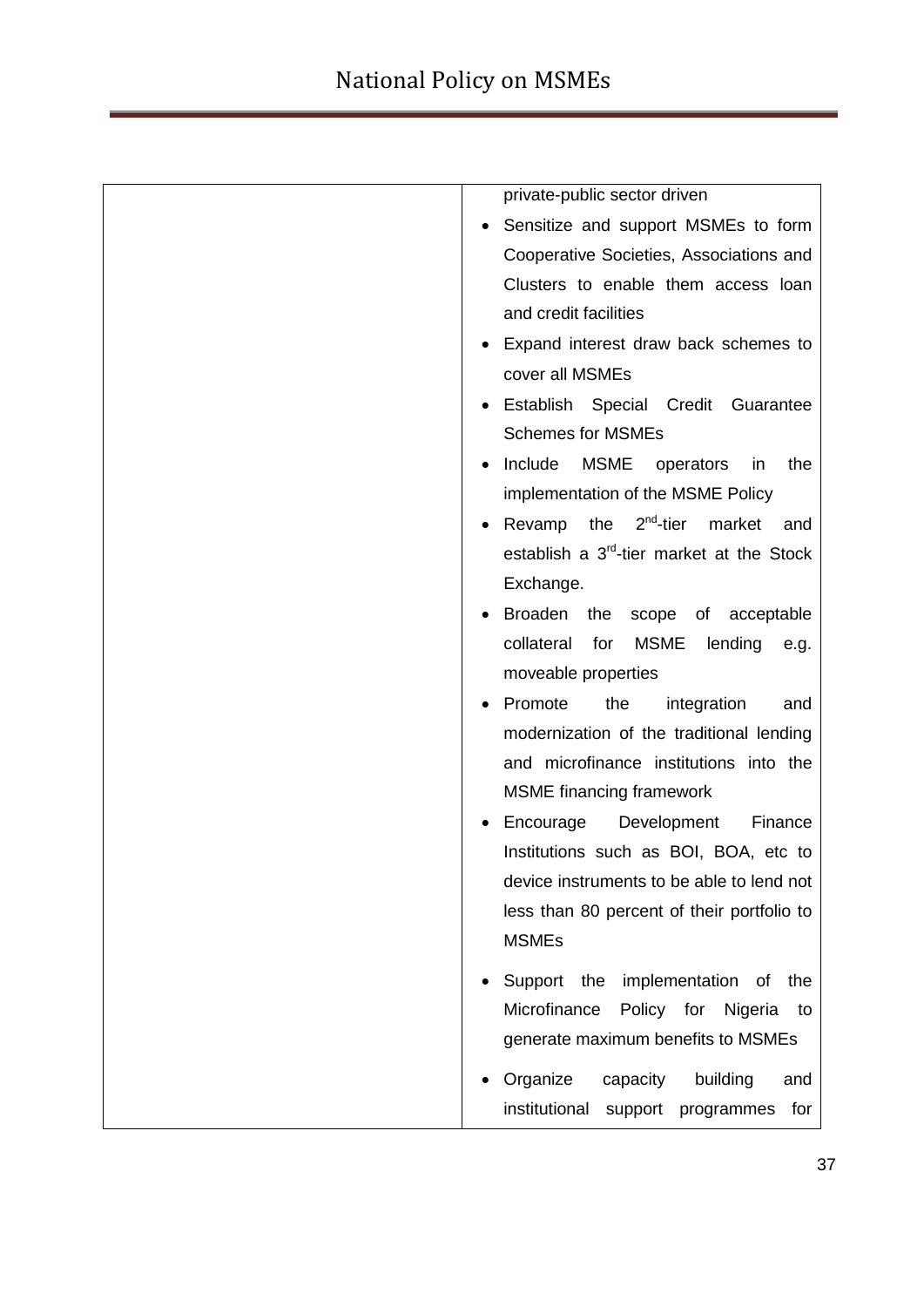|  |  |
|---|---|
|  | private-public sector driven<br>• Sensitize and support MSMEs to form Cooperative Societies, Associations and Clusters to enable them access loan and credit facilities<br>• Expand interest draw back schemes to cover all MSMEs<br>• Establish Special Credit Guarantee Schemes for MSMEs<br>• Include MSME operators in the implementation of the MSME Policy<br>• Revamp the 2nd-tier market and establish a 3rd-tier market at the Stock Exchange.<br>• Broaden the scope of acceptable collateral for MSME lending e.g. moveable properties<br>• Promote the integration and modernization of the traditional lending and microfinance institutions into the MSME financing framework<br>• Encourage Development Finance Institutions such as BOI, BOA, etc to device instruments to be able to lend not less than 80 percent of their portfolio to MSMEs<br>• Support the implementation of the Microfinance Policy for Nigeria to generate maximum benefits to MSMEs<br>• Organize capacity building and institutional support programmes for |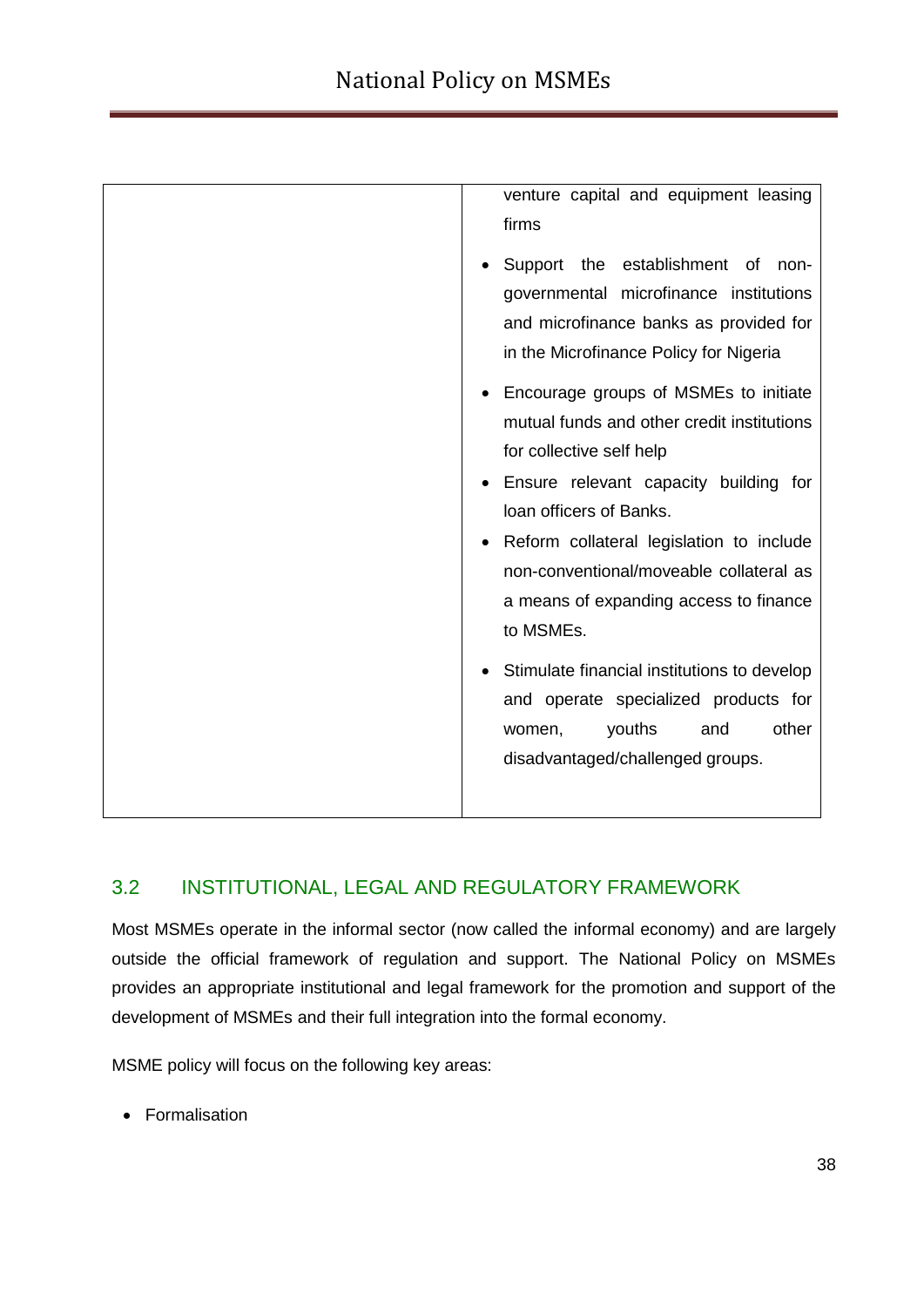| | |
|---|---|
| | venture capital and equipment leasing firms<br>• Support the establishment of non-governmental microfinance institutions and microfinance banks as provided for in the Microfinance Policy for Nigeria<br>• Encourage groups of MSMEs to initiate mutual funds and other credit institutions for collective self help<br>• Ensure relevant capacity building for loan officers of Banks.<br>• Reform collateral legislation to include non-conventional/moveable collateral as a means of expanding access to finance to MSMEs.<br>• Stimulate financial institutions to develop and operate specialized products for women, youths and other disadvantaged/challenged groups. |

## 3.2 INSTITUTIONAL, LEGAL AND REGULATORY FRAMEWORK

Most MSMEs operate in the informal sector (now called the informal economy) and are largely outside the official framework of regulation and support. The National Policy on MSMEs provides an appropriate institutional and legal framework for the promotion and support of the development of MSMEs and their full integration into the formal economy.

MSME policy will focus on the following key areas:

- Formalisation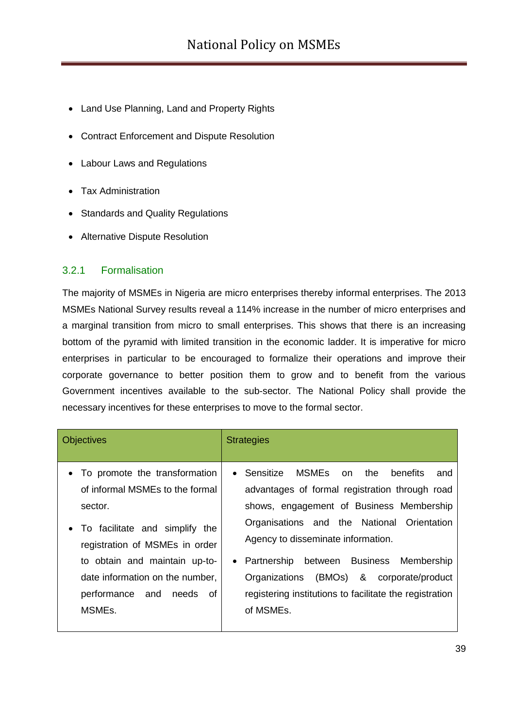- Land Use Planning, Land and Property Rights
- Contract Enforcement and Dispute Resolution
- Labour Laws and Regulations
- Tax Administration
- Standards and Quality Regulations
- Alternative Dispute Resolution

### 3.2.1 Formalisation

The majority of MSMEs in Nigeria are micro enterprises thereby informal enterprises. The 2013 MSMEs National Survey results reveal a 114% increase in the number of micro enterprises and a marginal transition from micro to small enterprises. This shows that there is an increasing bottom of the pyramid with limited transition in the economic ladder. It is imperative for micro enterprises in particular to be encouraged to formalize their operations and improve their corporate governance to better position them to grow and to benefit from the various Government incentives available to the sub-sector. The National Policy shall provide the necessary incentives for these enterprises to move to the formal sector.

| Objectives | Strategies |
|---|---|
| • To promote the transformation of informal MSMEs to the formal sector.<br>• To facilitate and simplify the registration of MSMEs in order to obtain and maintain up-to-date information on the number, performance and needs of MSMEs. | • Sensitize MSMEs on the benefits and advantages of formal registration through road shows, engagement of Business Membership Organisations and the National Orientation Agency to disseminate information.<br>• Partnership between Business Membership Organizations (BMOs) & corporate/product registering institutions to facilitate the registration of MSMEs. |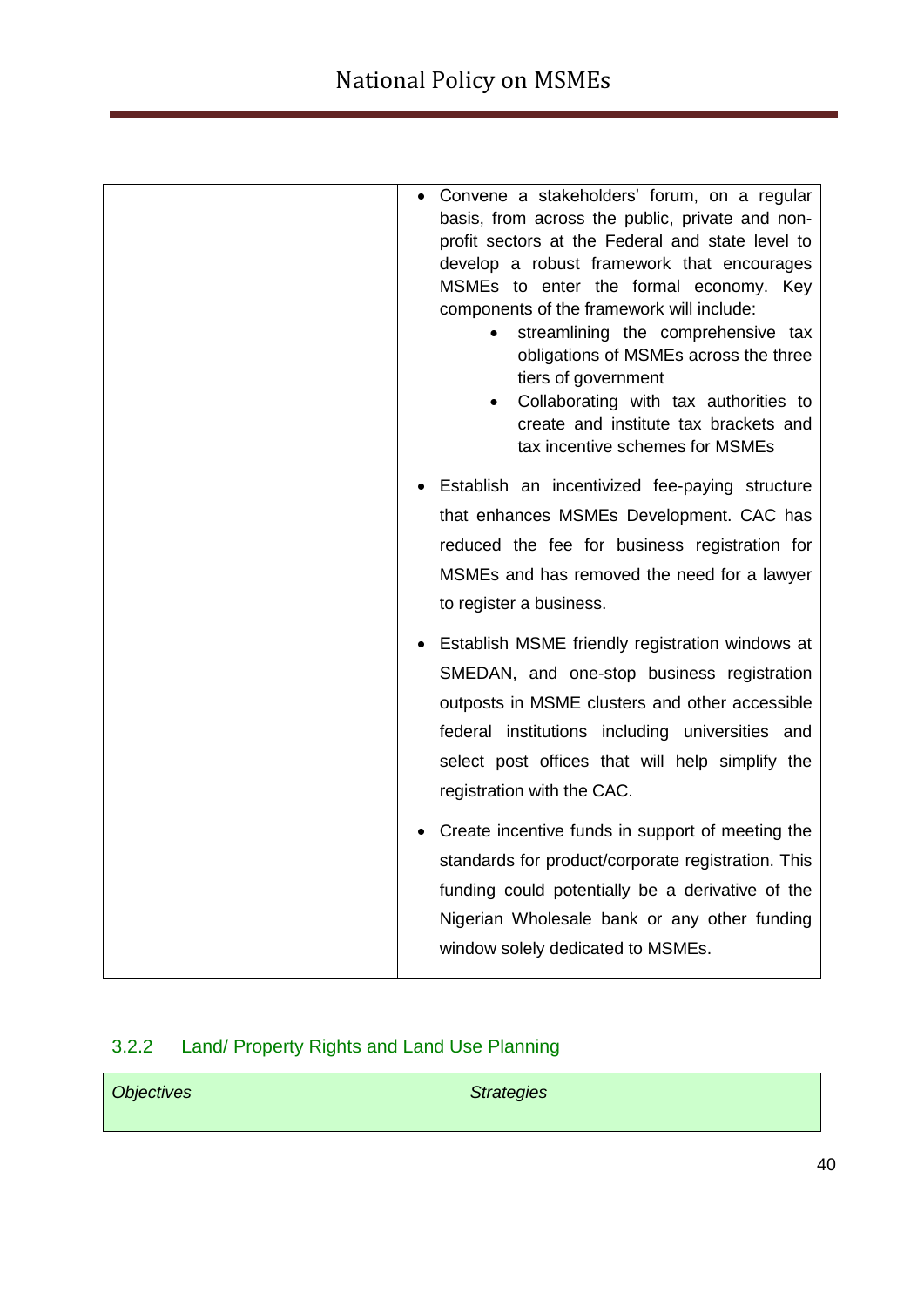| | |
|---|---|
| | • Convene a stakeholders' forum, on a regular basis, from across the public, private and non-profit sectors at the Federal and state level to develop a robust framework that encourages MSMEs to enter the formal economy. Key components of the framework will include:<br>  ◦ streamlining the comprehensive tax obligations of MSMEs across the three tiers of government<br>  ◦ Collaborating with tax authorities to create and institute tax brackets and tax incentive schemes for MSMEs<br><br>• Establish an incentivized fee-paying structure that enhances MSMEs Development. CAC has reduced the fee for business registration for MSMEs and has removed the need for a lawyer to register a business.<br><br>• Establish MSME friendly registration windows at SMEDAN, and one-stop business registration outposts in MSME clusters and other accessible federal institutions including universities and select post offices that will help simplify the registration with the CAC.<br><br>• Create incentive funds in support of meeting the standards for product/corporate registration. This funding could potentially be a derivative of the Nigerian Wholesale bank or any other funding window solely dedicated to MSMEs. |

### 3.2.2 Land/ Property Rights and Land Use Planning

| *Objectives* | *Strategies* |
|---|---|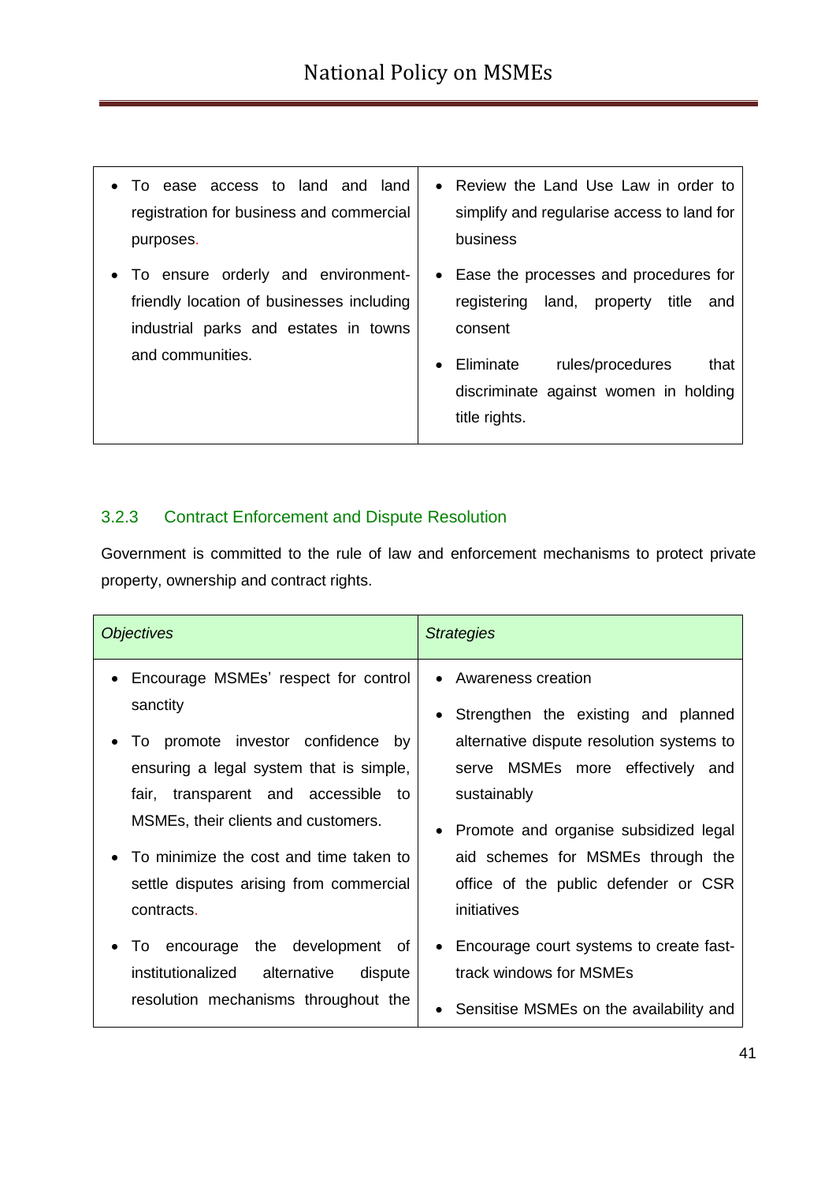| | |
|---|---|
| • To ease access to land and land registration for business and commercial purposes.<br>• To ensure orderly and environment-friendly location of businesses including industrial parks and estates in towns and communities. | • Review the Land Use Law in order to simplify and regularise access to land for business<br>• Ease the processes and procedures for registering land, property title and consent<br>• Eliminate rules/procedures that discriminate against women in holding title rights. |

### 3.2.3 Contract Enforcement and Dispute Resolution

Government is committed to the rule of law and enforcement mechanisms to protect private property, ownership and contract rights.

| *Objectives* | *Strategies* |
|---|---|
| • Encourage MSMEs' respect for control sanctity<br>• To promote investor confidence by ensuring a legal system that is simple, fair, transparent and accessible to MSMEs, their clients and customers.<br>• To minimize the cost and time taken to settle disputes arising from commercial contracts.<br>• To encourage the development of institutionalized alternative dispute resolution mechanisms throughout the | • Awareness creation<br>• Strengthen the existing and planned alternative dispute resolution systems to serve MSMEs more effectively and sustainably<br>• Promote and organise subsidized legal aid schemes for MSMEs through the office of the public defender or CSR initiatives<br>• Encourage court systems to create fast-track windows for MSMEs<br>• Sensitise MSMEs on the availability and |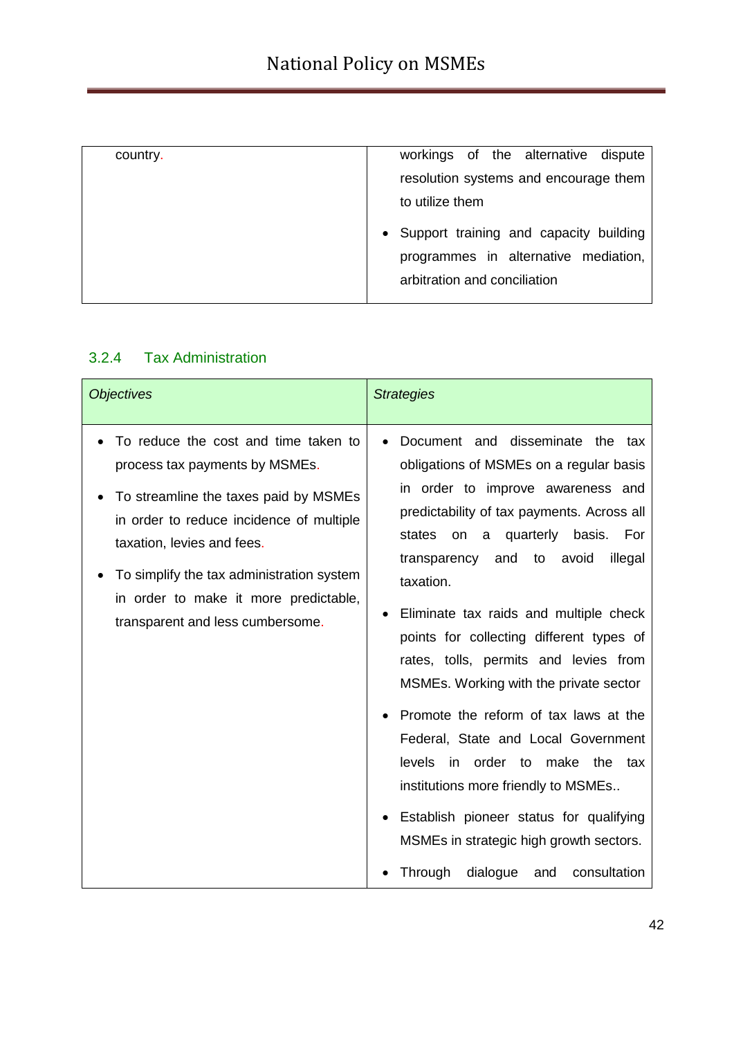| | |
|---|---|
| country. | workings of the alternative dispute resolution systems and encourage them to utilize them<br>• Support training and capacity building programmes in alternative mediation, arbitration and conciliation |

### 3.2.4 Tax Administration

| *Objectives* | *Strategies* |
|---|---|
| • To reduce the cost and time taken to process tax payments by MSMEs.<br>• To streamline the taxes paid by MSMEs in order to reduce incidence of multiple taxation, levies and fees.<br>• To simplify the tax administration system in order to make it more predictable, transparent and less cumbersome. | • Document and disseminate the tax obligations of MSMEs on a regular basis in order to improve awareness and predictability of tax payments. Across all states on a quarterly basis. For transparency and to avoid illegal taxation.<br>• Eliminate tax raids and multiple check points for collecting different types of rates, tolls, permits and levies from MSMEs. Working with the private sector<br>• Promote the reform of tax laws at the Federal, State and Local Government levels in order to make the tax institutions more friendly to MSMEs..<br>• Establish pioneer status for qualifying MSMEs in strategic high growth sectors.<br>• Through dialogue and consultation |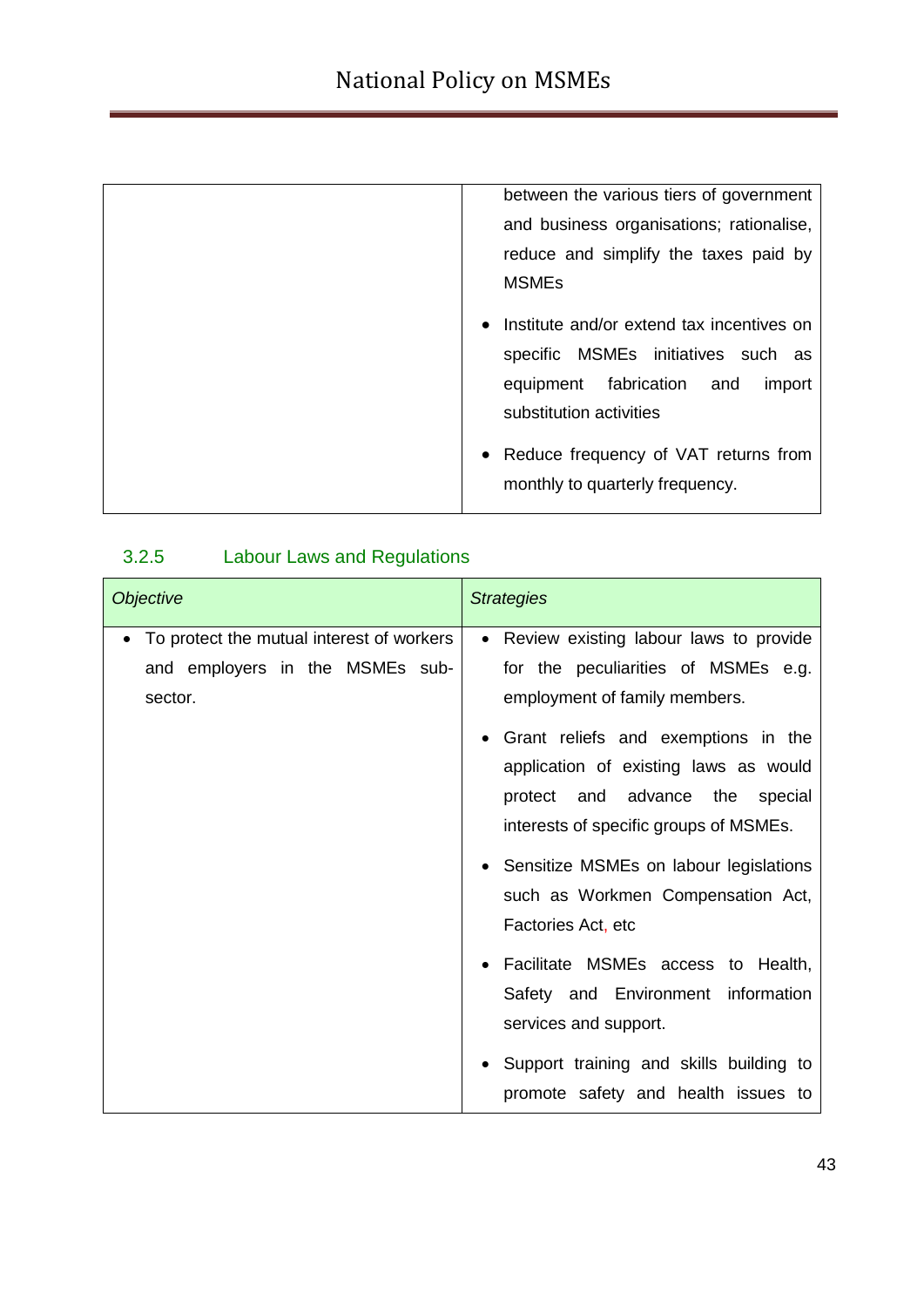| | |
|---|---|
| | between the various tiers of government and business organisations; rationalise, reduce and simplify the taxes paid by MSMEs<br><br>• Institute and/or extend tax incentives on specific MSMEs initiatives such as equipment fabrication and import substitution activities<br><br>• Reduce frequency of VAT returns from monthly to quarterly frequency. |

### 3.2.5 Labour Laws and Regulations

| *Objective* | *Strategies* |
|---|---|
| • To protect the mutual interest of workers and employers in the MSMEs sub-sector. | • Review existing labour laws to provide for the peculiarities of MSMEs e.g. employment of family members.<br><br>• Grant reliefs and exemptions in the application of existing laws as would protect and advance the special interests of specific groups of MSMEs.<br><br>• Sensitize MSMEs on labour legislations such as Workmen Compensation Act, Factories Act, etc<br><br>• Facilitate MSMEs access to Health, Safety and Environment information services and support.<br><br>• Support training and skills building to promote safety and health issues to |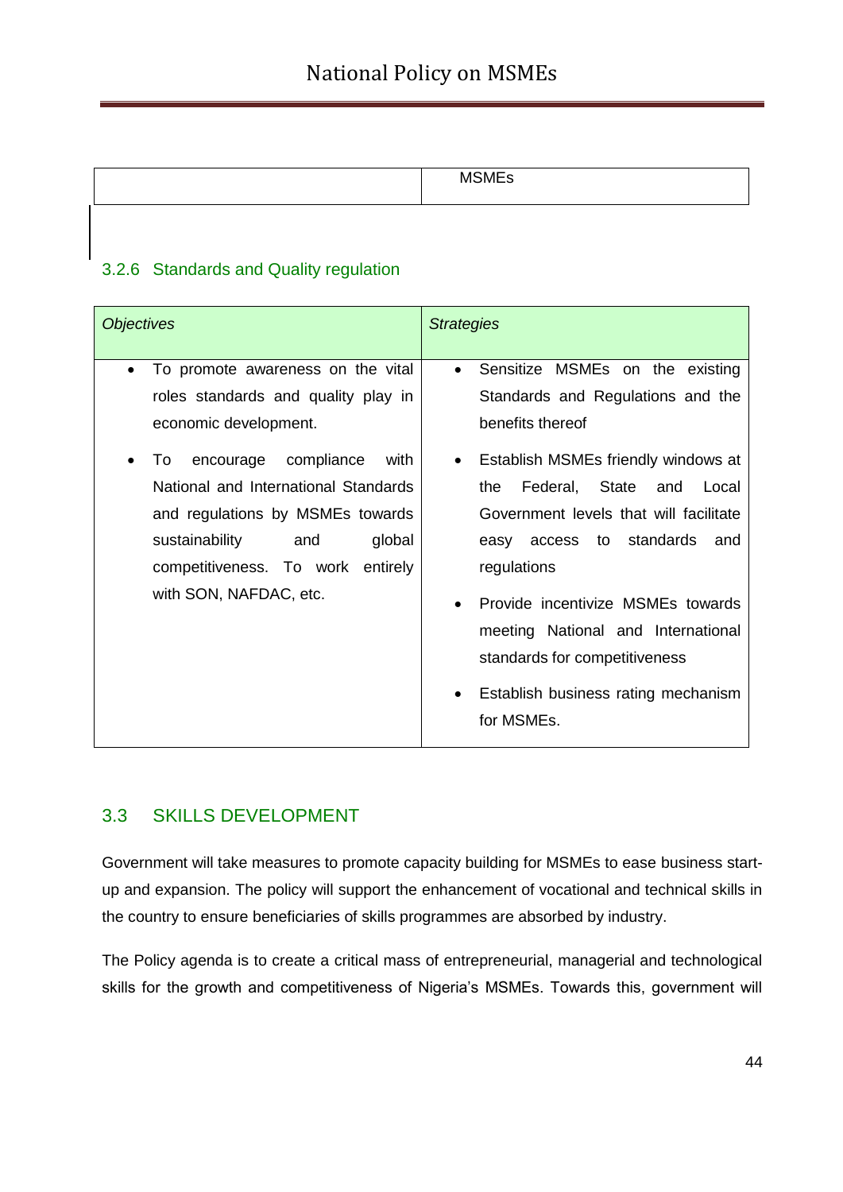| | MSMEs |
|---|---|

### 3.2.6 Standards and Quality regulation

| *Objectives* | *Strategies* |
|---|---|
| • To promote awareness on the vital roles standards and quality play in economic development.<br>• To encourage compliance with National and International Standards and regulations by MSMEs towards sustainability and global competitiveness. To work entirely with SON, NAFDAC, etc. | • Sensitize MSMEs on the existing Standards and Regulations and the benefits thereof<br>• Establish MSMEs friendly windows at the Federal, State and Local Government levels that will facilitate easy access to standards and regulations<br>• Provide incentivize MSMEs towards meeting National and International standards for competitiveness<br>• Establish business rating mechanism for MSMEs. |

## 3.3 SKILLS DEVELOPMENT

Government will take measures to promote capacity building for MSMEs to ease business start-up and expansion. The policy will support the enhancement of vocational and technical skills in the country to ensure beneficiaries of skills programmes are absorbed by industry.

The Policy agenda is to create a critical mass of entrepreneurial, managerial and technological skills for the growth and competitiveness of Nigeria's MSMEs. Towards this, government will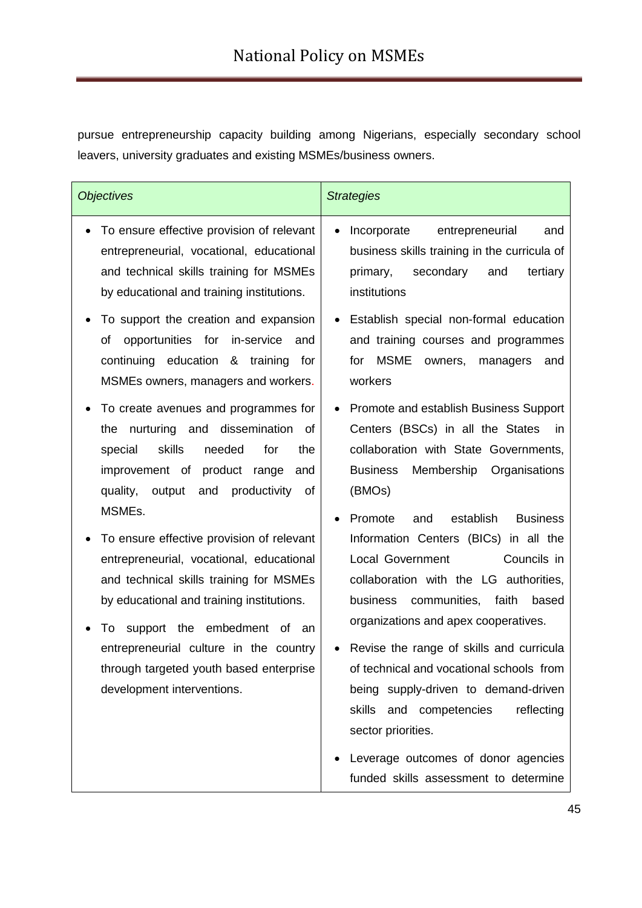pursue entrepreneurship capacity building among Nigerians, especially secondary school leavers, university graduates and existing MSMEs/business owners.

| *Objectives* | *Strategies* |
|---|---|
| • To ensure effective provision of relevant entrepreneurial, vocational, educational and technical skills training for MSMEs by educational and training institutions.<br>• To support the creation and expansion of opportunities for in-service and continuing education & training for MSMEs owners, managers and workers.<br>• To create avenues and programmes for the nurturing and dissemination of special skills needed for the improvement of product range and quality, output and productivity of MSMEs.<br>• To ensure effective provision of relevant entrepreneurial, vocational, educational and technical skills training for MSMEs by educational and training institutions.<br>• To support the embedment of an entrepreneurial culture in the country through targeted youth based enterprise development interventions. | • Incorporate entrepreneurial and business skills training in the curricula of primary, secondary and tertiary institutions<br>• Establish special non-formal education and training courses and programmes for MSME owners, managers and workers<br>• Promote and establish Business Support Centers (BSCs) in all the States in collaboration with State Governments, Business Membership Organisations (BMOs)<br>• Promote and establish Business Information Centers (BICs) in all the Local Government Councils in collaboration with the LG authorities, business communities, faith based organizations and apex cooperatives.<br>• Revise the range of skills and curricula of technical and vocational schools from being supply-driven to demand-driven skills and competencies reflecting sector priorities.<br>• Leverage outcomes of donor agencies funded skills assessment to determine |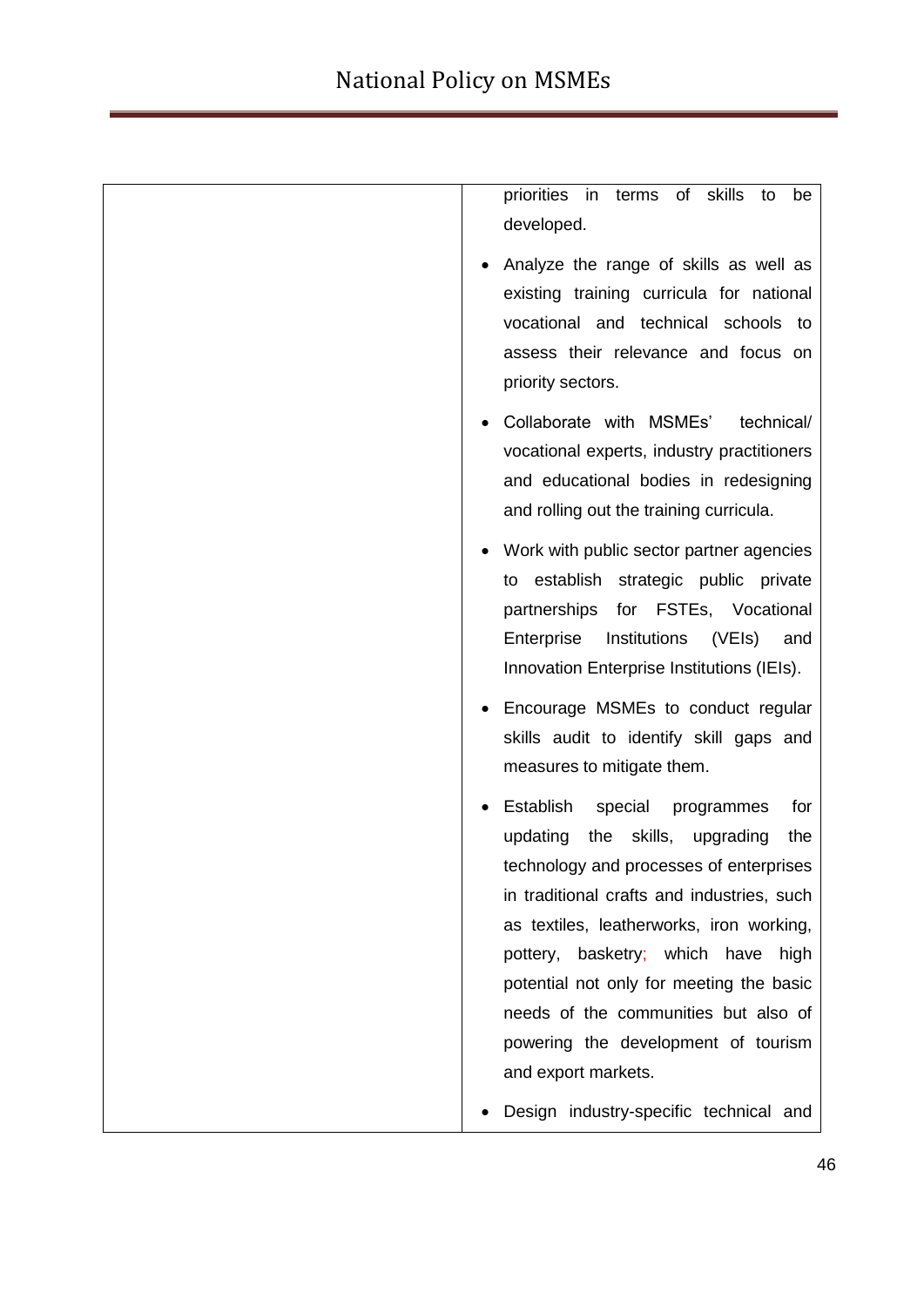| | |
|---|---|
| | priorities in terms of skills to be developed.<br><br>• Analyze the range of skills as well as existing training curricula for national vocational and technical schools to assess their relevance and focus on priority sectors.<br><br>• Collaborate with MSMEs' technical/ vocational experts, industry practitioners and educational bodies in redesigning and rolling out the training curricula.<br><br>• Work with public sector partner agencies to establish strategic public private partnerships for FSTEs, Vocational Enterprise Institutions (VEIs) and Innovation Enterprise Institutions (IEIs).<br><br>• Encourage MSMEs to conduct regular skills audit to identify skill gaps and measures to mitigate them.<br><br>• Establish special programmes for updating the skills, upgrading the technology and processes of enterprises in traditional crafts and industries, such as textiles, leatherworks, iron working, pottery, basketry; which have high potential not only for meeting the basic needs of the communities but also of powering the development of tourism and export markets.<br><br>• Design industry-specific technical and |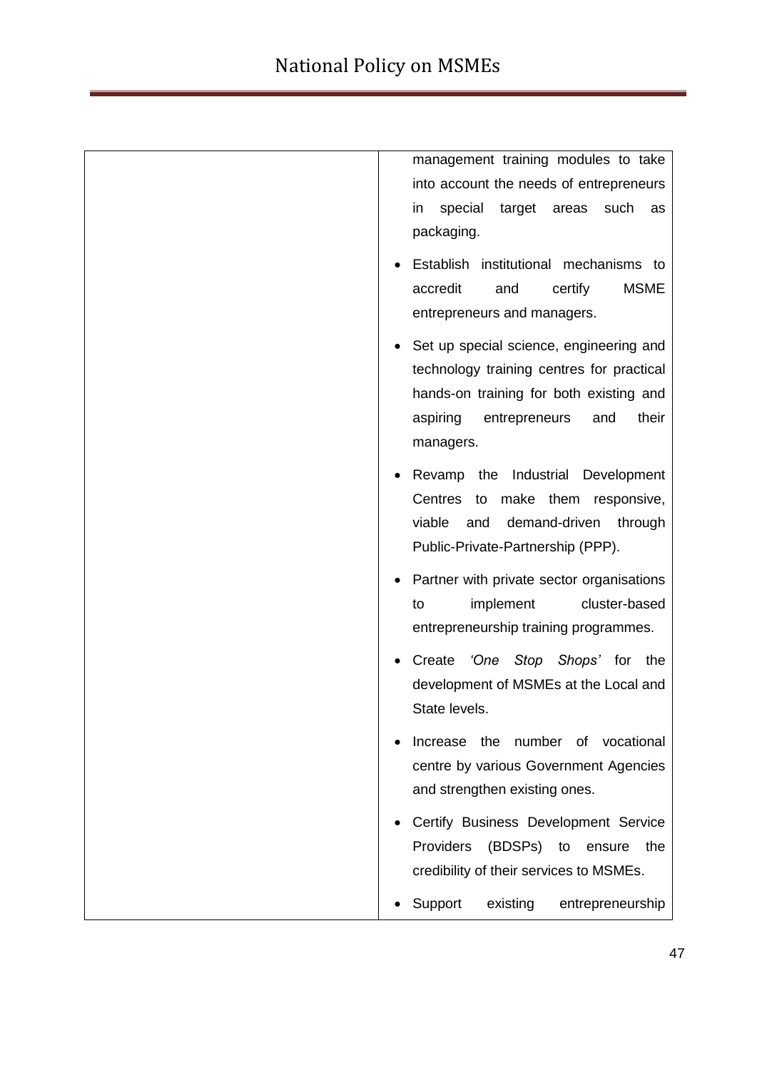| | |
|---|---|
| | management training modules to take into account the needs of entrepreneurs in special target areas such as packaging.<br>• Establish institutional mechanisms to accredit and certify MSME entrepreneurs and managers.<br>• Set up special science, engineering and technology training centres for practical hands-on training for both existing and aspiring entrepreneurs and their managers.<br>• Revamp the Industrial Development Centres to make them responsive, viable and demand-driven through Public-Private-Partnership (PPP).<br>• Partner with private sector organisations to implement cluster-based entrepreneurship training programmes.<br>• Create *'One Stop Shops'* for the development of MSMEs at the Local and State levels.<br>• Increase the number of vocational centre by various Government Agencies and strengthen existing ones.<br>• Certify Business Development Service Providers (BDSPs) to ensure the credibility of their services to MSMEs.<br>• Support existing entrepreneurship |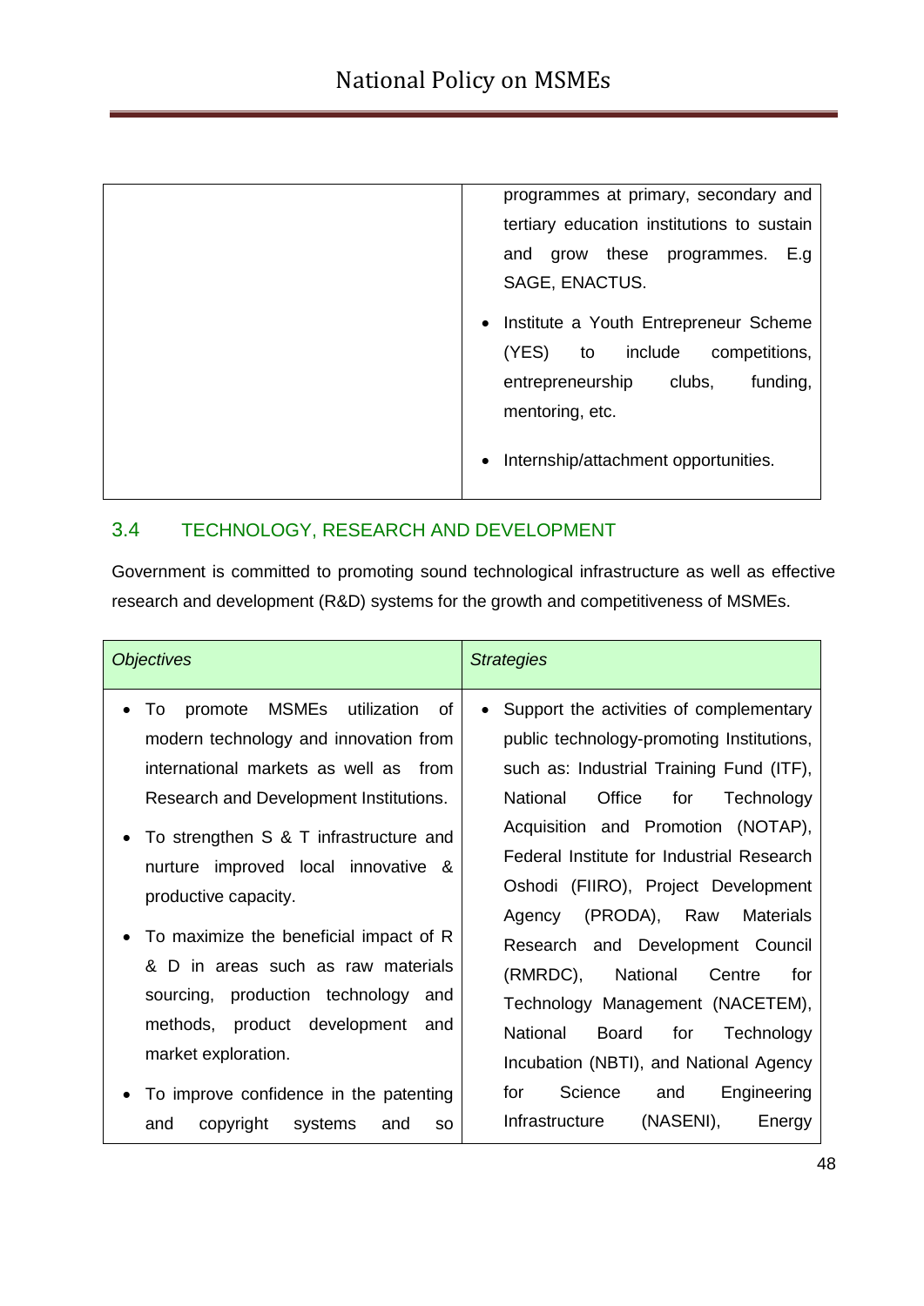| | |
|---|---|
| | programmes at primary, secondary and tertiary education institutions to sustain and grow these programmes. E.g SAGE, ENACTUS.<br>• Institute a Youth Entrepreneur Scheme (YES) to include competitions, entrepreneurship clubs, funding, mentoring, etc.<br>• Internship/attachment opportunities. |

## 3.4 TECHNOLOGY, RESEARCH AND DEVELOPMENT

Government is committed to promoting sound technological infrastructure as well as effective research and development (R&D) systems for the growth and competitiveness of MSMEs.

| *Objectives* | *Strategies* |
|---|---|
| • To promote MSMEs utilization of modern technology and innovation from international markets as well as from Research and Development Institutions.<br>• To strengthen S & T infrastructure and nurture improved local innovative & productive capacity.<br>• To maximize the beneficial impact of R & D in areas such as raw materials sourcing, production technology and methods, product development and market exploration.<br>• To improve confidence in the patenting and copyright systems and so | • Support the activities of complementary public technology-promoting Institutions, such as: Industrial Training Fund (ITF), National Office for Technology Acquisition and Promotion (NOTAP), Federal Institute for Industrial Research Oshodi (FIIRO), Project Development Agency (PRODA), Raw Materials Research and Development Council (RMRDC), National Centre for Technology Management (NACETEM), National Board for Technology Incubation (NBTI), and National Agency for Science and Engineering Infrastructure (NASENI), Energy |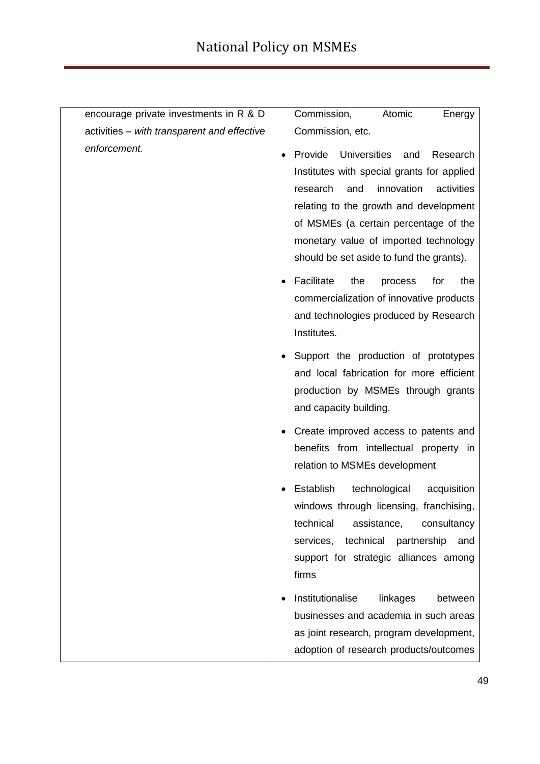| | |
|---|---|
| encourage private investments in R & D activities – *with transparent and effective enforcement.* | Commission, Atomic Energy Commission, etc.<br>• Provide Universities and Research Institutes with special grants for applied research and innovation activities relating to the growth and development of MSMEs (a certain percentage of the monetary value of imported technology should be set aside to fund the grants).<br>• Facilitate the process for the commercialization of innovative products and technologies produced by Research Institutes.<br>• Support the production of prototypes and local fabrication for more efficient production by MSMEs through grants and capacity building.<br>• Create improved access to patents and benefits from intellectual property in relation to MSMEs development<br>• Establish technological acquisition windows through licensing, franchising, technical assistance, consultancy services, technical partnership and support for strategic alliances among firms<br>• Institutionalise linkages between businesses and academia in such areas as joint research, program development, adoption of research products/outcomes |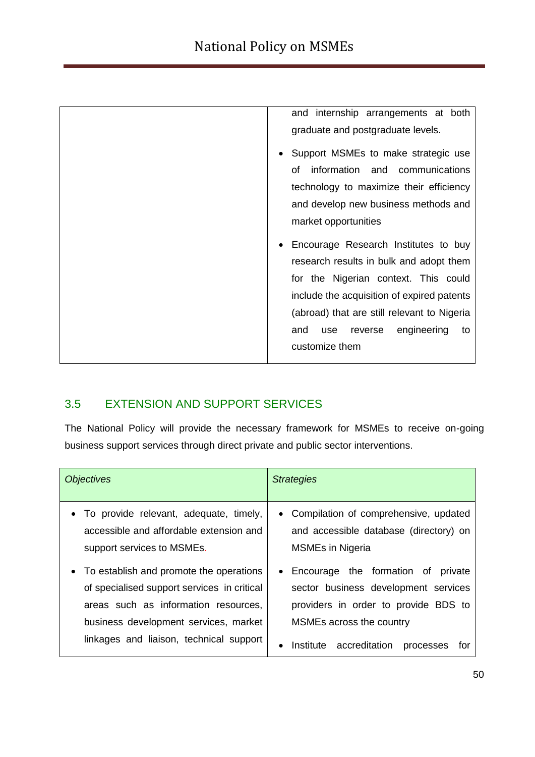| | |
|---|---|
| | and internship arrangements at both graduate and postgraduate levels.<br>• Support MSMEs to make strategic use of information and communications technology to maximize their efficiency and develop new business methods and market opportunities<br>• Encourage Research Institutes to buy research results in bulk and adopt them for the Nigerian context. This could include the acquisition of expired patents (abroad) that are still relevant to Nigeria and use reverse engineering to customize them |

## 3.5 EXTENSION AND SUPPORT SERVICES

The National Policy will provide the necessary framework for MSMEs to receive on-going business support services through direct private and public sector interventions.

| *Objectives* | *Strategies* |
|---|---|
| • To provide relevant, adequate, timely, accessible and affordable extension and support services to MSMEs.<br>• To establish and promote the operations of specialised support services in critical areas such as information resources, business development services, market linkages and liaison, technical support | • Compilation of comprehensive, updated and accessible database (directory) on MSMEs in Nigeria<br>• Encourage the formation of private sector business development services providers in order to provide BDS to MSMEs across the country<br>• Institute accreditation processes for |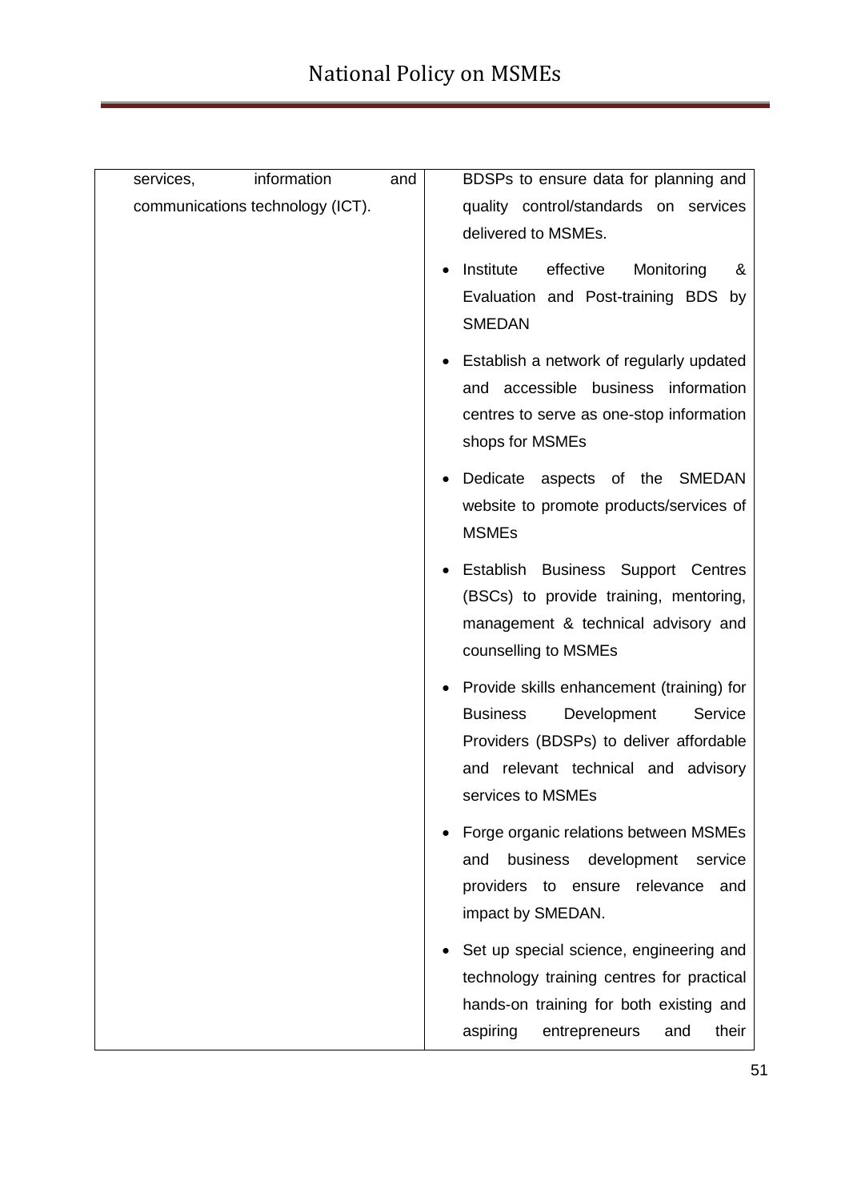| | |
|---|---|
| services, information and communications technology (ICT). | BDSPs to ensure data for planning and quality control/standards on services delivered to MSMEs.<br><br>• Institute effective Monitoring & Evaluation and Post-training BDS by SMEDAN<br><br>• Establish a network of regularly updated and accessible business information centres to serve as one-stop information shops for MSMEs<br><br>• Dedicate aspects of the SMEDAN website to promote products/services of MSMEs<br><br>• Establish Business Support Centres (BSCs) to provide training, mentoring, management & technical advisory and counselling to MSMEs<br><br>• Provide skills enhancement (training) for Business Development Service Providers (BDSPs) to deliver affordable and relevant technical and advisory services to MSMEs<br><br>• Forge organic relations between MSMEs and business development service providers to ensure relevance and impact by SMEDAN.<br><br>• Set up special science, engineering and technology training centres for practical hands-on training for both existing and aspiring entrepreneurs and their |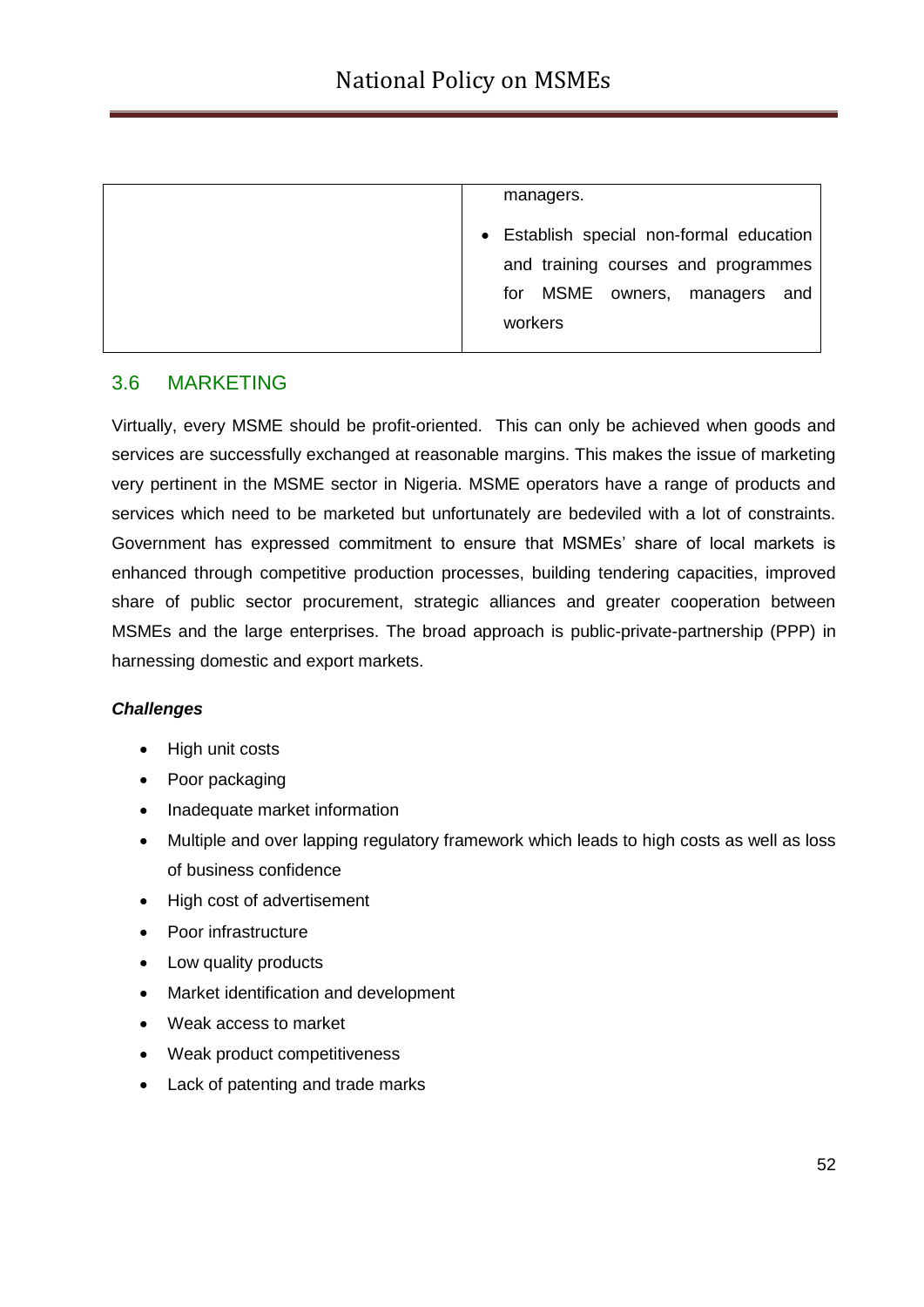| | managers.<br>• Establish special non-formal education and training courses and programmes for MSME owners, managers and workers |
|---|---|

## 3.6 MARKETING

Virtually, every MSME should be profit-oriented. This can only be achieved when goods and services are successfully exchanged at reasonable margins. This makes the issue of marketing very pertinent in the MSME sector in Nigeria. MSME operators have a range of products and services which need to be marketed but unfortunately are bedeviled with a lot of constraints. Government has expressed commitment to ensure that MSMEs' share of local markets is enhanced through competitive production processes, building tendering capacities, improved share of public sector procurement, strategic alliances and greater cooperation between MSMEs and the large enterprises. The broad approach is public-private-partnership (PPP) in harnessing domestic and export markets.

***Challenges***

- High unit costs
- Poor packaging
- Inadequate market information
- Multiple and over lapping regulatory framework which leads to high costs as well as loss of business confidence
- High cost of advertisement
- Poor infrastructure
- Low quality products
- Market identification and development
- Weak access to market
- Weak product competitiveness
- Lack of patenting and trade marks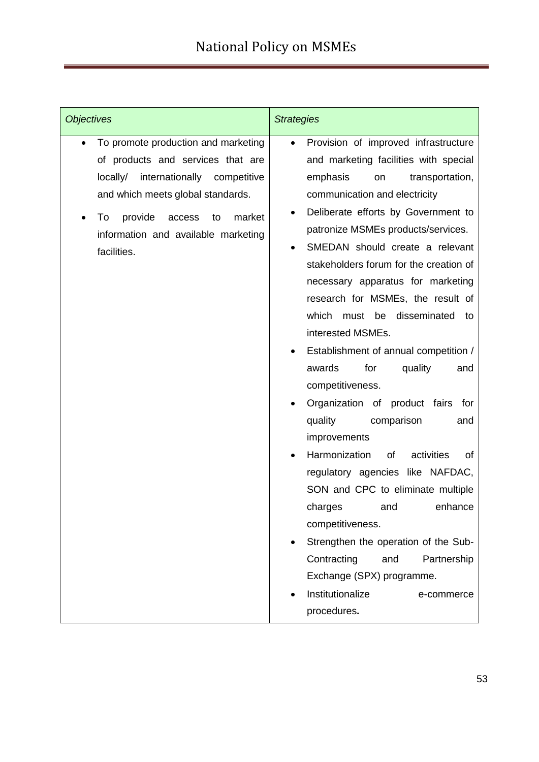| *Objectives* | *Strategies* |
|---|---|
| • To promote production and marketing of products and services that are locally/ internationally competitive and which meets global standards.<br>• To provide access to market information and available marketing facilities. | • Provision of improved infrastructure and marketing facilities with special emphasis on transportation, communication and electricity<br>• Deliberate efforts by Government to patronize MSMEs products/services.<br>• SMEDAN should create a relevant stakeholders forum for the creation of necessary apparatus for marketing research for MSMEs, the result of which must be disseminated to interested MSMEs.<br>• Establishment of annual competition / awards for quality and competitiveness.<br>• Organization of product fairs for quality comparison and improvements<br>• Harmonization of activities of regulatory agencies like NAFDAC, SON and CPC to eliminate multiple charges and enhance competitiveness.<br>• Strengthen the operation of the Sub-Contracting and Partnership Exchange (SPX) programme.<br>• Institutionalize e-commerce procedures**.** |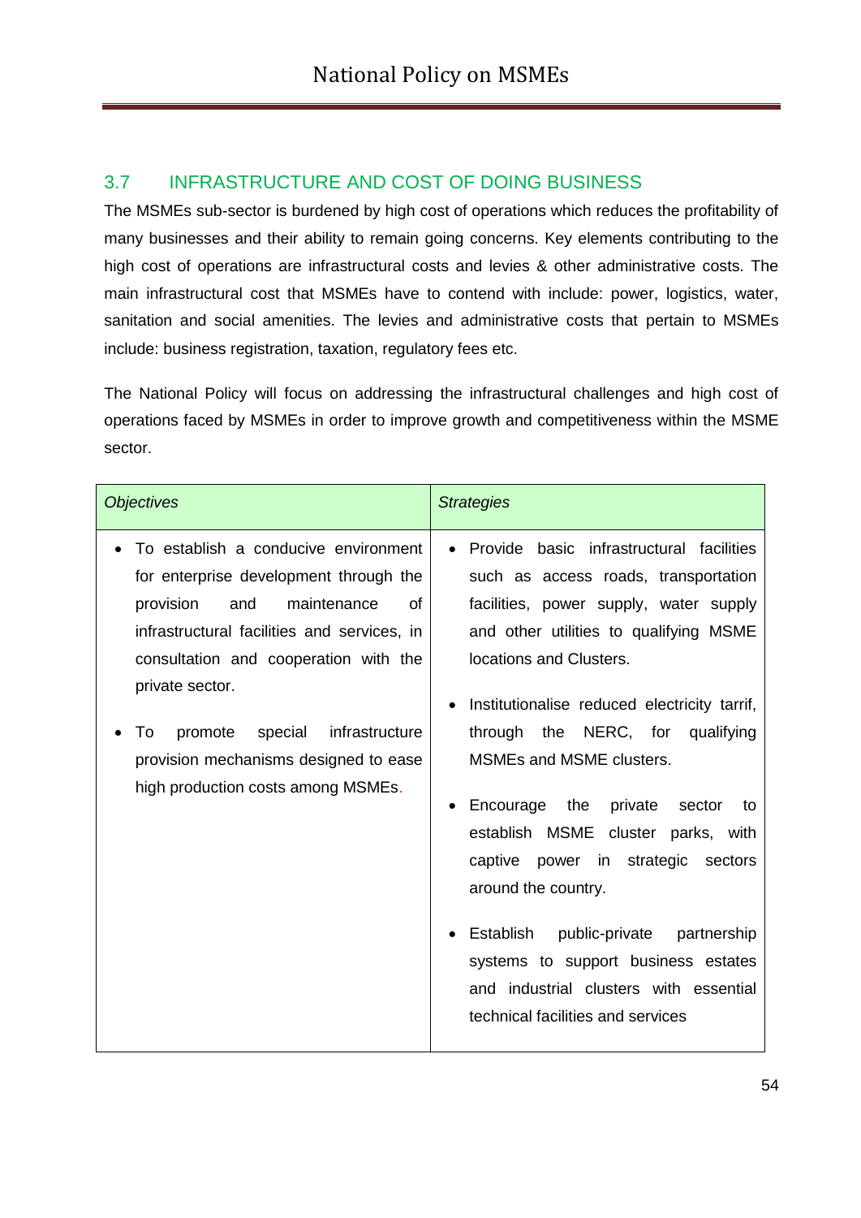## 3.7 INFRASTRUCTURE AND COST OF DOING BUSINESS

The MSMEs sub-sector is burdened by high cost of operations which reduces the profitability of many businesses and their ability to remain going concerns. Key elements contributing to the high cost of operations are infrastructural costs and levies & other administrative costs. The main infrastructural cost that MSMEs have to contend with include: power, logistics, water, sanitation and social amenities. The levies and administrative costs that pertain to MSMEs include: business registration, taxation, regulatory fees etc.

The National Policy will focus on addressing the infrastructural challenges and high cost of operations faced by MSMEs in order to improve growth and competitiveness within the MSME sector.

| *Objectives* | *Strategies* |
|---|---|
| • To establish a conducive environment for enterprise development through the provision and maintenance of infrastructural facilities and services, in consultation and cooperation with the private sector.<br><br>• To promote special infrastructure provision mechanisms designed to ease high production costs among MSMEs. | • Provide basic infrastructural facilities such as access roads, transportation facilities, power supply, water supply and other utilities to qualifying MSME locations and Clusters.<br><br>• Institutionalise reduced electricity tarrif, through the NERC, for qualifying MSMEs and MSME clusters.<br><br>• Encourage the private sector to establish MSME cluster parks, with captive power in strategic sectors around the country.<br><br>• Establish public-private partnership systems to support business estates and industrial clusters with essential technical facilities and services |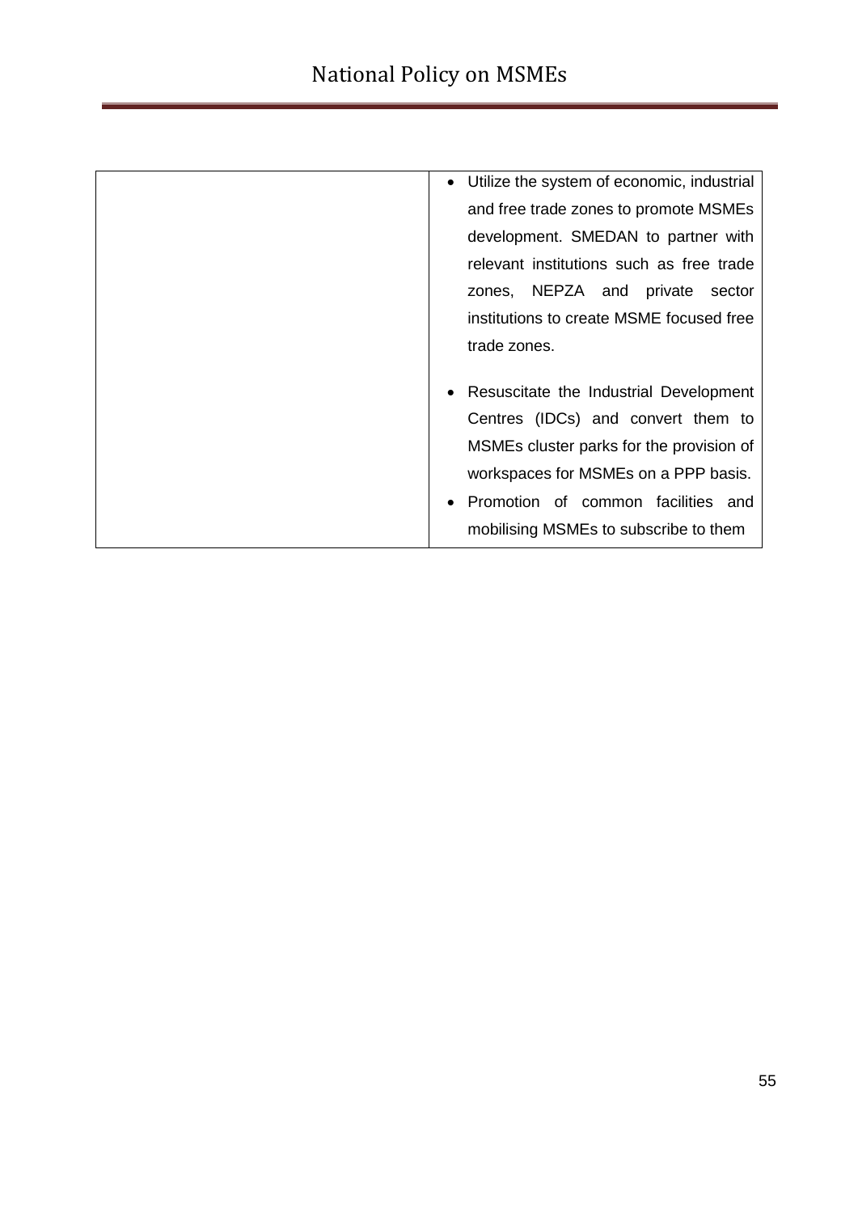| | |
|---|---|
| | • Utilize the system of economic, industrial and free trade zones to promote MSMEs development. SMEDAN to partner with relevant institutions such as free trade zones, NEPZA and private sector institutions to create MSME focused free trade zones.<br><br>• Resuscitate the Industrial Development Centres (IDCs) and convert them to MSMEs cluster parks for the provision of workspaces for MSMEs on a PPP basis.<br>• Promotion of common facilities and mobilising MSMEs to subscribe to them |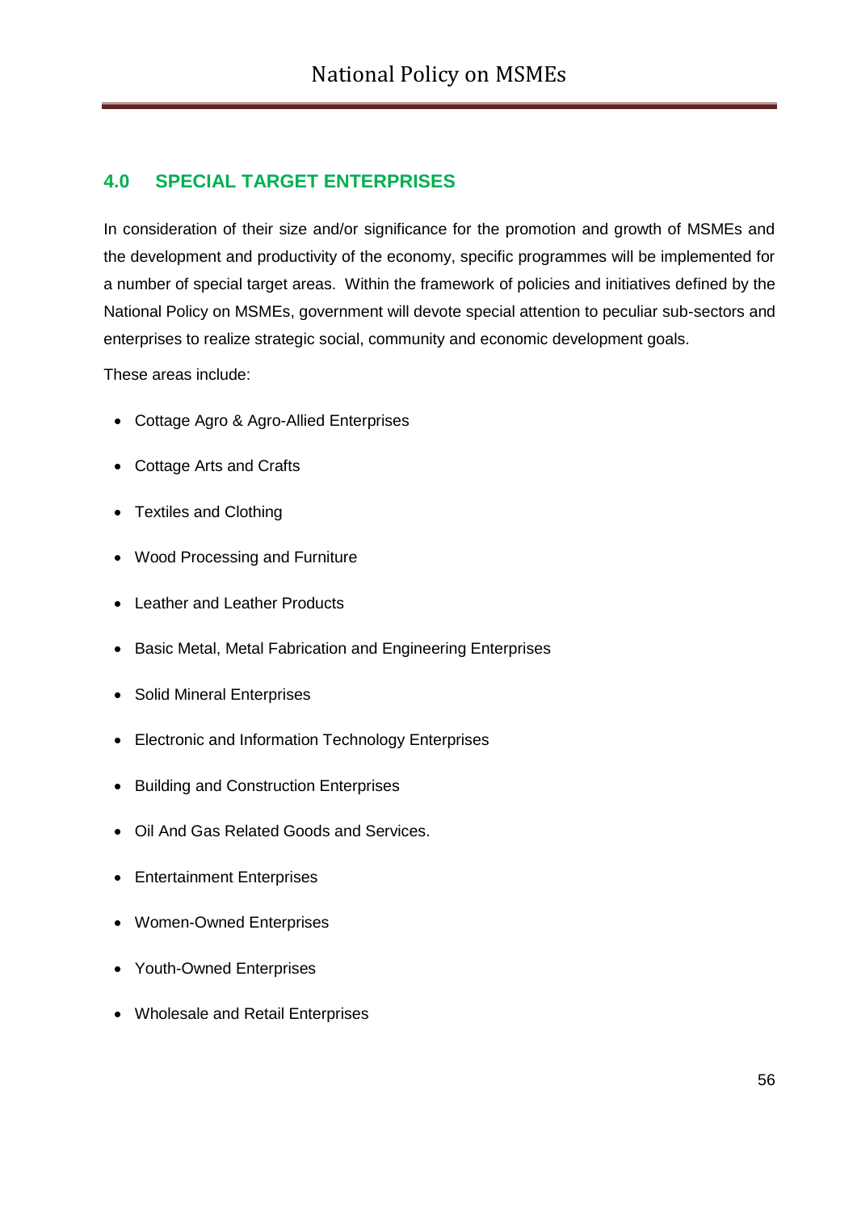## 4.0 SPECIAL TARGET ENTERPRISES

In consideration of their size and/or significance for the promotion and growth of MSMEs and the development and productivity of the economy, specific programmes will be implemented for a number of special target areas. Within the framework of policies and initiatives defined by the National Policy on MSMEs, government will devote special attention to peculiar sub-sectors and enterprises to realize strategic social, community and economic development goals.

These areas include:

- Cottage Agro & Agro-Allied Enterprises
- Cottage Arts and Crafts
- Textiles and Clothing
- Wood Processing and Furniture
- Leather and Leather Products
- Basic Metal, Metal Fabrication and Engineering Enterprises
- Solid Mineral Enterprises
- Electronic and Information Technology Enterprises
- Building and Construction Enterprises
- Oil And Gas Related Goods and Services.
- Entertainment Enterprises
- Women-Owned Enterprises
- Youth-Owned Enterprises
- Wholesale and Retail Enterprises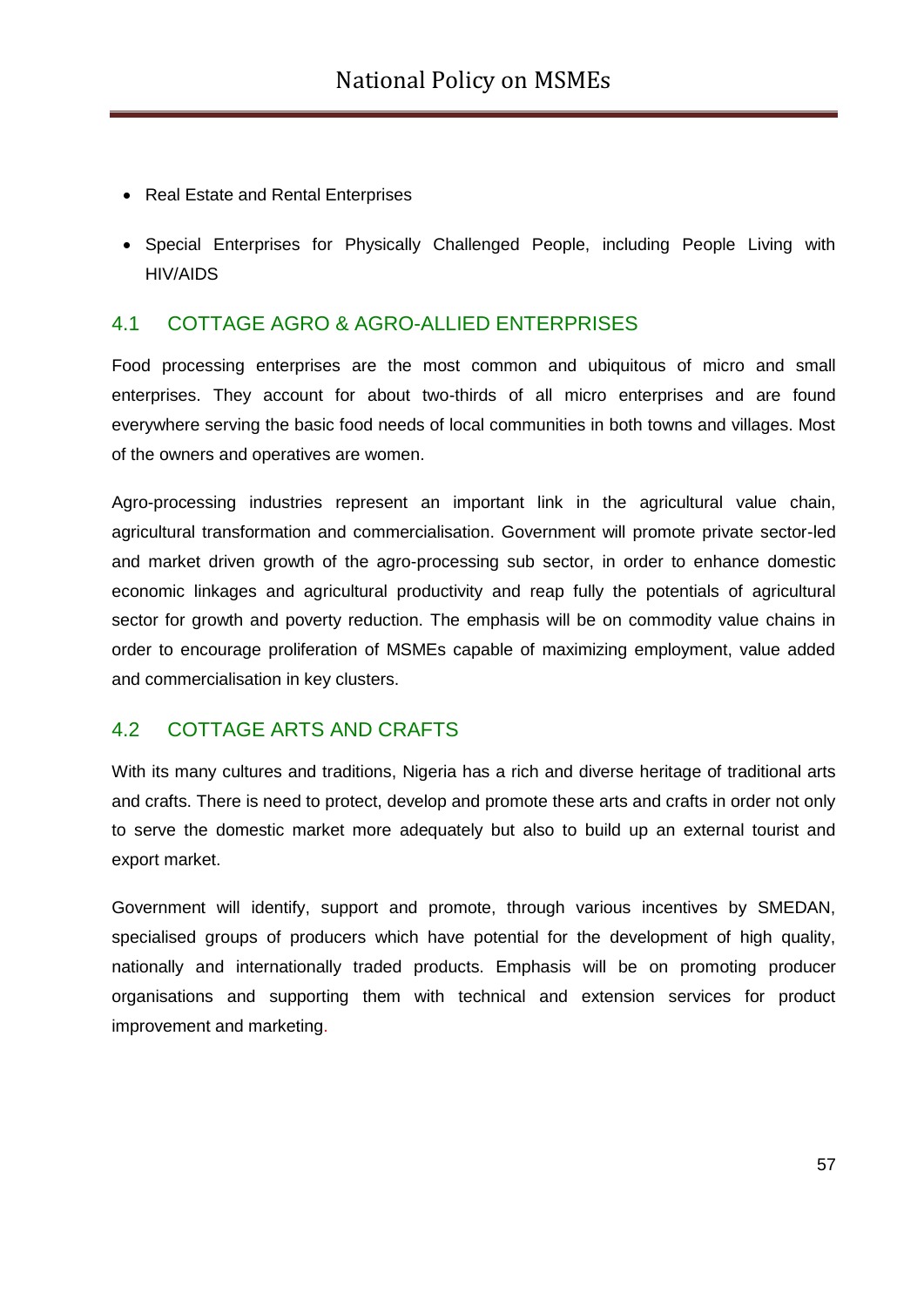- Real Estate and Rental Enterprises
- Special Enterprises for Physically Challenged People, including People Living with HIV/AIDS

## 4.1 COTTAGE AGRO & AGRO-ALLIED ENTERPRISES

Food processing enterprises are the most common and ubiquitous of micro and small enterprises. They account for about two-thirds of all micro enterprises and are found everywhere serving the basic food needs of local communities in both towns and villages. Most of the owners and operatives are women.

Agro-processing industries represent an important link in the agricultural value chain, agricultural transformation and commercialisation. Government will promote private sector-led and market driven growth of the agro-processing sub sector, in order to enhance domestic economic linkages and agricultural productivity and reap fully the potentials of agricultural sector for growth and poverty reduction. The emphasis will be on commodity value chains in order to encourage proliferation of MSMEs capable of maximizing employment, value added and commercialisation in key clusters.

## 4.2 COTTAGE ARTS AND CRAFTS

With its many cultures and traditions, Nigeria has a rich and diverse heritage of traditional arts and crafts. There is need to protect, develop and promote these arts and crafts in order not only to serve the domestic market more adequately but also to build up an external tourist and export market.

Government will identify, support and promote, through various incentives by SMEDAN, specialised groups of producers which have potential for the development of high quality, nationally and internationally traded products. Emphasis will be on promoting producer organisations and supporting them with technical and extension services for product improvement and marketing.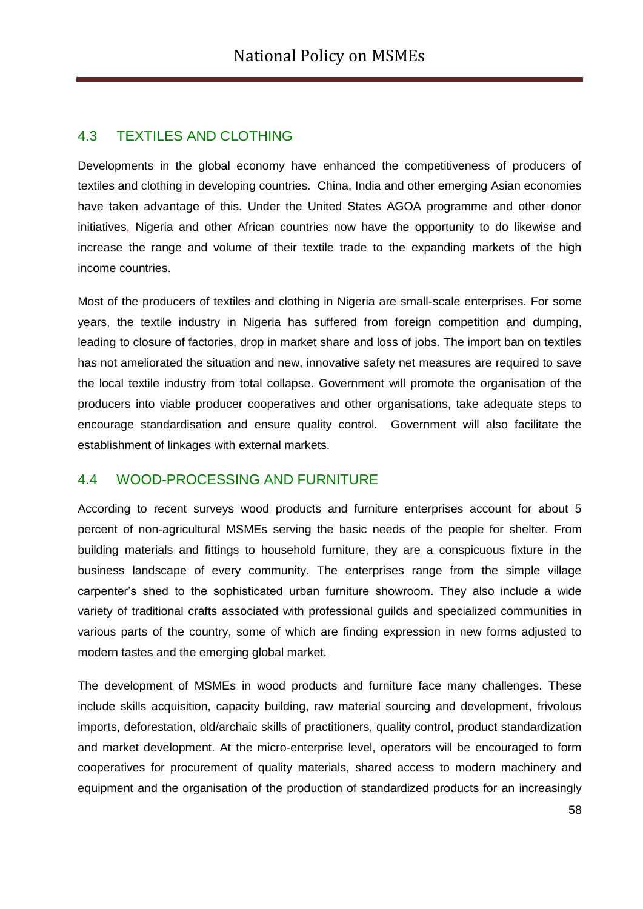## 4.3 TEXTILES AND CLOTHING

Developments in the global economy have enhanced the competitiveness of producers of textiles and clothing in developing countries. China, India and other emerging Asian economies have taken advantage of this. Under the United States AGOA programme and other donor initiatives, Nigeria and other African countries now have the opportunity to do likewise and increase the range and volume of their textile trade to the expanding markets of the high income countries.

Most of the producers of textiles and clothing in Nigeria are small-scale enterprises. For some years, the textile industry in Nigeria has suffered from foreign competition and dumping, leading to closure of factories, drop in market share and loss of jobs. The import ban on textiles has not ameliorated the situation and new, innovative safety net measures are required to save the local textile industry from total collapse. Government will promote the organisation of the producers into viable producer cooperatives and other organisations, take adequate steps to encourage standardisation and ensure quality control. Government will also facilitate the establishment of linkages with external markets.

## 4.4 WOOD-PROCESSING AND FURNITURE

According to recent surveys wood products and furniture enterprises account for about 5 percent of non-agricultural MSMEs serving the basic needs of the people for shelter. From building materials and fittings to household furniture, they are a conspicuous fixture in the business landscape of every community. The enterprises range from the simple village carpenter's shed to the sophisticated urban furniture showroom. They also include a wide variety of traditional crafts associated with professional guilds and specialized communities in various parts of the country, some of which are finding expression in new forms adjusted to modern tastes and the emerging global market.

The development of MSMEs in wood products and furniture face many challenges. These include skills acquisition, capacity building, raw material sourcing and development, frivolous imports, deforestation, old/archaic skills of practitioners, quality control, product standardization and market development. At the micro-enterprise level, operators will be encouraged to form cooperatives for procurement of quality materials, shared access to modern machinery and equipment and the organisation of the production of standardized products for an increasingly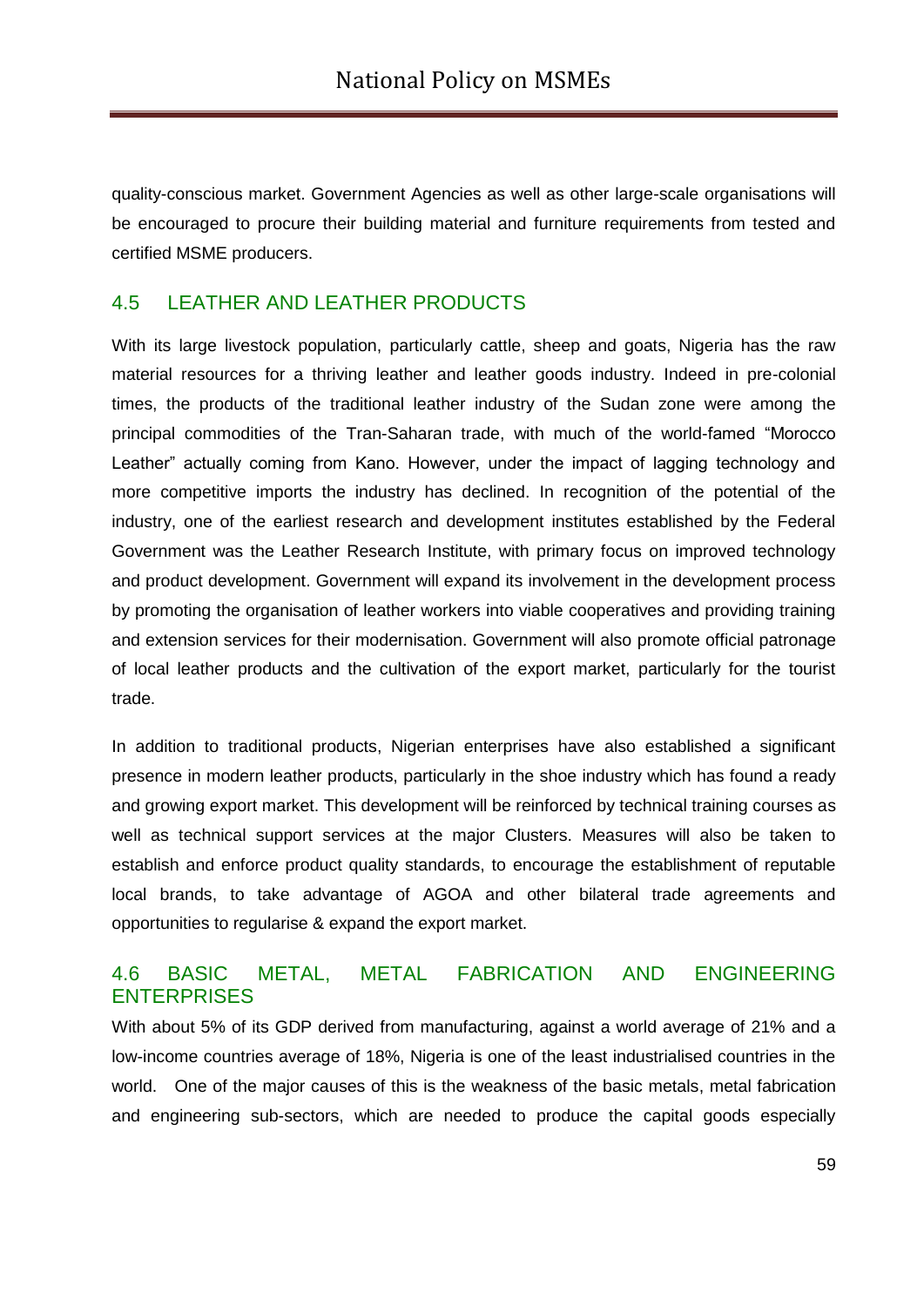quality-conscious market. Government Agencies as well as other large-scale organisations will be encouraged to procure their building material and furniture requirements from tested and certified MSME producers.

## 4.5 LEATHER AND LEATHER PRODUCTS

With its large livestock population, particularly cattle, sheep and goats, Nigeria has the raw material resources for a thriving leather and leather goods industry. Indeed in pre-colonial times, the products of the traditional leather industry of the Sudan zone were among the principal commodities of the Tran-Saharan trade, with much of the world-famed "Morocco Leather" actually coming from Kano. However, under the impact of lagging technology and more competitive imports the industry has declined. In recognition of the potential of the industry, one of the earliest research and development institutes established by the Federal Government was the Leather Research Institute, with primary focus on improved technology and product development. Government will expand its involvement in the development process by promoting the organisation of leather workers into viable cooperatives and providing training and extension services for their modernisation. Government will also promote official patronage of local leather products and the cultivation of the export market, particularly for the tourist trade.

In addition to traditional products, Nigerian enterprises have also established a significant presence in modern leather products, particularly in the shoe industry which has found a ready and growing export market. This development will be reinforced by technical training courses as well as technical support services at the major Clusters. Measures will also be taken to establish and enforce product quality standards, to encourage the establishment of reputable local brands, to take advantage of AGOA and other bilateral trade agreements and opportunities to regularise & expand the export market.

## 4.6 BASIC METAL, METAL FABRICATION AND ENGINEERING ENTERPRISES

With about 5% of its GDP derived from manufacturing, against a world average of 21% and a low-income countries average of 18%, Nigeria is one of the least industrialised countries in the world. One of the major causes of this is the weakness of the basic metals, metal fabrication and engineering sub-sectors, which are needed to produce the capital goods especially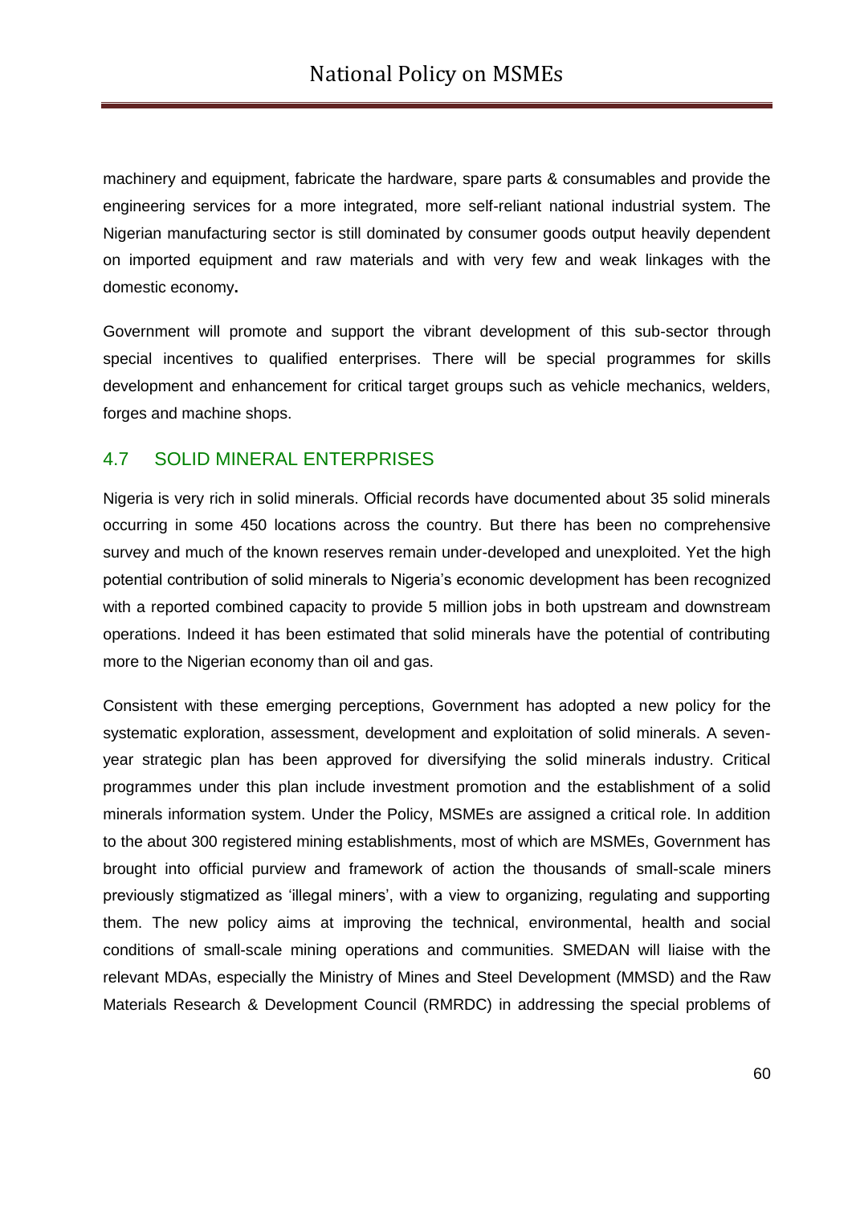machinery and equipment, fabricate the hardware, spare parts & consumables and provide the engineering services for a more integrated, more self-reliant national industrial system. The Nigerian manufacturing sector is still dominated by consumer goods output heavily dependent on imported equipment and raw materials and with very few and weak linkages with the domestic economy**.**

Government will promote and support the vibrant development of this sub-sector through special incentives to qualified enterprises. There will be special programmes for skills development and enhancement for critical target groups such as vehicle mechanics, welders, forges and machine shops.

## 4.7 SOLID MINERAL ENTERPRISES

Nigeria is very rich in solid minerals. Official records have documented about 35 solid minerals occurring in some 450 locations across the country. But there has been no comprehensive survey and much of the known reserves remain under-developed and unexploited. Yet the high potential contribution of solid minerals to Nigeria's economic development has been recognized with a reported combined capacity to provide 5 million jobs in both upstream and downstream operations. Indeed it has been estimated that solid minerals have the potential of contributing more to the Nigerian economy than oil and gas.

Consistent with these emerging perceptions, Government has adopted a new policy for the systematic exploration, assessment, development and exploitation of solid minerals. A seven-year strategic plan has been approved for diversifying the solid minerals industry. Critical programmes under this plan include investment promotion and the establishment of a solid minerals information system. Under the Policy, MSMEs are assigned a critical role. In addition to the about 300 registered mining establishments, most of which are MSMEs, Government has brought into official purview and framework of action the thousands of small-scale miners previously stigmatized as 'illegal miners', with a view to organizing, regulating and supporting them. The new policy aims at improving the technical, environmental, health and social conditions of small-scale mining operations and communities. SMEDAN will liaise with the relevant MDAs, especially the Ministry of Mines and Steel Development (MMSD) and the Raw Materials Research & Development Council (RMRDC) in addressing the special problems of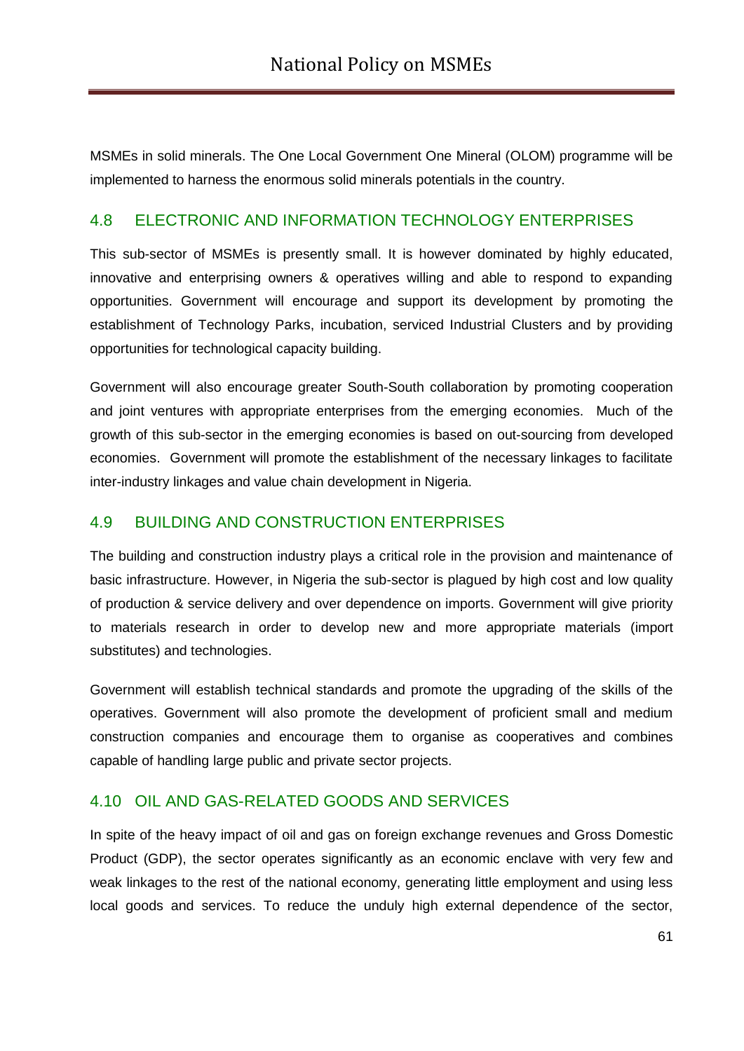MSMEs in solid minerals. The One Local Government One Mineral (OLOM) programme will be implemented to harness the enormous solid minerals potentials in the country.

## 4.8 ELECTRONIC AND INFORMATION TECHNOLOGY ENTERPRISES

This sub-sector of MSMEs is presently small. It is however dominated by highly educated, innovative and enterprising owners & operatives willing and able to respond to expanding opportunities. Government will encourage and support its development by promoting the establishment of Technology Parks, incubation, serviced Industrial Clusters and by providing opportunities for technological capacity building.

Government will also encourage greater South-South collaboration by promoting cooperation and joint ventures with appropriate enterprises from the emerging economies. Much of the growth of this sub-sector in the emerging economies is based on out-sourcing from developed economies. Government will promote the establishment of the necessary linkages to facilitate inter-industry linkages and value chain development in Nigeria.

## 4.9 BUILDING AND CONSTRUCTION ENTERPRISES

The building and construction industry plays a critical role in the provision and maintenance of basic infrastructure. However, in Nigeria the sub-sector is plagued by high cost and low quality of production & service delivery and over dependence on imports. Government will give priority to materials research in order to develop new and more appropriate materials (import substitutes) and technologies.

Government will establish technical standards and promote the upgrading of the skills of the operatives. Government will also promote the development of proficient small and medium construction companies and encourage them to organise as cooperatives and combines capable of handling large public and private sector projects.

## 4.10 OIL AND GAS-RELATED GOODS AND SERVICES

In spite of the heavy impact of oil and gas on foreign exchange revenues and Gross Domestic Product (GDP), the sector operates significantly as an economic enclave with very few and weak linkages to the rest of the national economy, generating little employment and using less local goods and services. To reduce the unduly high external dependence of the sector,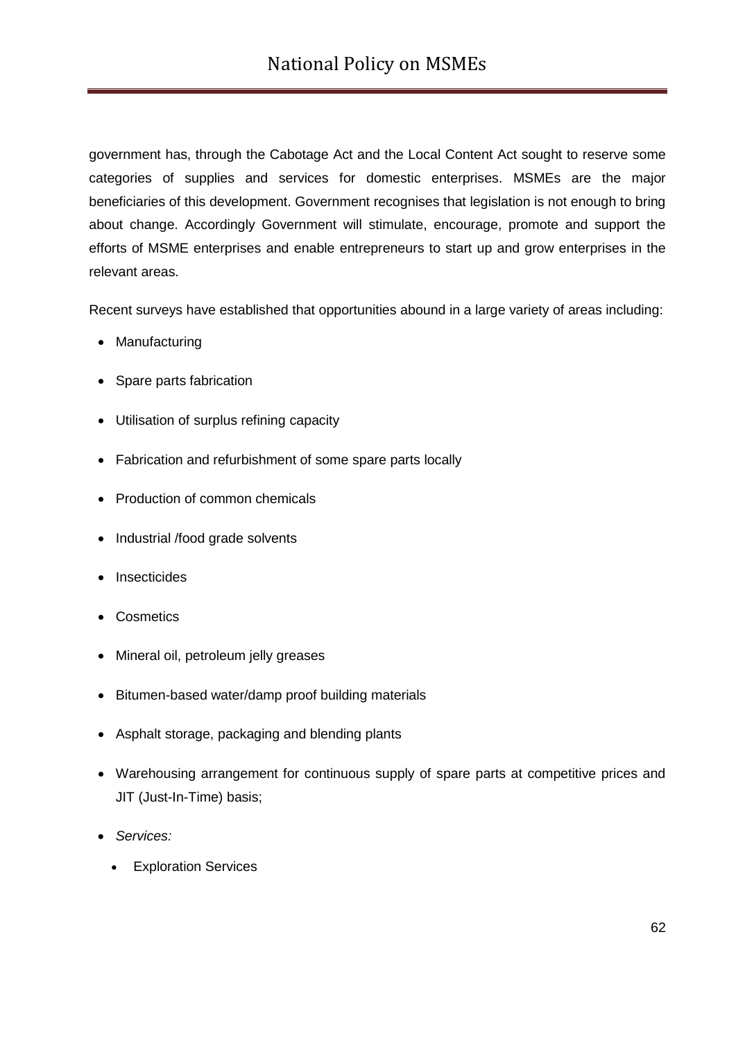government has, through the Cabotage Act and the Local Content Act sought to reserve some categories of supplies and services for domestic enterprises. MSMEs are the major beneficiaries of this development. Government recognises that legislation is not enough to bring about change. Accordingly Government will stimulate, encourage, promote and support the efforts of MSME enterprises and enable entrepreneurs to start up and grow enterprises in the relevant areas.

Recent surveys have established that opportunities abound in a large variety of areas including:

- Manufacturing
- Spare parts fabrication
- Utilisation of surplus refining capacity
- Fabrication and refurbishment of some spare parts locally
- Production of common chemicals
- Industrial /food grade solvents
- Insecticides
- Cosmetics
- Mineral oil, petroleum jelly greases
- Bitumen-based water/damp proof building materials
- Asphalt storage, packaging and blending plants
- Warehousing arrangement for continuous supply of spare parts at competitive prices and JIT (Just-In-Time) basis;
- *Services:*
  - Exploration Services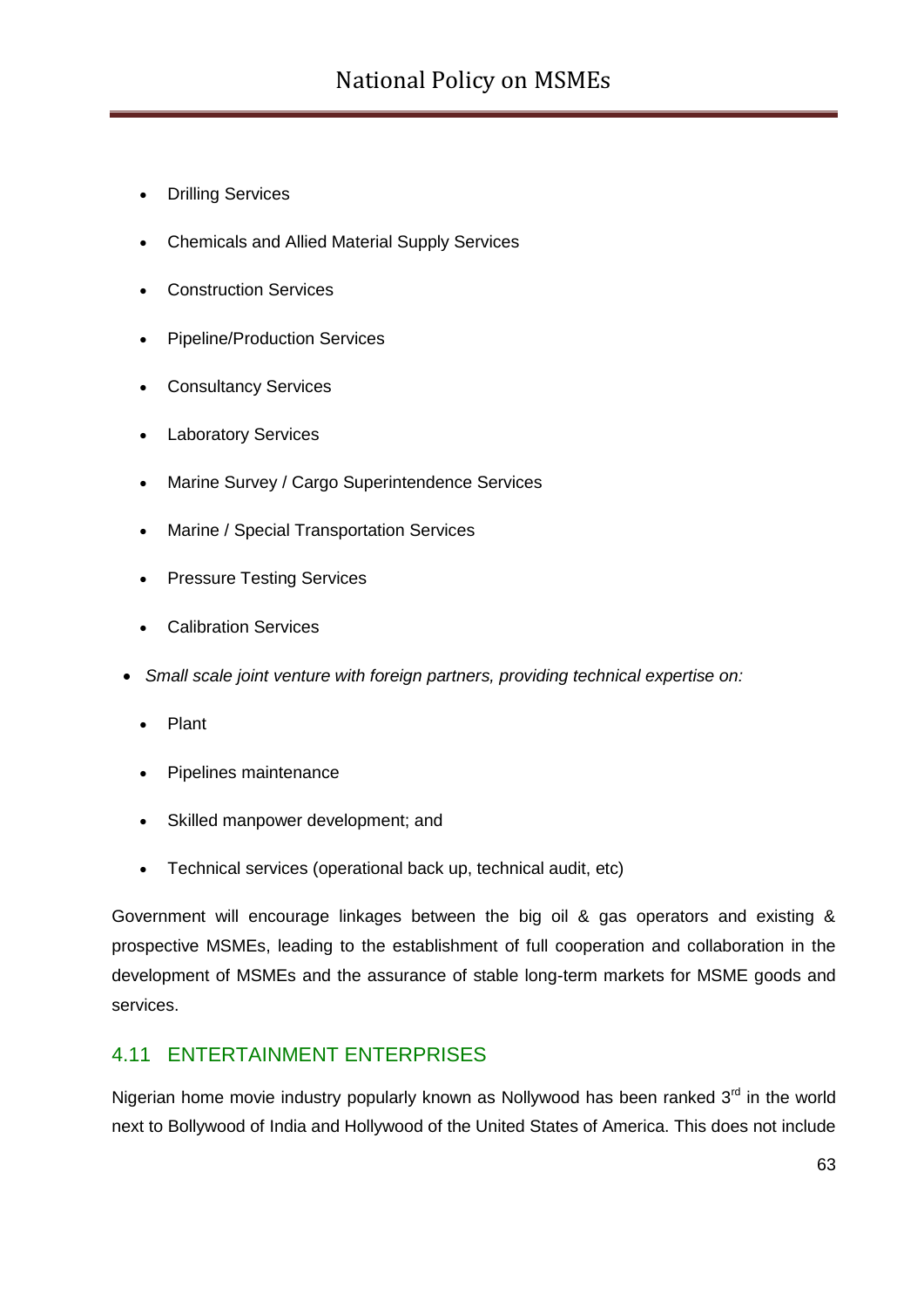- Drilling Services
- Chemicals and Allied Material Supply Services
- Construction Services
- Pipeline/Production Services
- Consultancy Services
- Laboratory Services
- Marine Survey / Cargo Superintendence Services
- Marine / Special Transportation Services
- Pressure Testing Services
- Calibration Services

- *Small scale joint venture with foreign partners, providing technical expertise on:*
  - Plant
  - Pipelines maintenance
  - Skilled manpower development; and
  - Technical services (operational back up, technical audit, etc)

Government will encourage linkages between the big oil & gas operators and existing & prospective MSMEs, leading to the establishment of full cooperation and collaboration in the development of MSMEs and the assurance of stable long-term markets for MSME goods and services.

## 4.11 ENTERTAINMENT ENTERPRISES

Nigerian home movie industry popularly known as Nollywood has been ranked 3rd in the world next to Bollywood of India and Hollywood of the United States of America. This does not include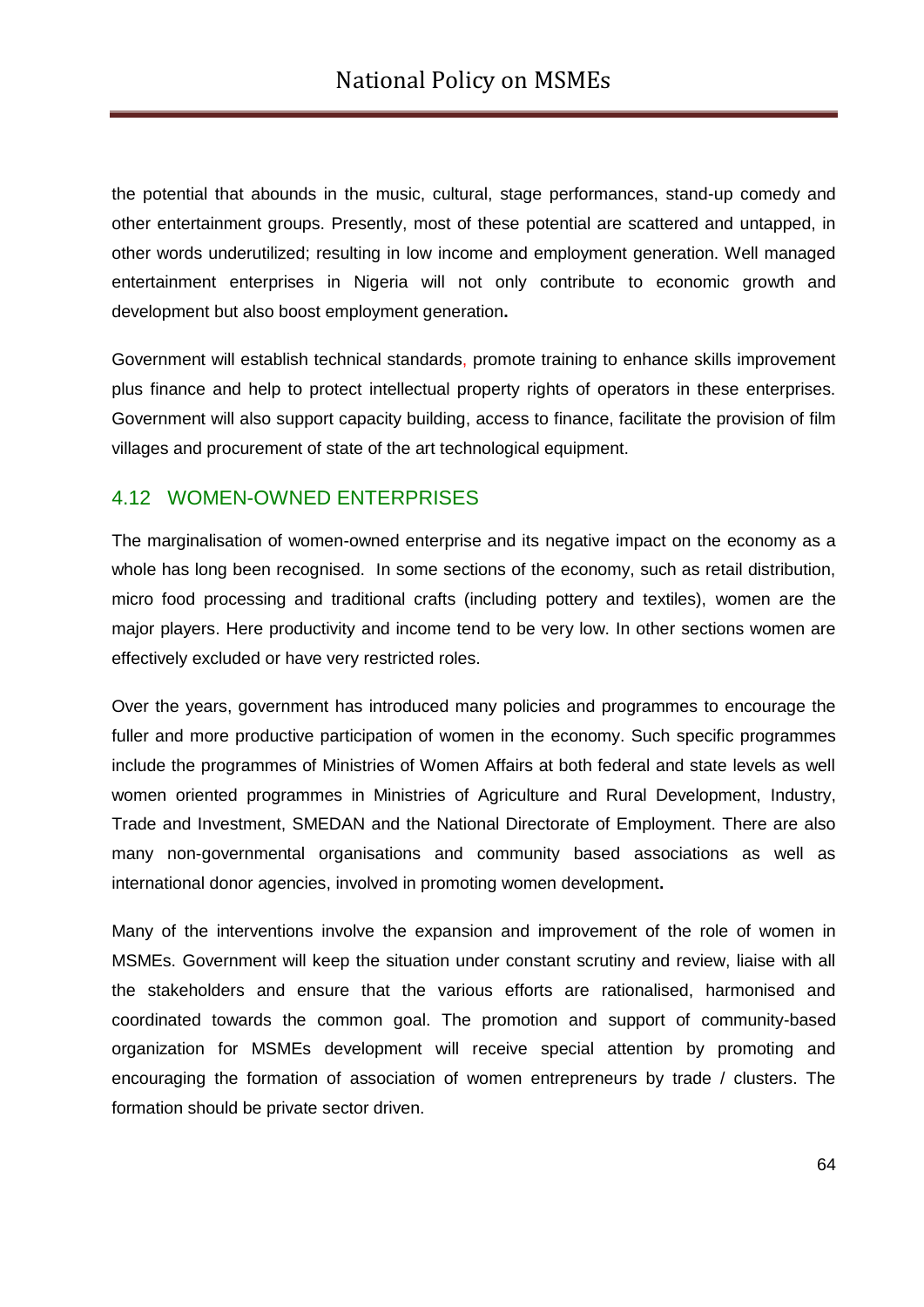the potential that abounds in the music, cultural, stage performances, stand-up comedy and other entertainment groups. Presently, most of these potential are scattered and untapped, in other words underutilized; resulting in low income and employment generation. Well managed entertainment enterprises in Nigeria will not only contribute to economic growth and development but also boost employment generation**.**

Government will establish technical standards, promote training to enhance skills improvement plus finance and help to protect intellectual property rights of operators in these enterprises. Government will also support capacity building, access to finance, facilitate the provision of film villages and procurement of state of the art technological equipment.

## 4.12 WOMEN-OWNED ENTERPRISES

The marginalisation of women-owned enterprise and its negative impact on the economy as a whole has long been recognised. In some sections of the economy, such as retail distribution, micro food processing and traditional crafts (including pottery and textiles), women are the major players. Here productivity and income tend to be very low. In other sections women are effectively excluded or have very restricted roles.

Over the years, government has introduced many policies and programmes to encourage the fuller and more productive participation of women in the economy. Such specific programmes include the programmes of Ministries of Women Affairs at both federal and state levels as well women oriented programmes in Ministries of Agriculture and Rural Development, Industry, Trade and Investment, SMEDAN and the National Directorate of Employment. There are also many non-governmental organisations and community based associations as well as international donor agencies, involved in promoting women development**.**

Many of the interventions involve the expansion and improvement of the role of women in MSMEs. Government will keep the situation under constant scrutiny and review, liaise with all the stakeholders and ensure that the various efforts are rationalised, harmonised and coordinated towards the common goal. The promotion and support of community-based organization for MSMEs development will receive special attention by promoting and encouraging the formation of association of women entrepreneurs by trade / clusters. The formation should be private sector driven.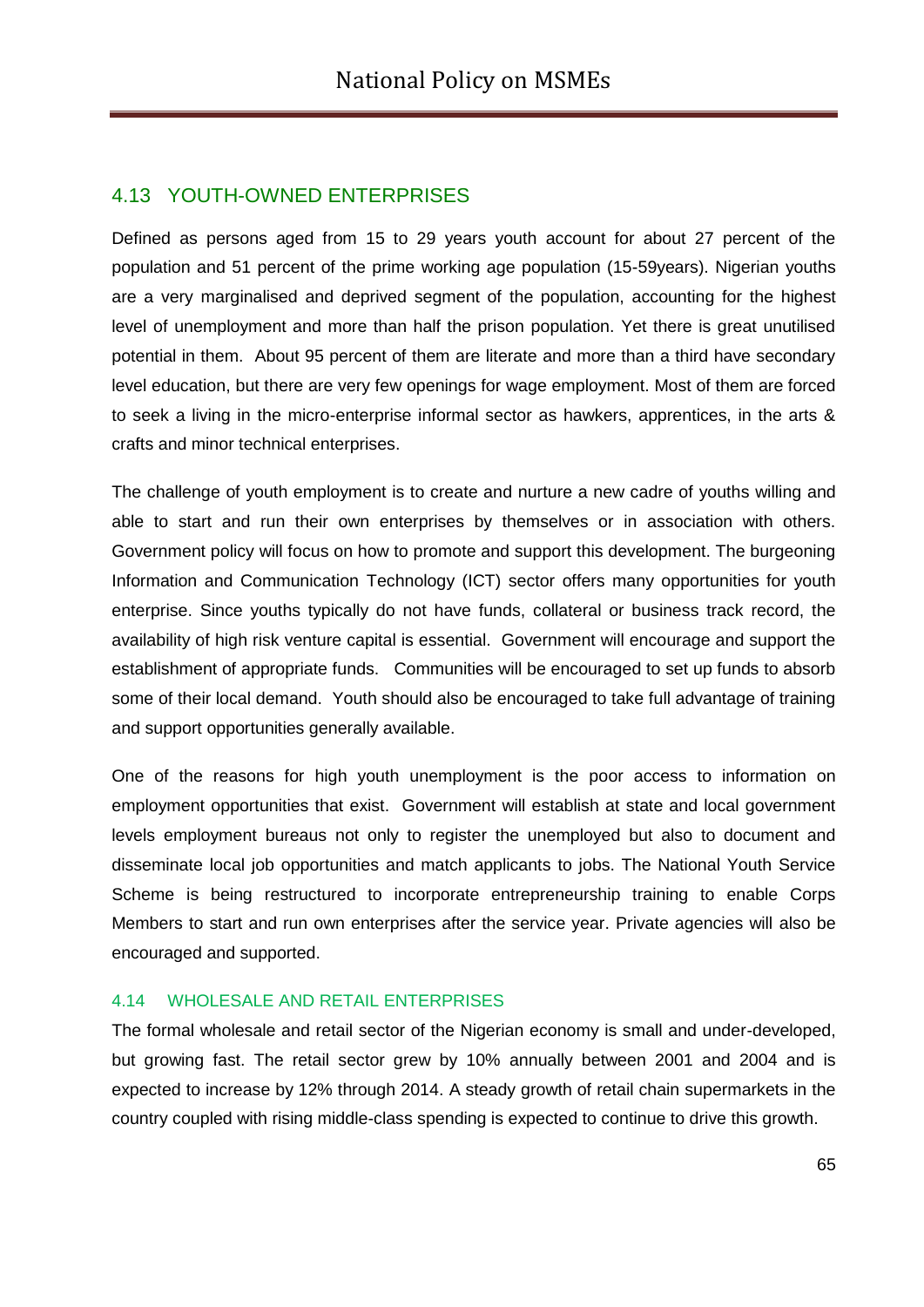## 4.13 YOUTH-OWNED ENTERPRISES

Defined as persons aged from 15 to 29 years youth account for about 27 percent of the population and 51 percent of the prime working age population (15-59years). Nigerian youths are a very marginalised and deprived segment of the population, accounting for the highest level of unemployment and more than half the prison population. Yet there is great unutilised potential in them. About 95 percent of them are literate and more than a third have secondary level education, but there are very few openings for wage employment. Most of them are forced to seek a living in the micro-enterprise informal sector as hawkers, apprentices, in the arts & crafts and minor technical enterprises.

The challenge of youth employment is to create and nurture a new cadre of youths willing and able to start and run their own enterprises by themselves or in association with others. Government policy will focus on how to promote and support this development. The burgeoning Information and Communication Technology (ICT) sector offers many opportunities for youth enterprise. Since youths typically do not have funds, collateral or business track record, the availability of high risk venture capital is essential. Government will encourage and support the establishment of appropriate funds. Communities will be encouraged to set up funds to absorb some of their local demand. Youth should also be encouraged to take full advantage of training and support opportunities generally available.

One of the reasons for high youth unemployment is the poor access to information on employment opportunities that exist. Government will establish at state and local government levels employment bureaus not only to register the unemployed but also to document and disseminate local job opportunities and match applicants to jobs. The National Youth Service Scheme is being restructured to incorporate entrepreneurship training to enable Corps Members to start and run own enterprises after the service year. Private agencies will also be encouraged and supported.

### 4.14 WHOLESALE AND RETAIL ENTERPRISES

The formal wholesale and retail sector of the Nigerian economy is small and under-developed, but growing fast. The retail sector grew by 10% annually between 2001 and 2004 and is expected to increase by 12% through 2014. A steady growth of retail chain supermarkets in the country coupled with rising middle-class spending is expected to continue to drive this growth.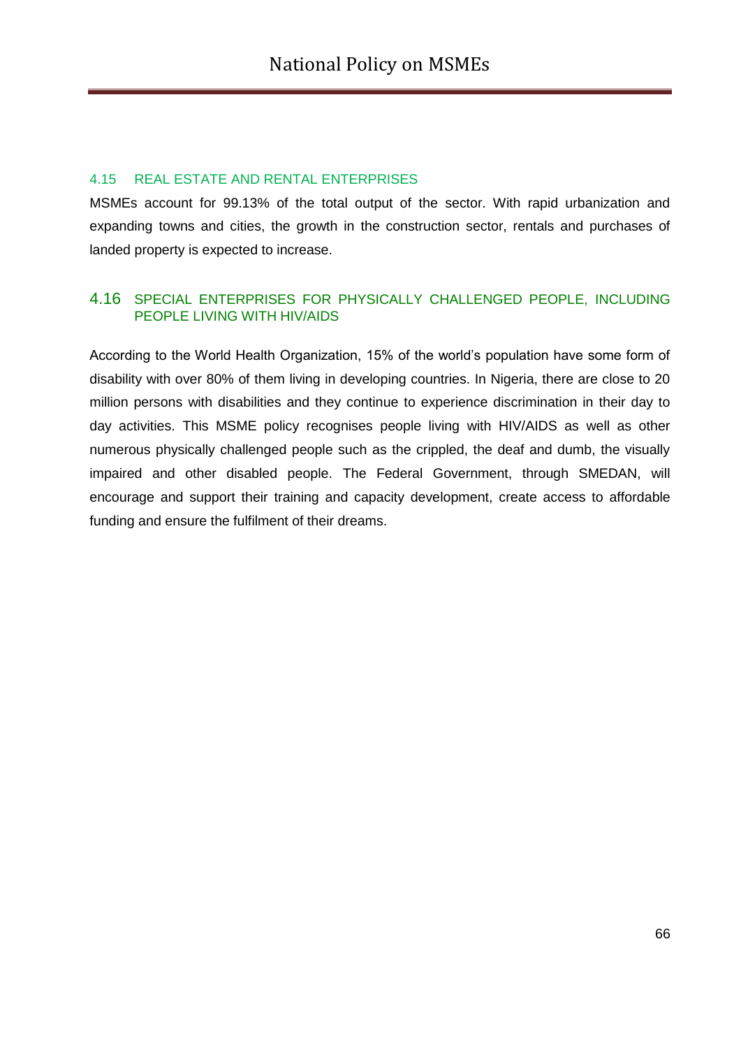### 4.15 REAL ESTATE AND RENTAL ENTERPRISES

MSMEs account for 99.13% of the total output of the sector. With rapid urbanization and expanding towns and cities, the growth in the construction sector, rentals and purchases of landed property is expected to increase.

### 4.16 SPECIAL ENTERPRISES FOR PHYSICALLY CHALLENGED PEOPLE, INCLUDING PEOPLE LIVING WITH HIV/AIDS

According to the World Health Organization, 15% of the world's population have some form of disability with over 80% of them living in developing countries. In Nigeria, there are close to 20 million persons with disabilities and they continue to experience discrimination in their day to day activities. This MSME policy recognises people living with HIV/AIDS as well as other numerous physically challenged people such as the crippled, the deaf and dumb, the visually impaired and other disabled people. The Federal Government, through SMEDAN, will encourage and support their training and capacity development, create access to affordable funding and ensure the fulfilment of their dreams.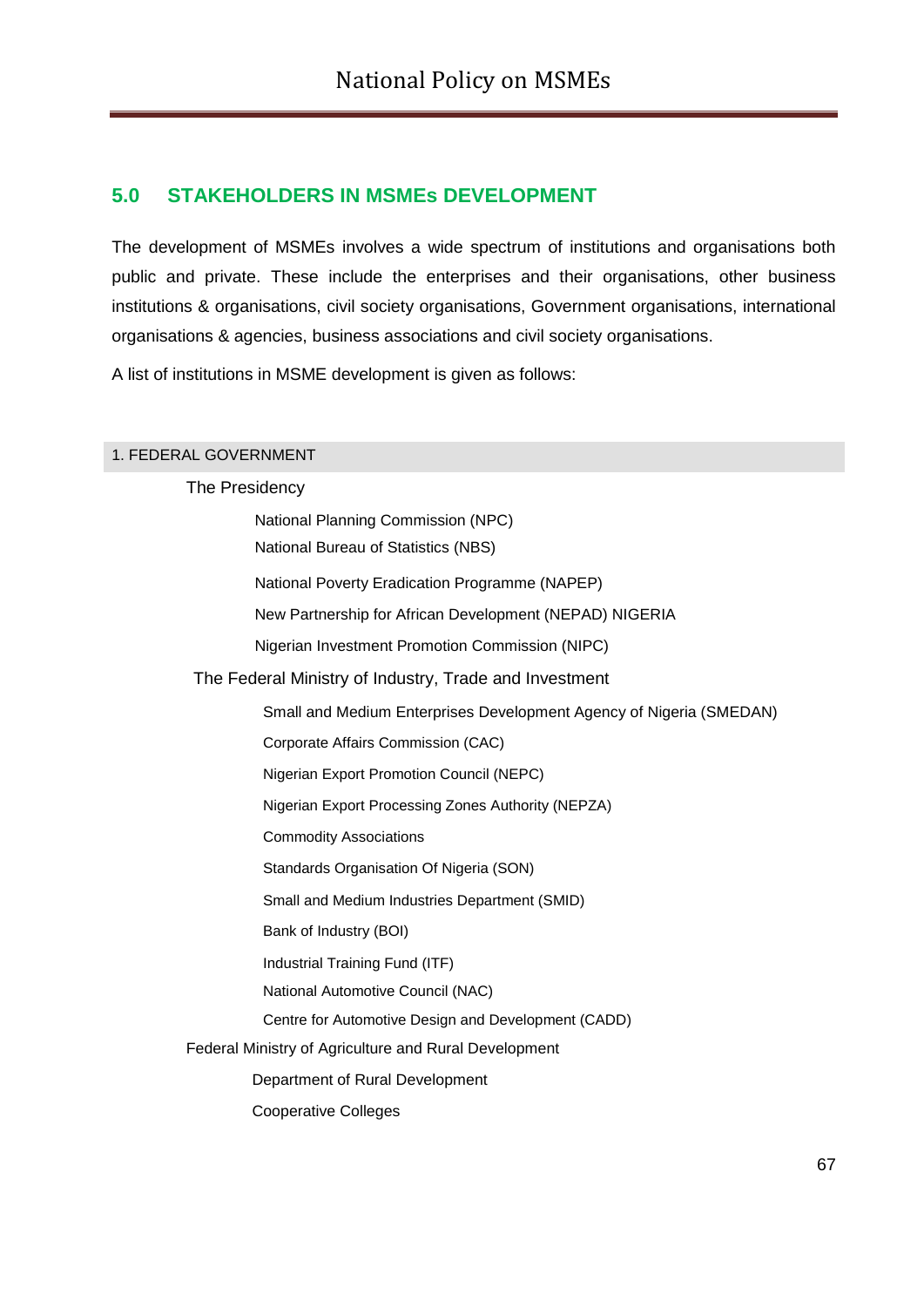## 5.0 STAKEHOLDERS IN MSMEs DEVELOPMENT

The development of MSMEs involves a wide spectrum of institutions and organisations both public and private. These include the enterprises and their organisations, other business institutions & organisations, civil society organisations, Government organisations, international organisations & agencies, business associations and civil society organisations.

A list of institutions in MSME development is given as follows:

### 1. FEDERAL GOVERNMENT

- The Presidency
  - National Planning Commission (NPC)
  - National Bureau of Statistics (NBS)
  - National Poverty Eradication Programme (NAPEP)
  - New Partnership for African Development (NEPAD) NIGERIA
  - Nigerian Investment Promotion Commission (NIPC)
- The Federal Ministry of Industry, Trade and Investment
  - Small and Medium Enterprises Development Agency of Nigeria (SMEDAN)
  - Corporate Affairs Commission (CAC)
  - Nigerian Export Promotion Council (NEPC)
  - Nigerian Export Processing Zones Authority (NEPZA)
  - Commodity Associations
  - Standards Organisation Of Nigeria (SON)
  - Small and Medium Industries Department (SMID)
  - Bank of Industry (BOI)
  - Industrial Training Fund (ITF)
  - National Automotive Council (NAC)
  - Centre for Automotive Design and Development (CADD)
- Federal Ministry of Agriculture and Rural Development
  - Department of Rural Development
  - Cooperative Colleges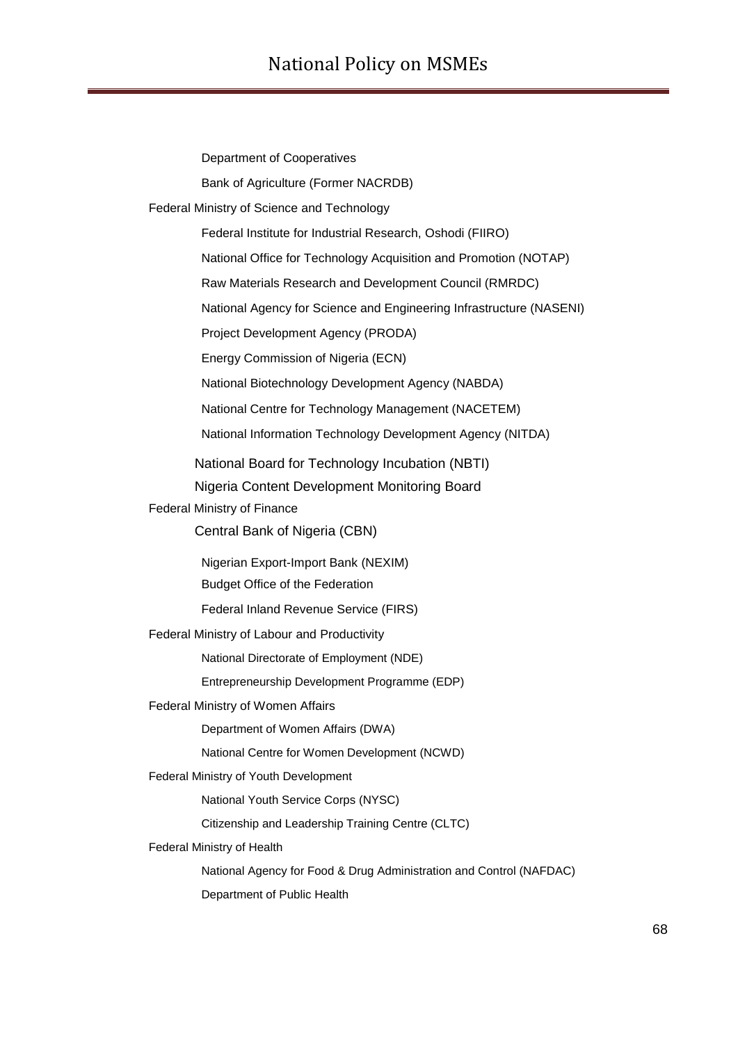- Department of Cooperatives
- Bank of Agriculture (Former NACRDB)

Federal Ministry of Science and Technology

- Federal Institute for Industrial Research, Oshodi (FIIRO)
- National Office for Technology Acquisition and Promotion (NOTAP)
- Raw Materials Research and Development Council (RMRDC)
- National Agency for Science and Engineering Infrastructure (NASENI)
- Project Development Agency (PRODA)
- Energy Commission of Nigeria (ECN)
- National Biotechnology Development Agency (NABDA)
- National Centre for Technology Management (NACETEM)
- National Information Technology Development Agency (NITDA)
- National Board for Technology Incubation (NBTI)
- Nigeria Content Development Monitoring Board

Federal Ministry of Finance

- Central Bank of Nigeria (CBN)
- Nigerian Export-Import Bank (NEXIM)
- Budget Office of the Federation
- Federal Inland Revenue Service (FIRS)

Federal Ministry of Labour and Productivity

- National Directorate of Employment (NDE)
- Entrepreneurship Development Programme (EDP)

Federal Ministry of Women Affairs

- Department of Women Affairs (DWA)
- National Centre for Women Development (NCWD)

Federal Ministry of Youth Development

- National Youth Service Corps (NYSC)
- Citizenship and Leadership Training Centre (CLTC)

Federal Ministry of Health

- National Agency for Food & Drug Administration and Control (NAFDAC)
- Department of Public Health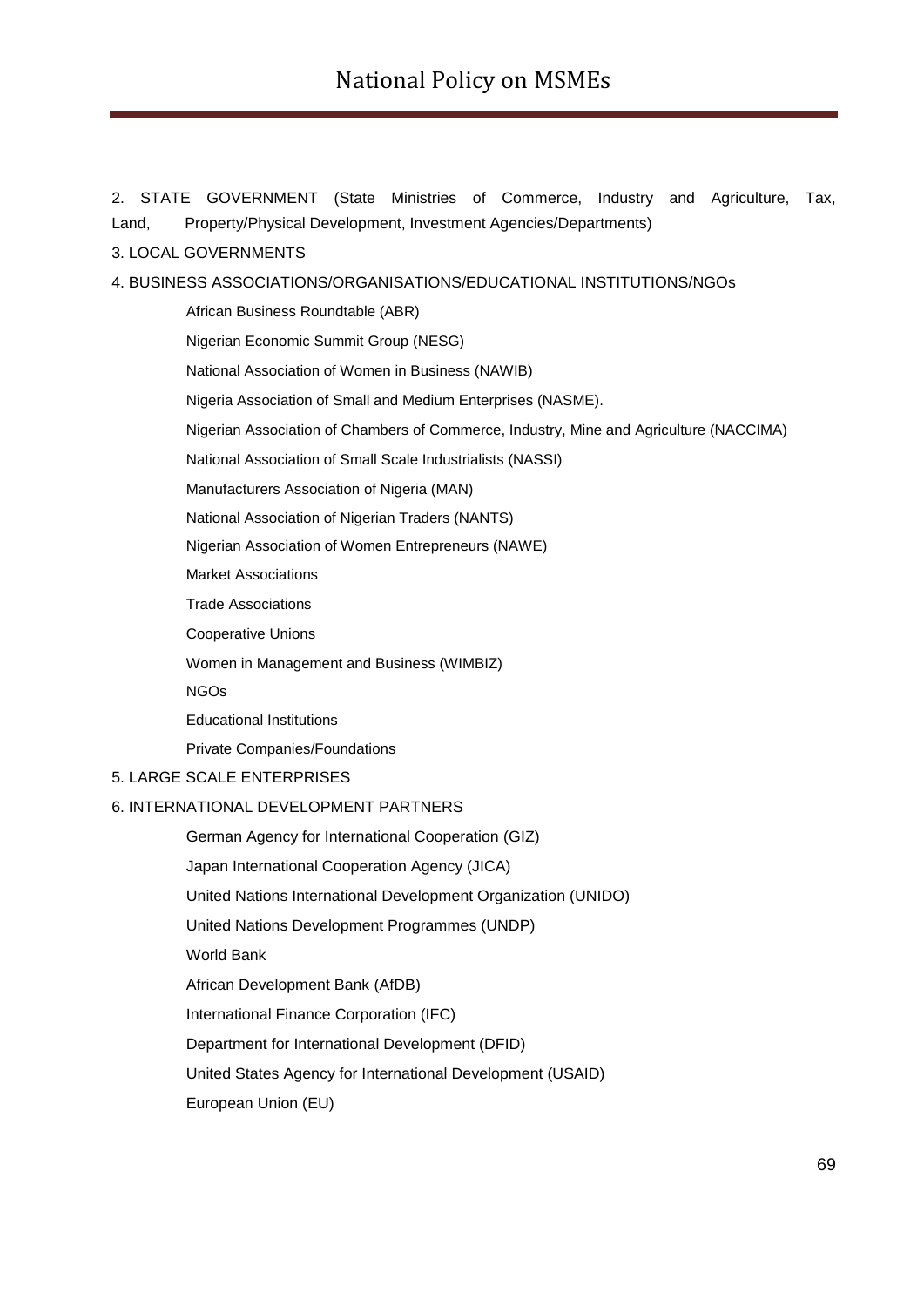2. STATE GOVERNMENT (State Ministries of Commerce, Industry and Agriculture, Tax, Land, Property/Physical Development, Investment Agencies/Departments)

3. LOCAL GOVERNMENTS

4. BUSINESS ASSOCIATIONS/ORGANISATIONS/EDUCATIONAL INSTITUTIONS/NGOs

- African Business Roundtable (ABR)
- Nigerian Economic Summit Group (NESG)
- National Association of Women in Business (NAWIB)
- Nigeria Association of Small and Medium Enterprises (NASME).
- Nigerian Association of Chambers of Commerce, Industry, Mine and Agriculture (NACCIMA)
- National Association of Small Scale Industrialists (NASSI)
- Manufacturers Association of Nigeria (MAN)
- National Association of Nigerian Traders (NANTS)
- Nigerian Association of Women Entrepreneurs (NAWE)
- Market Associations
- Trade Associations
- Cooperative Unions
- Women in Management and Business (WIMBIZ)
- NGOs
- Educational Institutions
- Private Companies/Foundations

5. LARGE SCALE ENTERPRISES

6. INTERNATIONAL DEVELOPMENT PARTNERS

- German Agency for International Cooperation (GIZ)
- Japan International Cooperation Agency (JICA)
- United Nations International Development Organization (UNIDO)
- United Nations Development Programmes (UNDP)
- World Bank
- African Development Bank (AfDB)
- International Finance Corporation (IFC)
- Department for International Development (DFID)
- United States Agency for International Development (USAID)
- European Union (EU)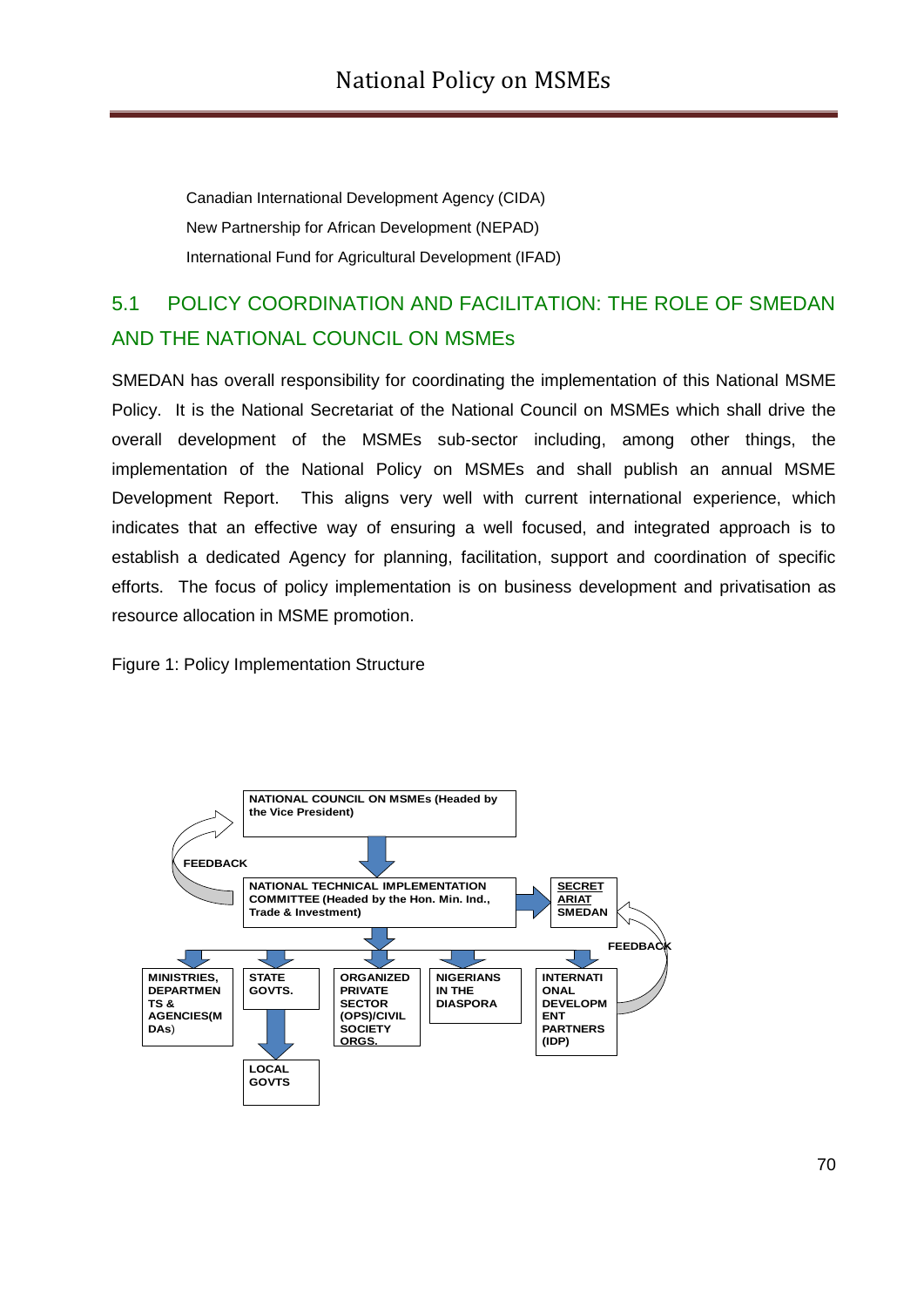Canadian International Development Agency (CIDA)

New Partnership for African Development (NEPAD)

International Fund for Agricultural Development (IFAD)

## 5.1 POLICY COORDINATION AND FACILITATION: THE ROLE OF SMEDAN AND THE NATIONAL COUNCIL ON MSMEs

SMEDAN has overall responsibility for coordinating the implementation of this National MSME Policy. It is the National Secretariat of the National Council on MSMEs which shall drive the overall development of the MSMEs sub-sector including, among other things, the implementation of the National Policy on MSMEs and shall publish an annual MSME Development Report. This aligns very well with current international experience, which indicates that an effective way of ensuring a well focused, and integrated approach is to establish a dedicated Agency for planning, facilitation, support and coordination of specific efforts. The focus of policy implementation is on business development and privatisation as resource allocation in MSME promotion.

Figure 1: Policy Implementation Structure

NATIONAL COUNCIL ON MSMEs (Headed by the Vice President)

FEEDBACK

NATIONAL TECHNICAL IMPLEMENTATION COMMITTEE (Headed by the Hon. Min. Ind., Trade & Investment)

SECRETARIAT SMEDAN

FEEDBACK

MINISTRIES, DEPARTMENTS & AGENCIES(MDAs)

STATE GOVTS.

ORGANIZED PRIVATE SECTOR (OPS)/CIVIL SOCIETY ORGS.

NIGERIANS IN THE DIASPORA

INTERNATIONAL DEVELOPMENT PARTNERS (IDP)

LOCAL GOVTS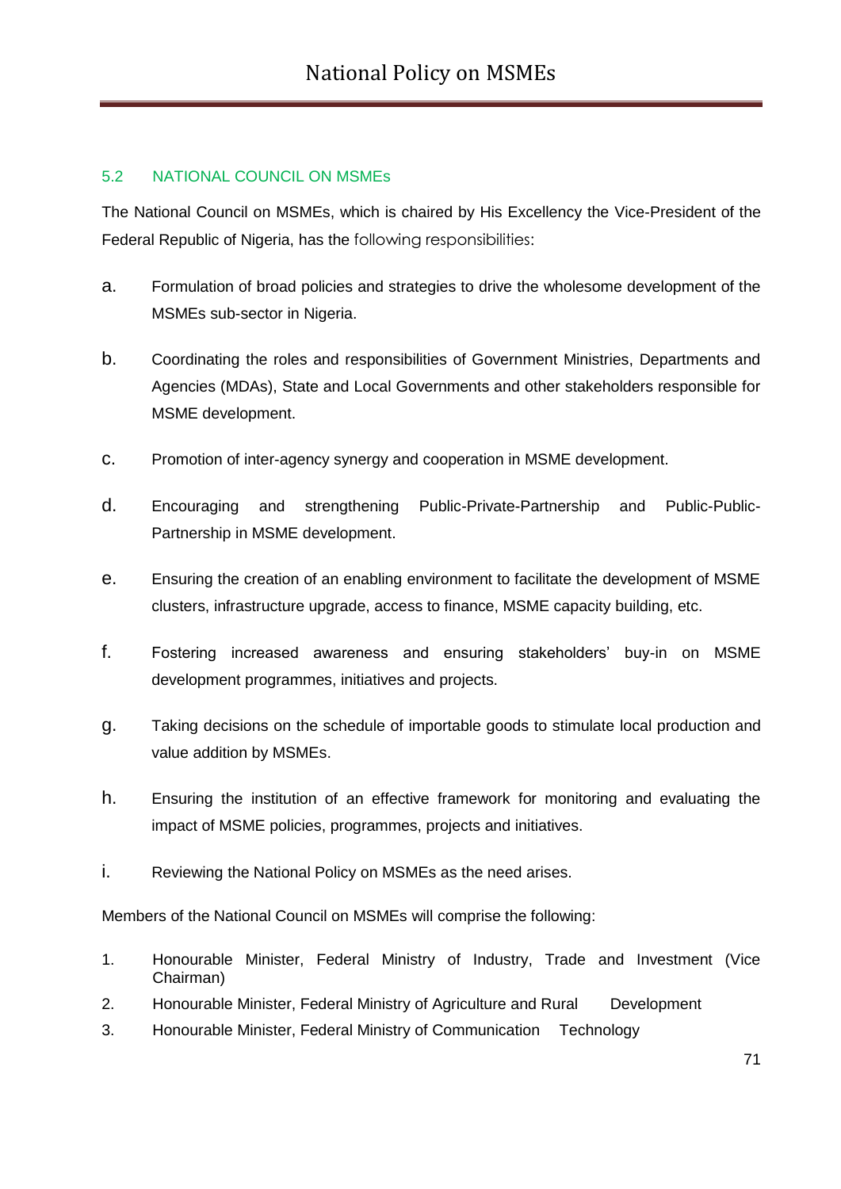## 5.2 NATIONAL COUNCIL ON MSMEs

The National Council on MSMEs, which is chaired by His Excellency the Vice-President of the Federal Republic of Nigeria, has the following responsibilities:

a. Formulation of broad policies and strategies to drive the wholesome development of the MSMEs sub-sector in Nigeria.

b. Coordinating the roles and responsibilities of Government Ministries, Departments and Agencies (MDAs), State and Local Governments and other stakeholders responsible for MSME development.

c. Promotion of inter-agency synergy and cooperation in MSME development.

d. Encouraging and strengthening Public-Private-Partnership and Public-Public-Partnership in MSME development.

e. Ensuring the creation of an enabling environment to facilitate the development of MSME clusters, infrastructure upgrade, access to finance, MSME capacity building, etc.

f. Fostering increased awareness and ensuring stakeholders' buy-in on MSME development programmes, initiatives and projects.

g. Taking decisions on the schedule of importable goods to stimulate local production and value addition by MSMEs.

h. Ensuring the institution of an effective framework for monitoring and evaluating the impact of MSME policies, programmes, projects and initiatives.

i. Reviewing the National Policy on MSMEs as the need arises.

Members of the National Council on MSMEs will comprise the following:

1. Honourable Minister, Federal Ministry of Industry, Trade and Investment (Vice Chairman)
2. Honourable Minister, Federal Ministry of Agriculture and Rural Development
3. Honourable Minister, Federal Ministry of Communication Technology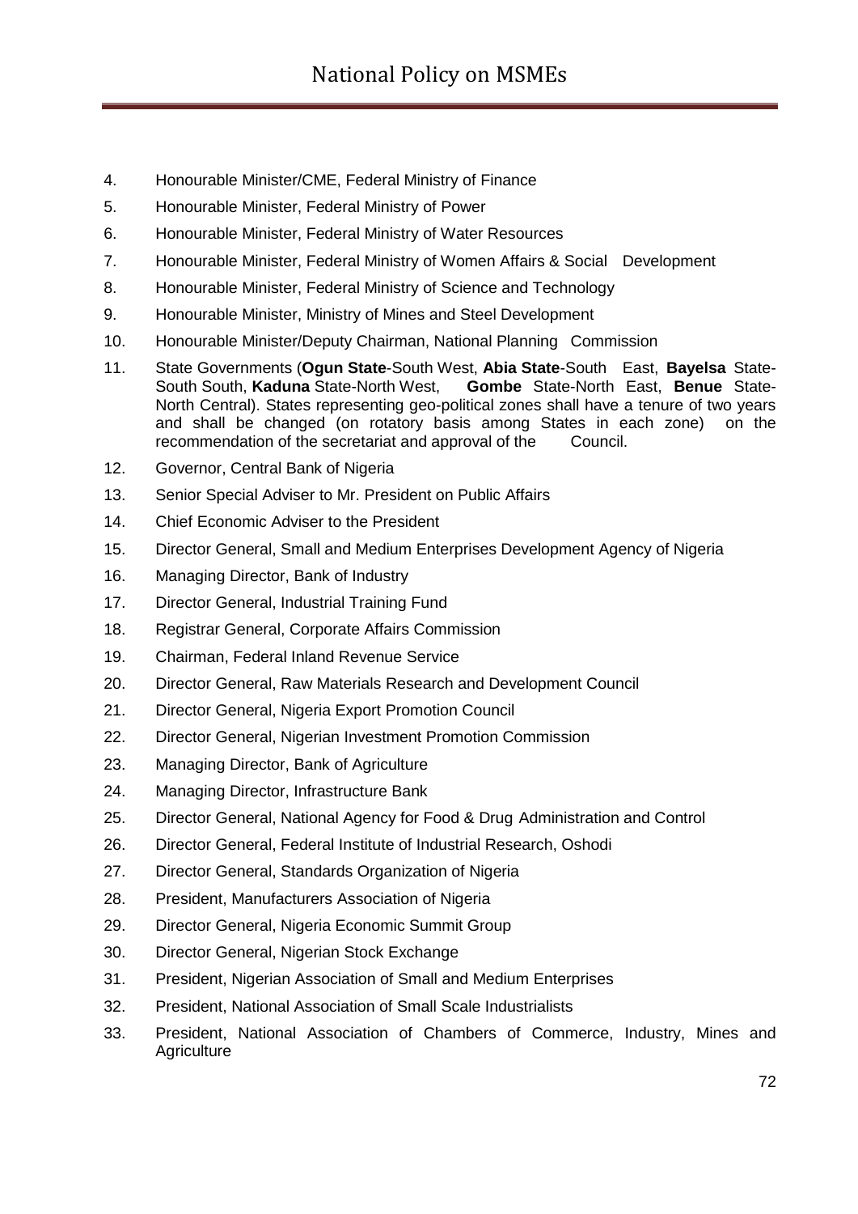4. Honourable Minister/CME, Federal Ministry of Finance
5. Honourable Minister, Federal Ministry of Power
6. Honourable Minister, Federal Ministry of Water Resources
7. Honourable Minister, Federal Ministry of Women Affairs & Social Development
8. Honourable Minister, Federal Ministry of Science and Technology
9. Honourable Minister, Ministry of Mines and Steel Development
10. Honourable Minister/Deputy Chairman, National Planning Commission
11. State Governments (**Ogun State**-South West, **Abia State**-South East, **Bayelsa** State-South South, **Kaduna** State-North West, **Gombe** State-North East, **Benue** State-North Central). States representing geo-political zones shall have a tenure of two years and shall be changed (on rotatory basis among States in each zone) on the recommendation of the secretariat and approval of the Council.
12. Governor, Central Bank of Nigeria
13. Senior Special Adviser to Mr. President on Public Affairs
14. Chief Economic Adviser to the President
15. Director General, Small and Medium Enterprises Development Agency of Nigeria
16. Managing Director, Bank of Industry
17. Director General, Industrial Training Fund
18. Registrar General, Corporate Affairs Commission
19. Chairman, Federal Inland Revenue Service
20. Director General, Raw Materials Research and Development Council
21. Director General, Nigeria Export Promotion Council
22. Director General, Nigerian Investment Promotion Commission
23. Managing Director, Bank of Agriculture
24. Managing Director, Infrastructure Bank
25. Director General, National Agency for Food & Drug Administration and Control
26. Director General, Federal Institute of Industrial Research, Oshodi
27. Director General, Standards Organization of Nigeria
28. President, Manufacturers Association of Nigeria
29. Director General, Nigeria Economic Summit Group
30. Director General, Nigerian Stock Exchange
31. President, Nigerian Association of Small and Medium Enterprises
32. President, National Association of Small Scale Industrialists
33. President, National Association of Chambers of Commerce, Industry, Mines and Agriculture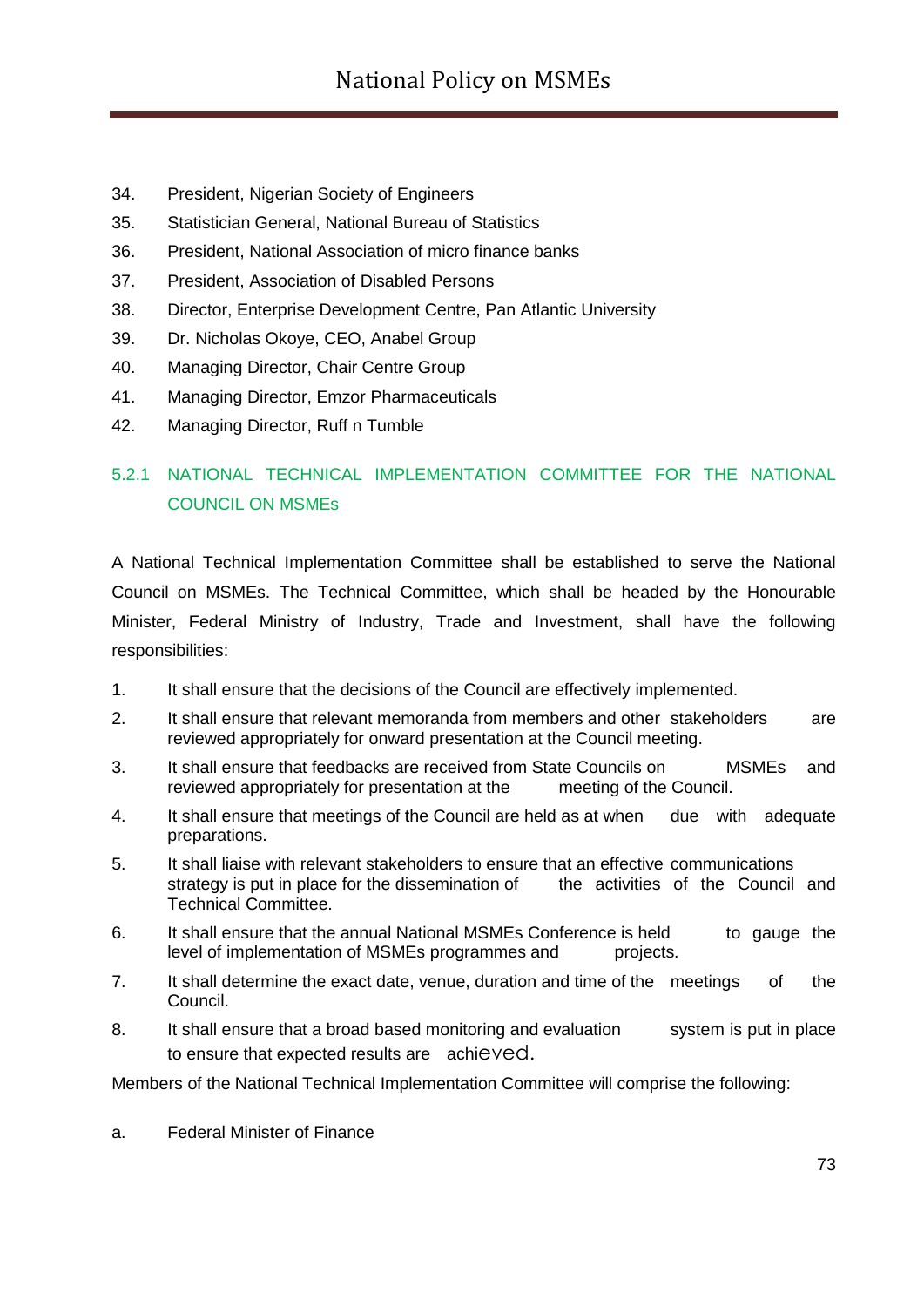34. President, Nigerian Society of Engineers
35. Statistician General, National Bureau of Statistics
36. President, National Association of micro finance banks
37. President, Association of Disabled Persons
38. Director, Enterprise Development Centre, Pan Atlantic University
39. Dr. Nicholas Okoye, CEO, Anabel Group
40. Managing Director, Chair Centre Group
41. Managing Director, Emzor Pharmaceuticals
42. Managing Director, Ruff n Tumble

### 5.2.1 NATIONAL TECHNICAL IMPLEMENTATION COMMITTEE FOR THE NATIONAL COUNCIL ON MSMEs

A National Technical Implementation Committee shall be established to serve the National Council on MSMEs. The Technical Committee, which shall be headed by the Honourable Minister, Federal Ministry of Industry, Trade and Investment, shall have the following responsibilities:

1. It shall ensure that the decisions of the Council are effectively implemented.
2. It shall ensure that relevant memoranda from members and other stakeholders are reviewed appropriately for onward presentation at the Council meeting.
3. It shall ensure that feedbacks are received from State Councils on MSMEs and reviewed appropriately for presentation at the meeting of the Council.
4. It shall ensure that meetings of the Council are held as at when due with adequate preparations.
5. It shall liaise with relevant stakeholders to ensure that an effective communications strategy is put in place for the dissemination of the activities of the Council and Technical Committee.
6. It shall ensure that the annual National MSMEs Conference is held to gauge the level of implementation of MSMEs programmes and projects.
7. It shall determine the exact date, venue, duration and time of the meetings of the Council.
8. It shall ensure that a broad based monitoring and evaluation system is put in place to ensure that expected results are achieved.

Members of the National Technical Implementation Committee will comprise the following:

a. Federal Minister of Finance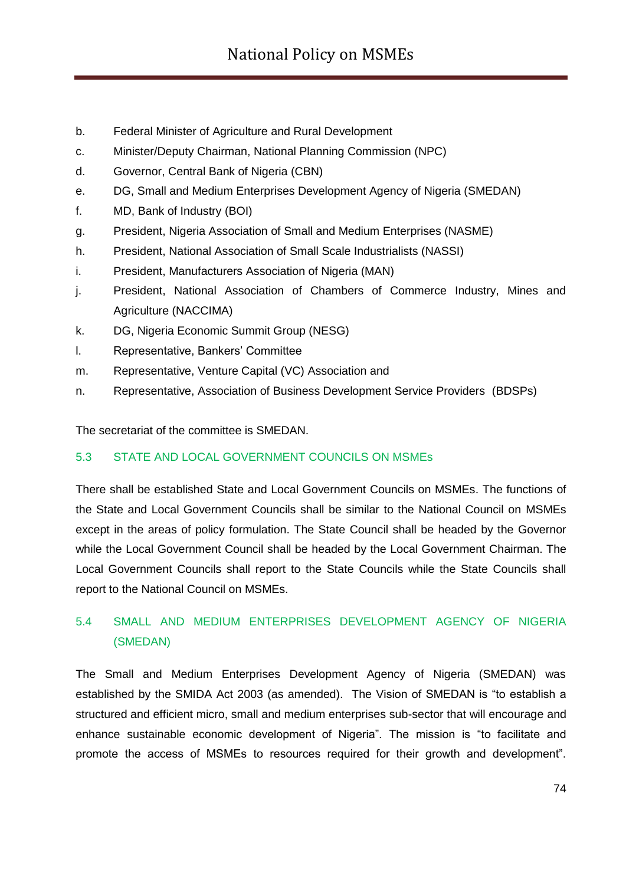b. Federal Minister of Agriculture and Rural Development
c. Minister/Deputy Chairman, National Planning Commission (NPC)
d. Governor, Central Bank of Nigeria (CBN)
e. DG, Small and Medium Enterprises Development Agency of Nigeria (SMEDAN)
f. MD, Bank of Industry (BOI)
g. President, Nigeria Association of Small and Medium Enterprises (NASME)
h. President, National Association of Small Scale Industrialists (NASSI)
i. President, Manufacturers Association of Nigeria (MAN)
j. President, National Association of Chambers of Commerce Industry, Mines and Agriculture (NACCIMA)
k. DG, Nigeria Economic Summit Group (NESG)
l. Representative, Bankers' Committee
m. Representative, Venture Capital (VC) Association and
n. Representative, Association of Business Development Service Providers (BDSPs)

The secretariat of the committee is SMEDAN.

## 5.3 STATE AND LOCAL GOVERNMENT COUNCILS ON MSMEs

There shall be established State and Local Government Councils on MSMEs. The functions of the State and Local Government Councils shall be similar to the National Council on MSMEs except in the areas of policy formulation. The State Council shall be headed by the Governor while the Local Government Council shall be headed by the Local Government Chairman. The Local Government Councils shall report to the State Councils while the State Councils shall report to the National Council on MSMEs.

## 5.4 SMALL AND MEDIUM ENTERPRISES DEVELOPMENT AGENCY OF NIGERIA (SMEDAN)

The Small and Medium Enterprises Development Agency of Nigeria (SMEDAN) was established by the SMIDA Act 2003 (as amended). The Vision of SMEDAN is "to establish a structured and efficient micro, small and medium enterprises sub-sector that will encourage and enhance sustainable economic development of Nigeria". The mission is "to facilitate and promote the access of MSMEs to resources required for their growth and development".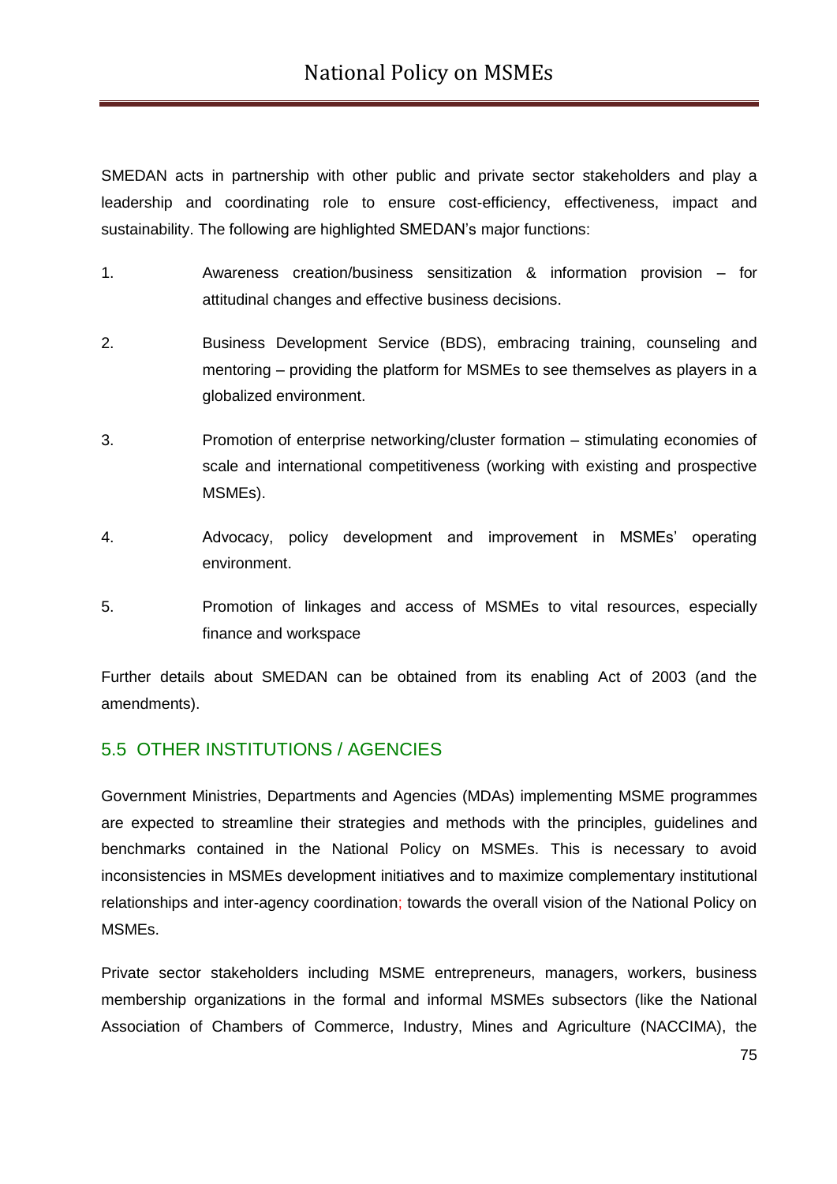SMEDAN acts in partnership with other public and private sector stakeholders and play a leadership and coordinating role to ensure cost-efficiency, effectiveness, impact and sustainability. The following are highlighted SMEDAN's major functions:

1. Awareness creation/business sensitization & information provision – for attitudinal changes and effective business decisions.
2. Business Development Service (BDS), embracing training, counseling and mentoring – providing the platform for MSMEs to see themselves as players in a globalized environment.
3. Promotion of enterprise networking/cluster formation – stimulating economies of scale and international competitiveness (working with existing and prospective MSMEs).
4. Advocacy, policy development and improvement in MSMEs' operating environment.
5. Promotion of linkages and access of MSMEs to vital resources, especially finance and workspace

Further details about SMEDAN can be obtained from its enabling Act of 2003 (and the amendments).

## 5.5 OTHER INSTITUTIONS / AGENCIES

Government Ministries, Departments and Agencies (MDAs) implementing MSME programmes are expected to streamline their strategies and methods with the principles, guidelines and benchmarks contained in the National Policy on MSMEs. This is necessary to avoid inconsistencies in MSMEs development initiatives and to maximize complementary institutional relationships and inter-agency coordination; towards the overall vision of the National Policy on MSMEs.

Private sector stakeholders including MSME entrepreneurs, managers, workers, business membership organizations in the formal and informal MSMEs subsectors (like the National Association of Chambers of Commerce, Industry, Mines and Agriculture (NACCIMA), the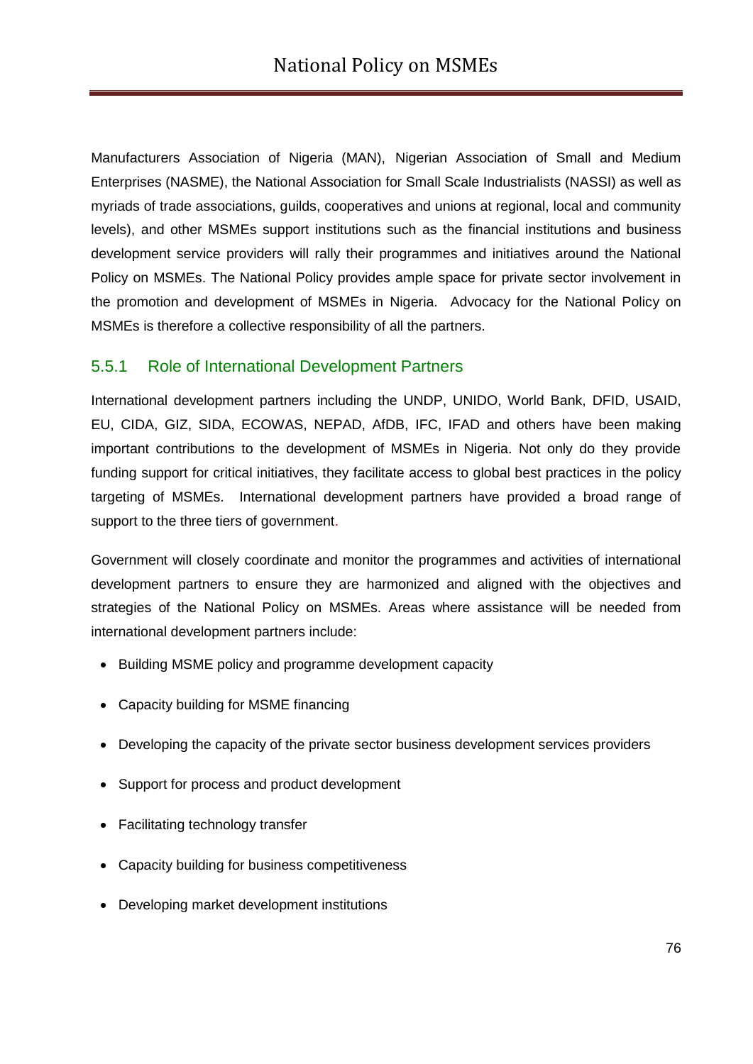Manufacturers Association of Nigeria (MAN), Nigerian Association of Small and Medium Enterprises (NASME), the National Association for Small Scale Industrialists (NASSI) as well as myriads of trade associations, guilds, cooperatives and unions at regional, local and community levels), and other MSMEs support institutions such as the financial institutions and business development service providers will rally their programmes and initiatives around the National Policy on MSMEs. The National Policy provides ample space for private sector involvement in the promotion and development of MSMEs in Nigeria. Advocacy for the National Policy on MSMEs is therefore a collective responsibility of all the partners.

### 5.5.1 Role of International Development Partners

International development partners including the UNDP, UNIDO, World Bank, DFID, USAID, EU, CIDA, GIZ, SIDA, ECOWAS, NEPAD, AfDB, IFC, IFAD and others have been making important contributions to the development of MSMEs in Nigeria. Not only do they provide funding support for critical initiatives, they facilitate access to global best practices in the policy targeting of MSMEs. International development partners have provided a broad range of support to the three tiers of government.

Government will closely coordinate and monitor the programmes and activities of international development partners to ensure they are harmonized and aligned with the objectives and strategies of the National Policy on MSMEs. Areas where assistance will be needed from international development partners include:

- Building MSME policy and programme development capacity
- Capacity building for MSME financing
- Developing the capacity of the private sector business development services providers
- Support for process and product development
- Facilitating technology transfer
- Capacity building for business competitiveness
- Developing market development institutions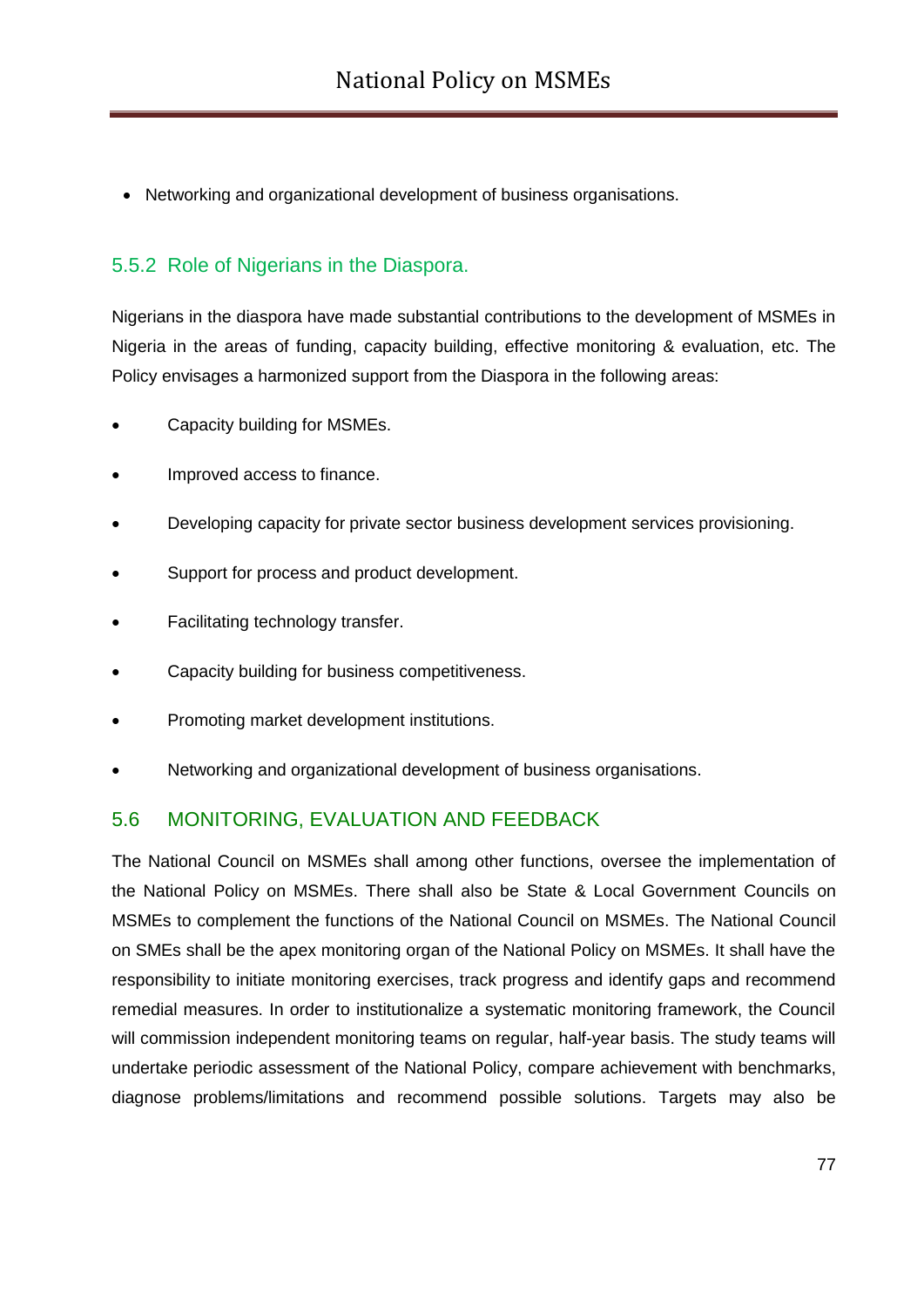- Networking and organizational development of business organisations.

### 5.5.2 Role of Nigerians in the Diaspora.

Nigerians in the diaspora have made substantial contributions to the development of MSMEs in Nigeria in the areas of funding, capacity building, effective monitoring & evaluation, etc. The Policy envisages a harmonized support from the Diaspora in the following areas:

- Capacity building for MSMEs.
- Improved access to finance.
- Developing capacity for private sector business development services provisioning.
- Support for process and product development.
- Facilitating technology transfer.
- Capacity building for business competitiveness.
- Promoting market development institutions.
- Networking and organizational development of business organisations.

## 5.6 MONITORING, EVALUATION AND FEEDBACK

The National Council on MSMEs shall among other functions, oversee the implementation of the National Policy on MSMEs. There shall also be State & Local Government Councils on MSMEs to complement the functions of the National Council on MSMEs. The National Council on SMEs shall be the apex monitoring organ of the National Policy on MSMEs. It shall have the responsibility to initiate monitoring exercises, track progress and identify gaps and recommend remedial measures. In order to institutionalize a systematic monitoring framework, the Council will commission independent monitoring teams on regular, half-year basis. The study teams will undertake periodic assessment of the National Policy, compare achievement with benchmarks, diagnose problems/limitations and recommend possible solutions. Targets may also be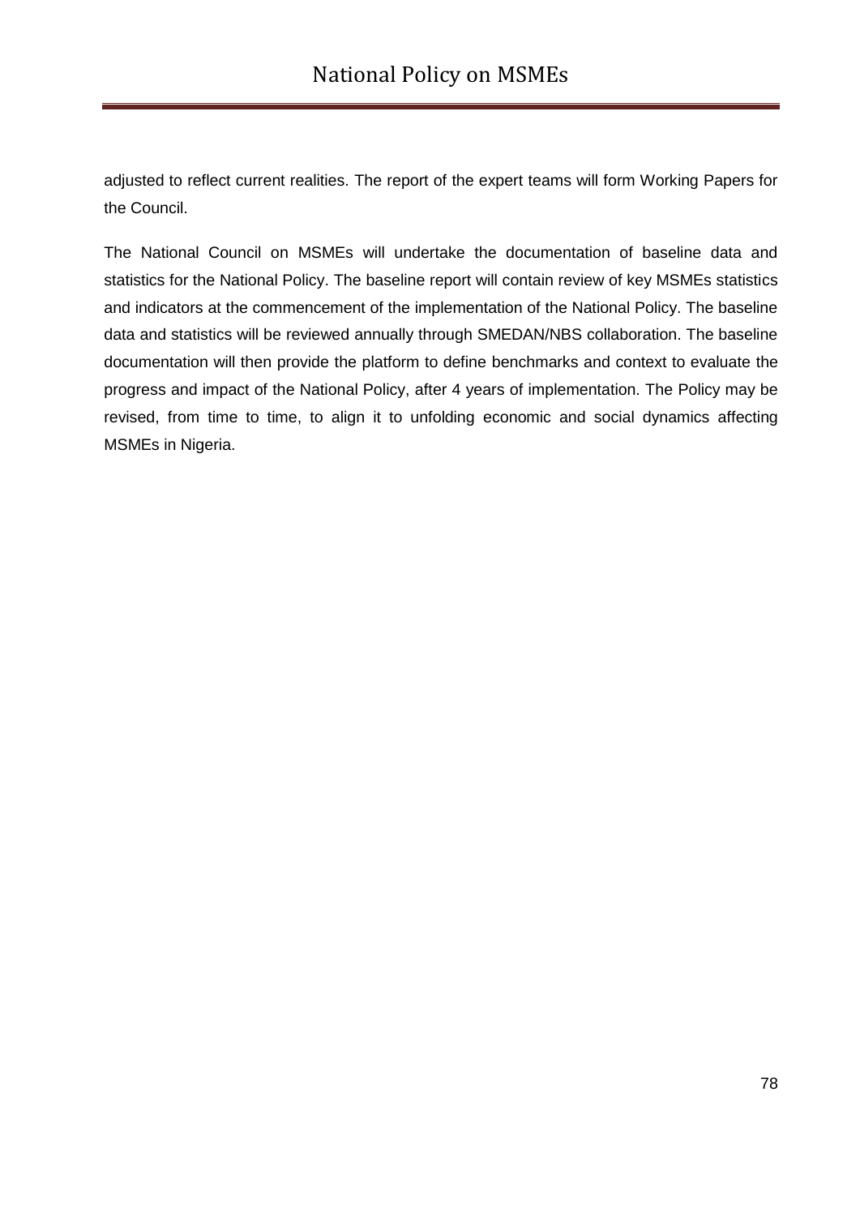adjusted to reflect current realities. The report of the expert teams will form Working Papers for the Council.

The National Council on MSMEs will undertake the documentation of baseline data and statistics for the National Policy. The baseline report will contain review of key MSMEs statistics and indicators at the commencement of the implementation of the National Policy. The baseline data and statistics will be reviewed annually through SMEDAN/NBS collaboration. The baseline documentation will then provide the platform to define benchmarks and context to evaluate the progress and impact of the National Policy, after 4 years of implementation. The Policy may be revised, from time to time, to align it to unfolding economic and social dynamics affecting MSMEs in Nigeria.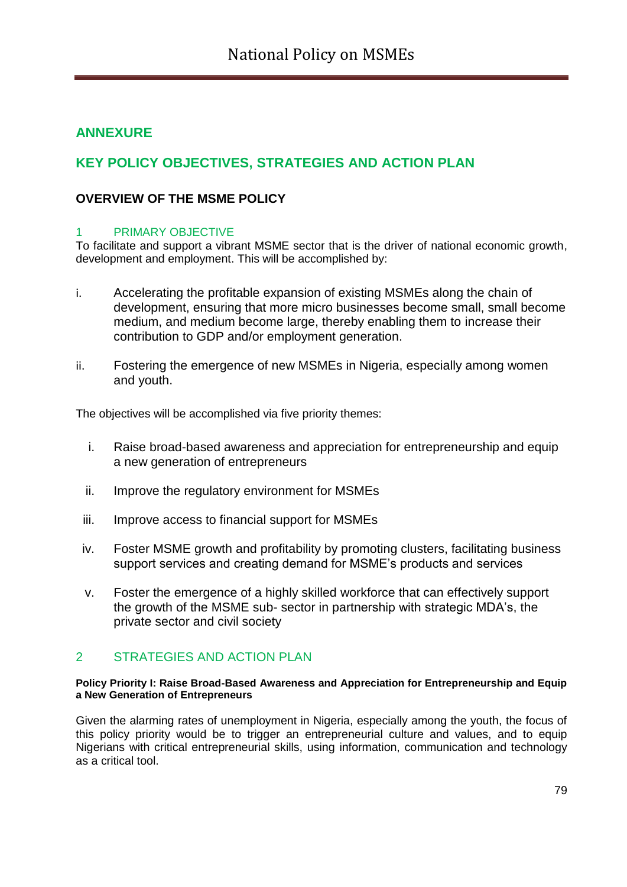## ANNEXURE

## KEY POLICY OBJECTIVES, STRATEGIES AND ACTION PLAN

### OVERVIEW OF THE MSME POLICY

### 1 PRIMARY OBJECTIVE

To facilitate and support a vibrant MSME sector that is the driver of national economic growth, development and employment. This will be accomplished by:

i. Accelerating the profitable expansion of existing MSMEs along the chain of development, ensuring that more micro businesses become small, small become medium, and medium become large, thereby enabling them to increase their contribution to GDP and/or employment generation.

ii. Fostering the emergence of new MSMEs in Nigeria, especially among women and youth.

The objectives will be accomplished via five priority themes:

i. Raise broad-based awareness and appreciation for entrepreneurship and equip a new generation of entrepreneurs

ii. Improve the regulatory environment for MSMEs

iii. Improve access to financial support for MSMEs

iv. Foster MSME growth and profitability by promoting clusters, facilitating business support services and creating demand for MSME's products and services

v. Foster the emergence of a highly skilled workforce that can effectively support the growth of the MSME sub- sector in partnership with strategic MDA's, the private sector and civil society

### 2 STRATEGIES AND ACTION PLAN

**Policy Priority I: Raise Broad-Based Awareness and Appreciation for Entrepreneurship and Equip a New Generation of Entrepreneurs**

Given the alarming rates of unemployment in Nigeria, especially among the youth, the focus of this policy priority would be to trigger an entrepreneurial culture and values, and to equip Nigerians with critical entrepreneurial skills, using information, communication and technology as a critical tool.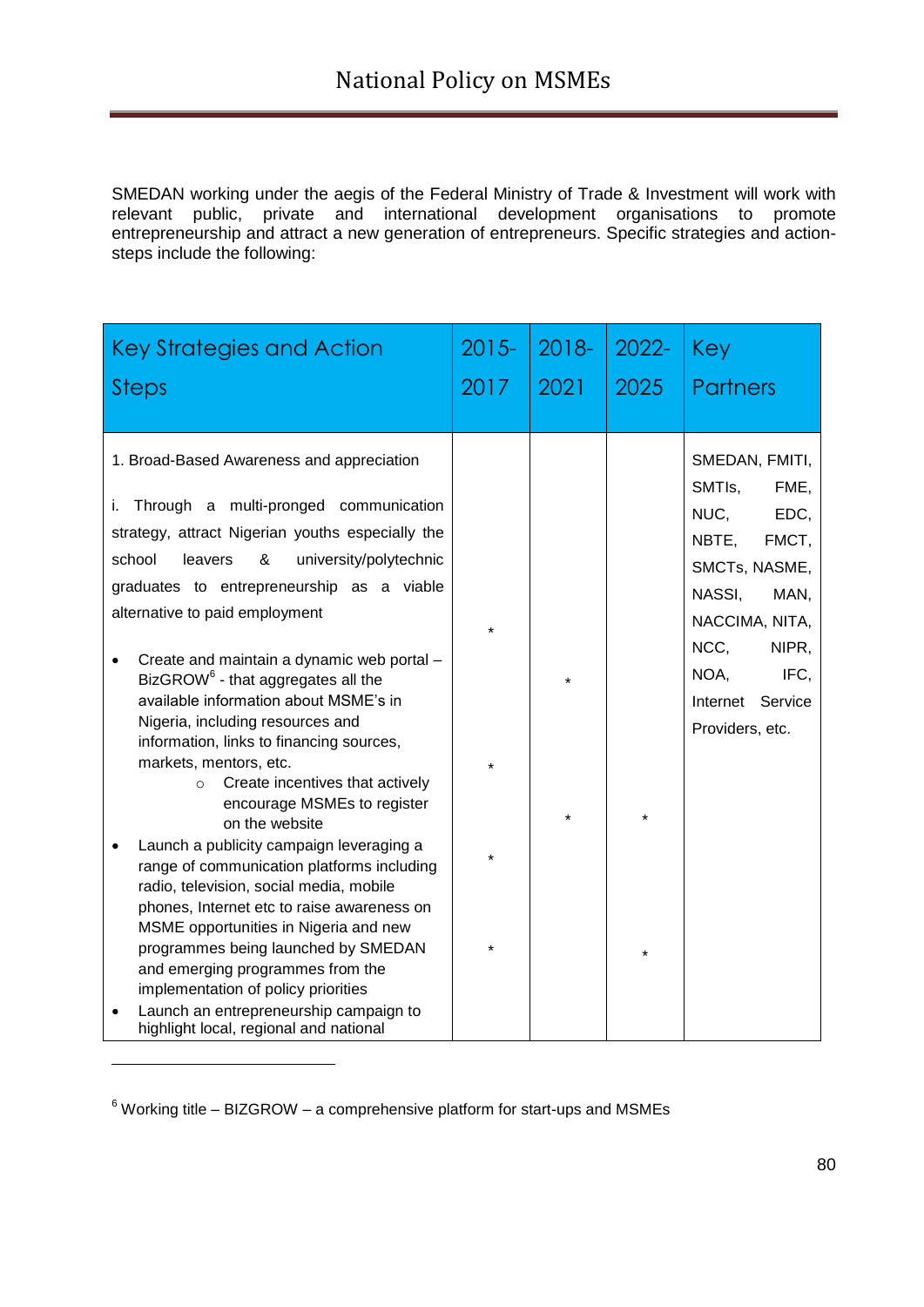SMEDAN working under the aegis of the Federal Ministry of Trade & Investment will work with relevant public, private and international development organisations to promote entrepreneurship and attract a new generation of entrepreneurs. Specific strategies and action-steps include the following:

| Key Strategies and Action Steps | 2015-2017 | 2018-2021 | 2022-2025 | Key Partners |
|---|---|---|---|---|
| 1. Broad-Based Awareness and appreciation | | | | SMEDAN, FMITI, SMTIs, FME, NUC, EDC, NBTE, FMCT, SMCTs, NASME, NASSI, MAN, NACCIMA, NITA, NCC, NIPR, NOA, IFC, Internet Service Providers, etc. |
| i. Through a multi-pronged communication strategy, attract Nigerian youths especially the school leavers & university/polytechnic graduates to entrepreneurship as a viable alternative to paid employment | * | | | |
| • Create and maintain a dynamic web portal – BizGROW[6] - that aggregates all the available information about MSME's in Nigeria, including resources and information, links to financing sources, markets, mentors, etc. | * | * | | |
| o Create incentives that actively encourage MSMEs to register on the website | | * | * | |
| • Launch a publicity campaign leveraging a range of communication platforms including radio, television, social media, mobile phones, Internet etc to raise awareness on MSME opportunities in Nigeria and new programmes being launched by SMEDAN and emerging programmes from the implementation of policy priorities | * * | | * | |
| • Launch an entrepreneurship campaign to highlight local, regional and national | | | | |

[6] Working title – BIZGROW – a comprehensive platform for start-ups and MSMEs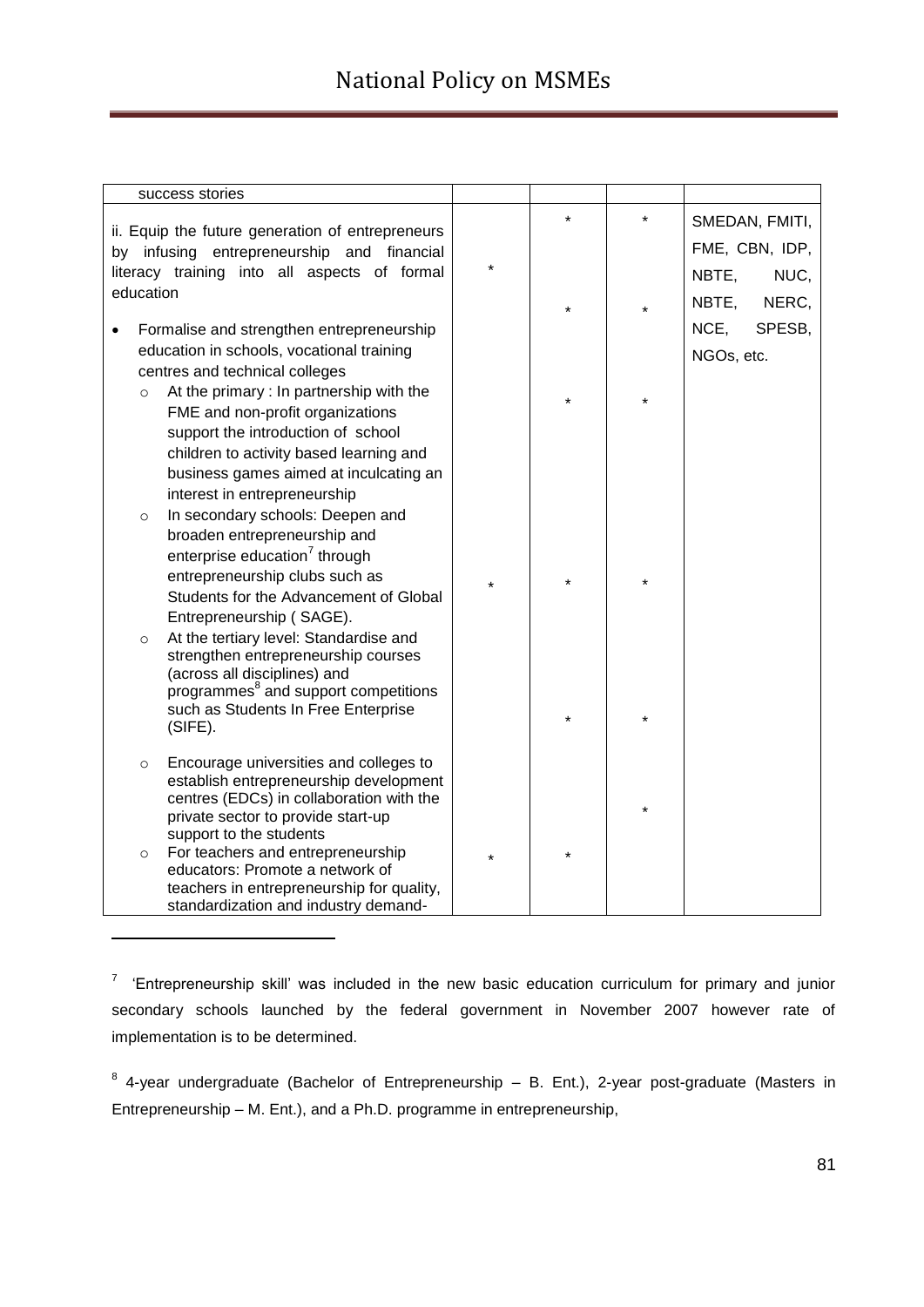| | | | | |
|---|---|---|---|---|
| success stories | | | | |
| ii. Equip the future generation of entrepreneurs by infusing entrepreneurship and financial literacy training into all aspects of formal education | * | * | * | SMEDAN, FMITI, FME, CBN, IDP, NBTE, NUC, NBTE, NERC, NCE, SPESB, NGOs, etc. |
| • Formalise and strengthen entrepreneurship education in schools, vocational training centres and technical colleges | | * | * | |
| ○ At the primary : In partnership with the FME and non-profit organizations support the introduction of school children to activity based learning and business games aimed at inculcating an interest in entrepreneurship | | * | * | |
| ○ In secondary schools: Deepen and broaden entrepreneurship and enterprise education[7] through entrepreneurship clubs such as Students for the Advancement of Global Entrepreneurship ( SAGE). | * | * | * | |
| ○ At the tertiary level: Standardise and strengthen entrepreneurship courses (across all disciplines) and programmes[8] and support competitions such as Students In Free Enterprise (SIFE). | | * | * | |
| ○ Encourage universities and colleges to establish entrepreneurship development centres (EDCs) in collaboration with the private sector to provide start-up support to the students | | | * | |
| ○ For teachers and entrepreneurship educators: Promote a network of teachers in entrepreneurship for quality, standardization and industry demand- | * | * | | |

[7] 'Entrepreneurship skill' was included in the new basic education curriculum for primary and junior secondary schools launched by the federal government in November 2007 however rate of implementation is to be determined.

[8] 4-year undergraduate (Bachelor of Entrepreneurship – B. Ent.), 2-year post-graduate (Masters in Entrepreneurship – M. Ent.), and a Ph.D. programme in entrepreneurship,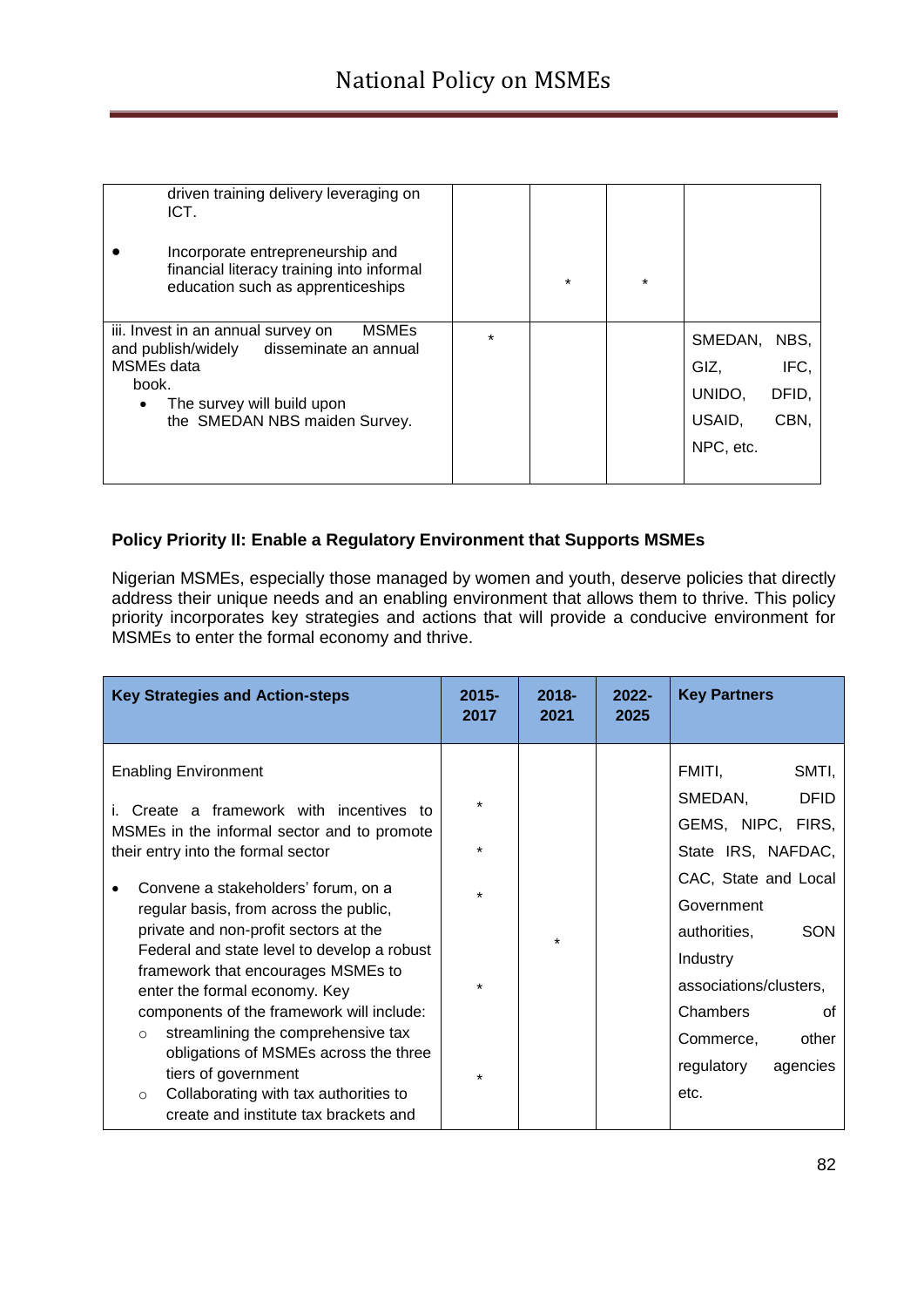| | | | | |
|---|---|---|---|---|
| driven training delivery leveraging on ICT.<br><br>• Incorporate entrepreneurship and financial literacy training into informal education such as apprenticeships | | * | * | |
| iii. Invest in an annual survey on MSMEs and publish/widely disseminate an annual MSMEs data book.<br>• The survey will build upon the SMEDAN NBS maiden Survey. | * | | | SMEDAN, NBS, GIZ, IFC, UNIDO, DFID, USAID, CBN, NPC, etc. |

**Policy Priority II: Enable a Regulatory Environment that Supports MSMEs**

Nigerian MSMEs, especially those managed by women and youth, deserve policies that directly address their unique needs and an enabling environment that allows them to thrive. This policy priority incorporates key strategies and actions that will provide a conducive environment for MSMEs to enter the formal economy and thrive.

| Key Strategies and Action-steps | 2015-2017 | 2018-2021 | 2022-2025 | Key Partners |
|---|---|---|---|---|
| Enabling Environment<br><br>i. Create a framework with incentives to MSMEs in the informal sector and to promote their entry into the formal sector<br><br>• Convene a stakeholders' forum, on a regular basis, from across the public, private and non-profit sectors at the Federal and state level to develop a robust framework that encourages MSMEs to enter the formal economy. Key components of the framework will include:<br>&nbsp;&nbsp;○ streamlining the comprehensive tax obligations of MSMEs across the three tiers of government<br>&nbsp;&nbsp;○ Collaborating with tax authorities to create and institute tax brackets and | *<br>*<br>*<br>*<br>* | * | | FMITI, SMTI, SMEDAN, DFID GEMS, NIPC, FIRS, State IRS, NAFDAC, CAC, State and Local Government authorities, SON Industry associations/clusters, Chambers of Commerce, other regulatory agencies etc. |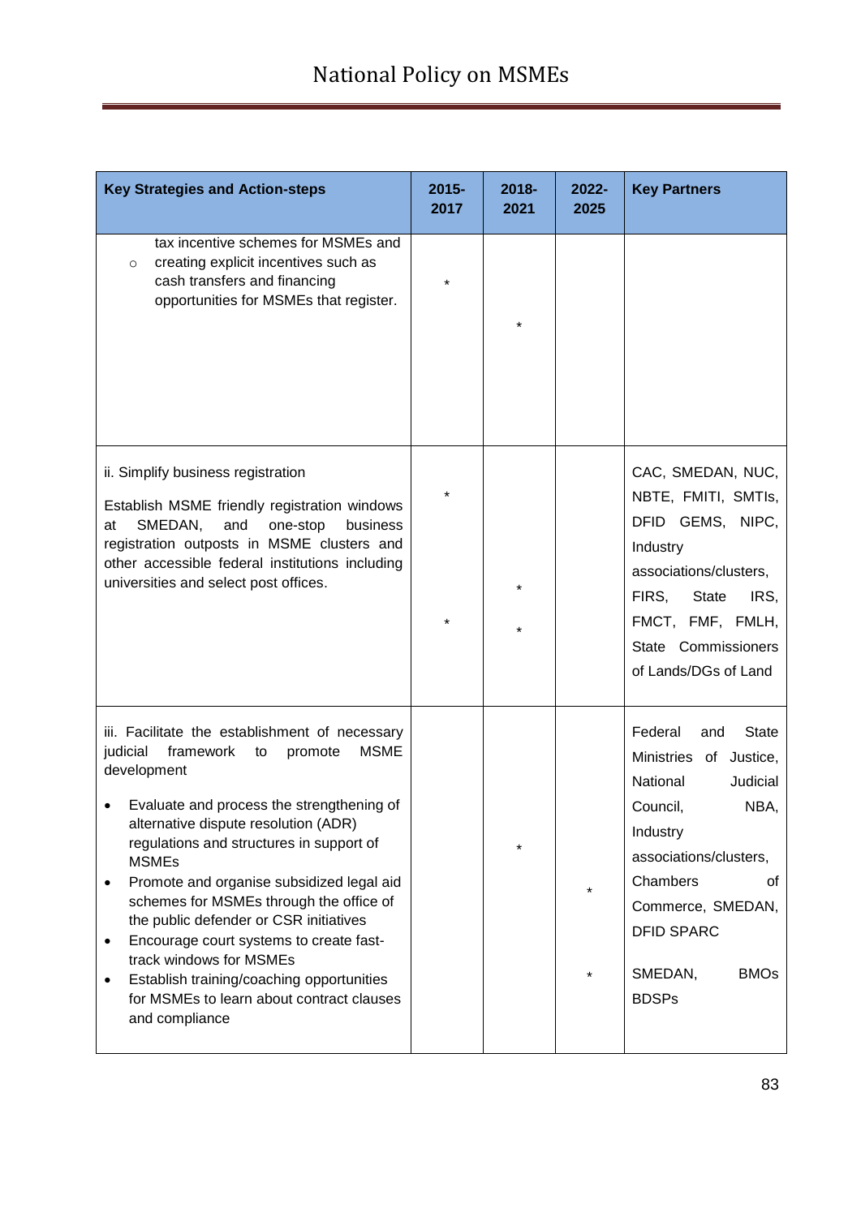| Key Strategies and Action-steps | 2015-2017 | 2018-2021 | 2022-2025 | Key Partners |
|---|---|---|---|---|
| tax incentive schemes for MSMEs and<br>○ creating explicit incentives such as cash transfers and financing opportunities for MSMEs that register. | * | * | | |
| ii. Simplify business registration<br><br>Establish MSME friendly registration windows at SMEDAN, and one-stop business registration outposts in MSME clusters and other accessible federal institutions including universities and select post offices. | *<br><br>* | *<br><br>* | | CAC, SMEDAN, NUC, NBTE, FMITI, SMTIs, DFID GEMS, NIPC, Industry associations/clusters, FIRS, State IRS, FMCT, FMF, FMLH, State Commissioners of Lands/DGs of Land |
| iii. Facilitate the establishment of necessary judicial framework to promote MSME development<br><br>• Evaluate and process the strengthening of alternative dispute resolution (ADR) regulations and structures in support of MSMEs<br>• Promote and organise subsidized legal aid schemes for MSMEs through the office of the public defender or CSR initiatives<br>• Encourage court systems to create fast-track windows for MSMEs<br>• Establish training/coaching opportunities for MSMEs to learn about contract clauses and compliance | | * | *<br><br>* | Federal and State Ministries of Justice, National Judicial Council, NBA, Industry associations/clusters, Chambers of Commerce, SMEDAN, DFID SPARC<br><br>SMEDAN, BMOs BDSPs |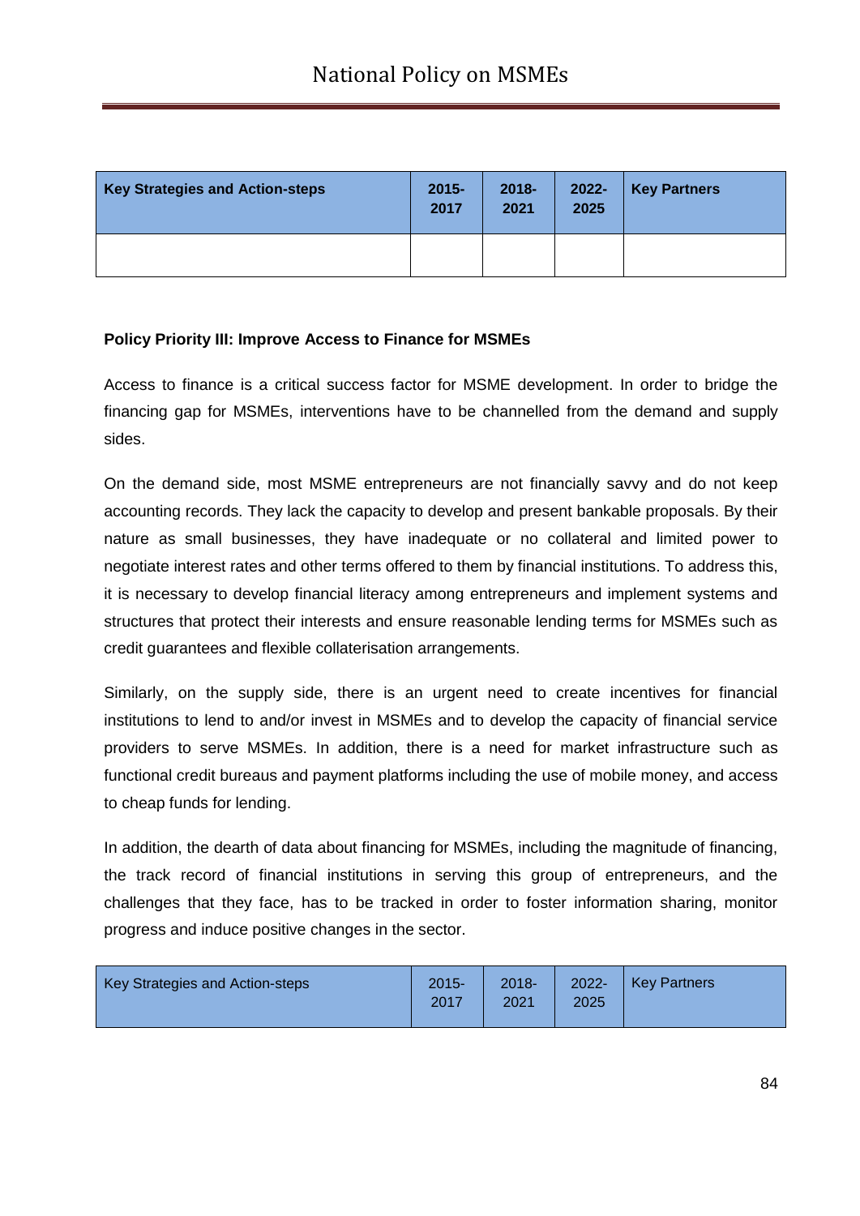| **Key Strategies and Action-steps** | **2015-2017** | **2018-2021** | **2022-2025** | **Key Partners** |
|---|---|---|---|---|
| | | | | |

**Policy Priority III: Improve Access to Finance for MSMEs**

Access to finance is a critical success factor for MSME development. In order to bridge the financing gap for MSMEs, interventions have to be channelled from the demand and supply sides.

On the demand side, most MSME entrepreneurs are not financially savvy and do not keep accounting records. They lack the capacity to develop and present bankable proposals. By their nature as small businesses, they have inadequate or no collateral and limited power to negotiate interest rates and other terms offered to them by financial institutions. To address this, it is necessary to develop financial literacy among entrepreneurs and implement systems and structures that protect their interests and ensure reasonable lending terms for MSMEs such as credit guarantees and flexible collaterisation arrangements.

Similarly, on the supply side, there is an urgent need to create incentives for financial institutions to lend to and/or invest in MSMEs and to develop the capacity of financial service providers to serve MSMEs. In addition, there is a need for market infrastructure such as functional credit bureaus and payment platforms including the use of mobile money, and access to cheap funds for lending.

In addition, the dearth of data about financing for MSMEs, including the magnitude of financing, the track record of financial institutions in serving this group of entrepreneurs, and the challenges that they face, has to be tracked in order to foster information sharing, monitor progress and induce positive changes in the sector.

| Key Strategies and Action-steps | 2015-2017 | 2018-2021 | 2022-2025 | Key Partners |
|---|---|---|---|---|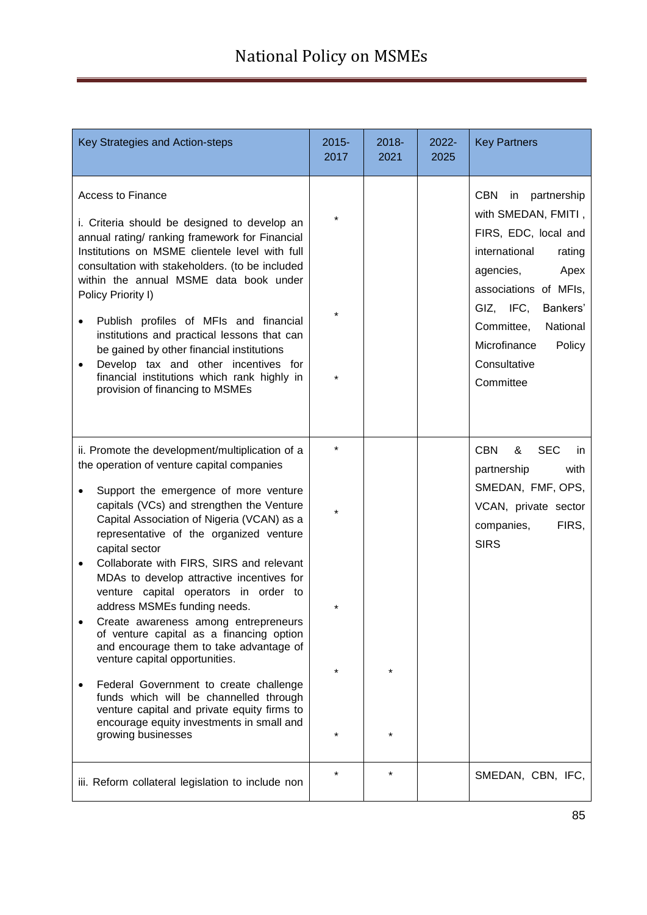| Key Strategies and Action-steps | 2015-2017 | 2018-2021 | 2022-2025 | Key Partners |
|---|---|---|---|---|
| Access to Finance<br><br>i. Criteria should be designed to develop an annual rating/ ranking framework for Financial Institutions on MSME clientele level with full consultation with stakeholders. (to be included within the annual MSME data book under Policy Priority I) | * | | | CBN in partnership with SMEDAN, FMITI , FIRS, EDC, local and international rating agencies, Apex associations of MFIs, GIZ, IFC, Bankers' Committee, National Microfinance Policy Consultative Committee |
| • Publish profiles of MFIs and financial institutions and practical lessons that can be gained by other financial institutions | * | | | |
| • Develop tax and other incentives for financial institutions which rank highly in provision of financing to MSMEs | * | | | |
| ii. Promote the development/multiplication of a the operation of venture capital companies | * | | | CBN & SEC in partnership with SMEDAN, FMF, OPS, VCAN, private sector companies, FIRS, SIRS |
| • Support the emergence of more venture capitals (VCs) and strengthen the Venture Capital Association of Nigeria (VCAN) as a representative of the organized venture capital sector | * | | | |
| • Collaborate with FIRS, SIRS and relevant MDAs to develop attractive incentives for venture capital operators in order to address MSMEs funding needs. | * | | | |
| • Create awareness among entrepreneurs of venture capital as a financing option and encourage them to take advantage of venture capital opportunities. | * | * | | |
| • Federal Government to create challenge funds which will be channelled through venture capital and private equity firms to encourage equity investments in small and growing businesses | * | * | | |
| iii. Reform collateral legislation to include non | * | * | | SMEDAN, CBN, IFC, |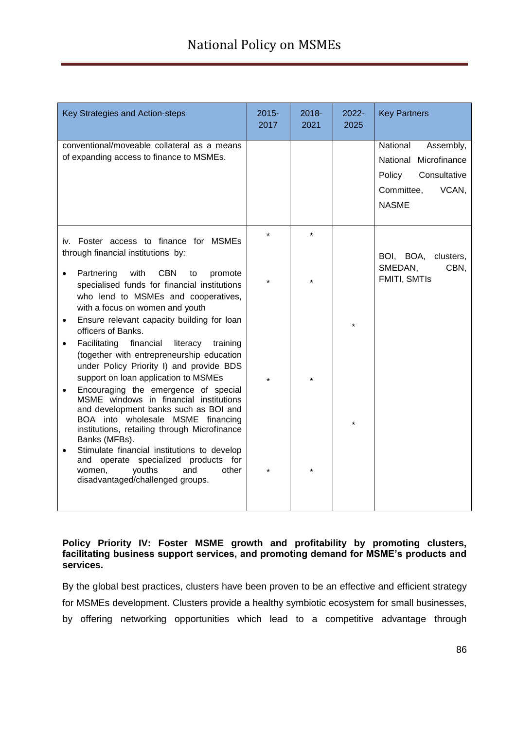| Key Strategies and Action-steps | 2015-2017 | 2018-2021 | 2022-2025 | Key Partners |
|---|---|---|---|---|
| conventional/moveable collateral as a means of expanding access to finance to MSMEs. | | | | National Assembly, National Microfinance Policy Consultative Committee, VCAN, NASME |
| iv. Foster access to finance for MSMEs through financial institutions by: | * | * | | BOI, BOA, clusters, SMEDAN, CBN, FMITI, SMTIs |
| • Partnering with CBN to promote specialised funds for financial institutions who lend to MSMEs and cooperatives, with a focus on women and youth | * | * | | |
| • Ensure relevant capacity building for loan officers of Banks. | | | * | |
| • Facilitating financial literacy training (together with entrepreneurship education under Policy Priority I) and provide BDS support on loan application to MSMEs | * | * | | |
| • Encouraging the emergence of special MSME windows in financial institutions and development banks such as BOI and BOA into wholesale MSME financing institutions, retailing through Microfinance Banks (MFBs). | | | * | |
| • Stimulate financial institutions to develop and operate specialized products for women, youths and other disadvantaged/challenged groups. | * | * | | |

**Policy Priority IV: Foster MSME growth and profitability by promoting clusters, facilitating business support services, and promoting demand for MSME's products and services.**

By the global best practices, clusters have been proven to be an effective and efficient strategy for MSMEs development. Clusters provide a healthy symbiotic ecosystem for small businesses, by offering networking opportunities which lead to a competitive advantage through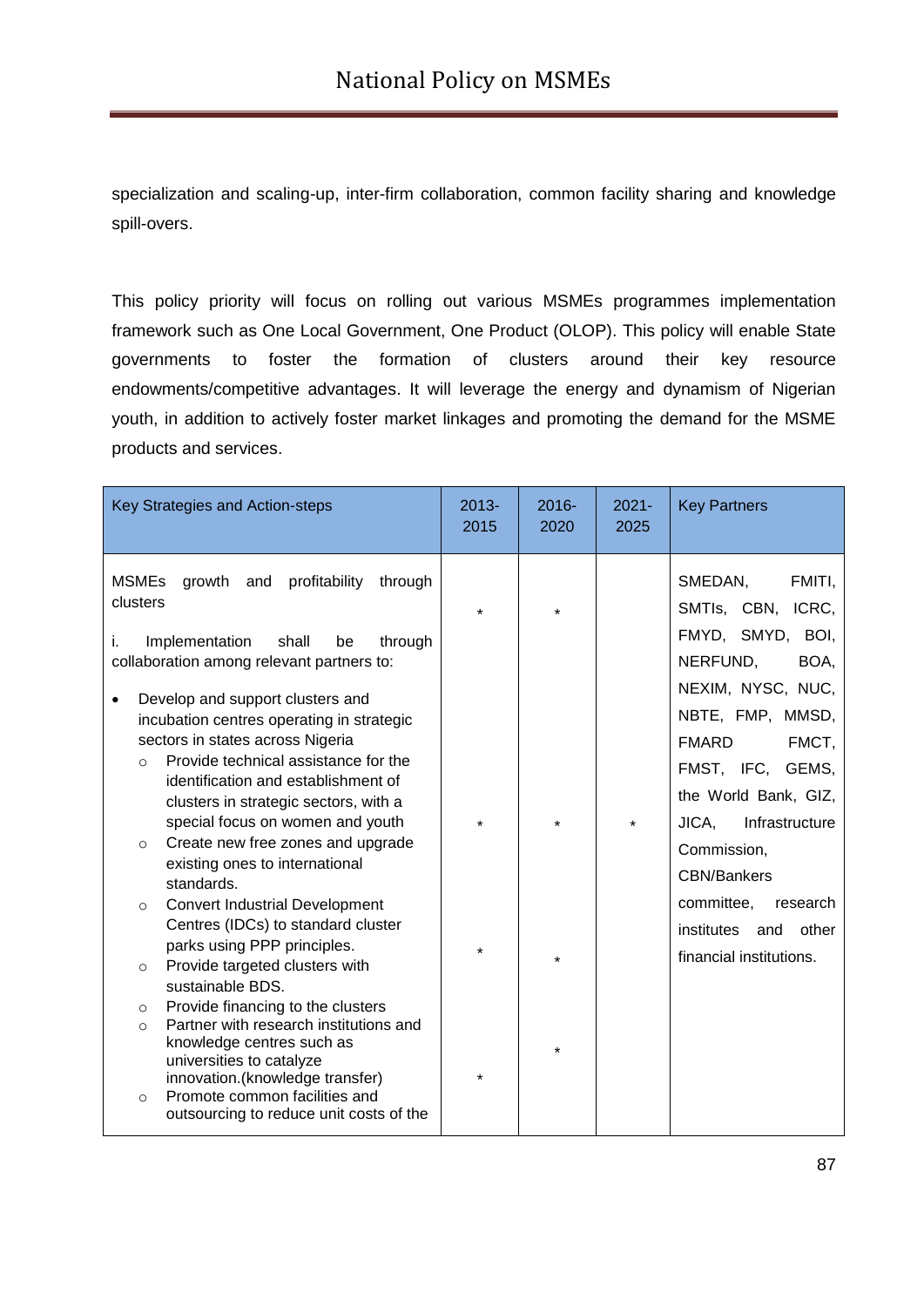specialization and scaling-up, inter-firm collaboration, common facility sharing and knowledge spill-overs.

This policy priority will focus on rolling out various MSMEs programmes implementation framework such as One Local Government, One Product (OLOP). This policy will enable State governments to foster the formation of clusters around their key resource endowments/competitive advantages. It will leverage the energy and dynamism of Nigerian youth, in addition to actively foster market linkages and promoting the demand for the MSME products and services.

| Key Strategies and Action-steps | 2013-2015 | 2016-2020 | 2021-2025 | Key Partners |
|---|---|---|---|---|
| MSMEs growth and profitability through clusters | * | * | | SMEDAN, FMITI, SMTIs, CBN, ICRC, FMYD, SMYD, BOI, NERFUND, BOA, NEXIM, NYSC, NUC, NBTE, FMP, MMSD, FMARD FMCT, FMST, IFC, GEMS, the World Bank, GIZ, JICA, Infrastructure Commission, CBN/Bankers committee, research institutes and other financial institutions. |
| i. Implementation shall be through collaboration among relevant partners to: | | | | |
| • Develop and support clusters and incubation centres operating in strategic sectors in states across Nigeria<br>○ Provide technical assistance for the identification and establishment of clusters in strategic sectors, with a special focus on women and youth | * | * | * | |
| ○ Create new free zones and upgrade existing ones to international standards.<br>○ Convert Industrial Development Centres (IDCs) to standard cluster parks using PPP principles. | * | * | | |
| ○ Provide targeted clusters with sustainable BDS.<br>○ Provide financing to the clusters<br>○ Partner with research institutions and knowledge centres such as universities to catalyze innovation.(knowledge transfer) | * | * | | |
| ○ Promote common facilities and outsourcing to reduce unit costs of the | | | | |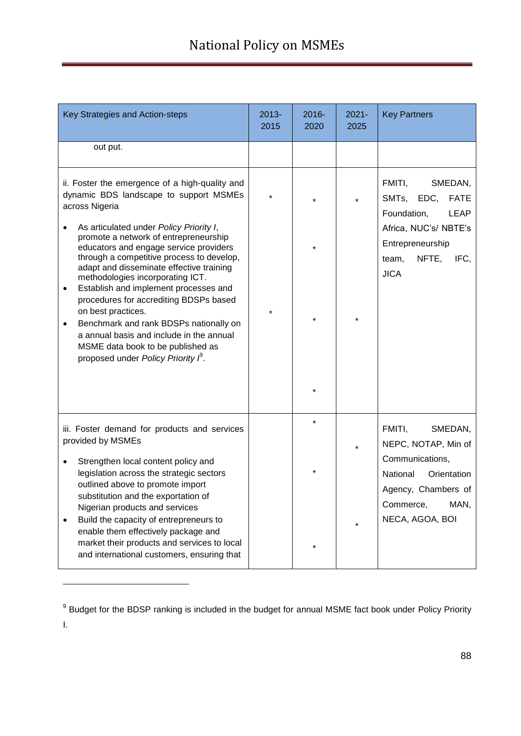| Key Strategies and Action-steps | 2013-2015 | 2016-2020 | 2021-2025 | Key Partners |
|---|---|---|---|---|
| out put. | | | | |
| ii. Foster the emergence of a high-quality and dynamic BDS landscape to support MSMEs across Nigeria<br><br>• As articulated under *Policy Priority I*, promote a network of entrepreneurship educators and engage service providers through a competitive process to develop, adapt and disseminate effective training methodologies incorporating ICT.<br>• Establish and implement processes and procedures for accrediting BDSPs based on best practices.<br>• Benchmark and rank BDSPs nationally on a annual basis and include in the annual MSME data book to be published as proposed under *Policy Priority I*[9]. | *<br><br>* | *<br><br>*<br><br>*<br><br>* | *<br><br>* | FMITI, SMEDAN, SMTs, EDC, FATE Foundation, LEAP Africa, NUC's/ NBTE's Entrepreneurship team, NFTE, IFC, JICA |
| iii. Foster demand for products and services provided by MSMEs<br><br>• Strengthen local content policy and legislation across the strategic sectors outlined above to promote import substitution and the exportation of Nigerian products and services<br>• Build the capacity of entrepreneurs to enable them effectively package and market their products and services to local and international customers, ensuring that | | *<br><br>*<br><br>* | *<br><br>* | FMITI, SMEDAN, NEPC, NOTAP, Min of Communications, National Orientation Agency, Chambers of Commerce, MAN, NECA, AGOA, BOI |

[9] Budget for the BDSP ranking is included in the budget for annual MSME fact book under Policy Priority I.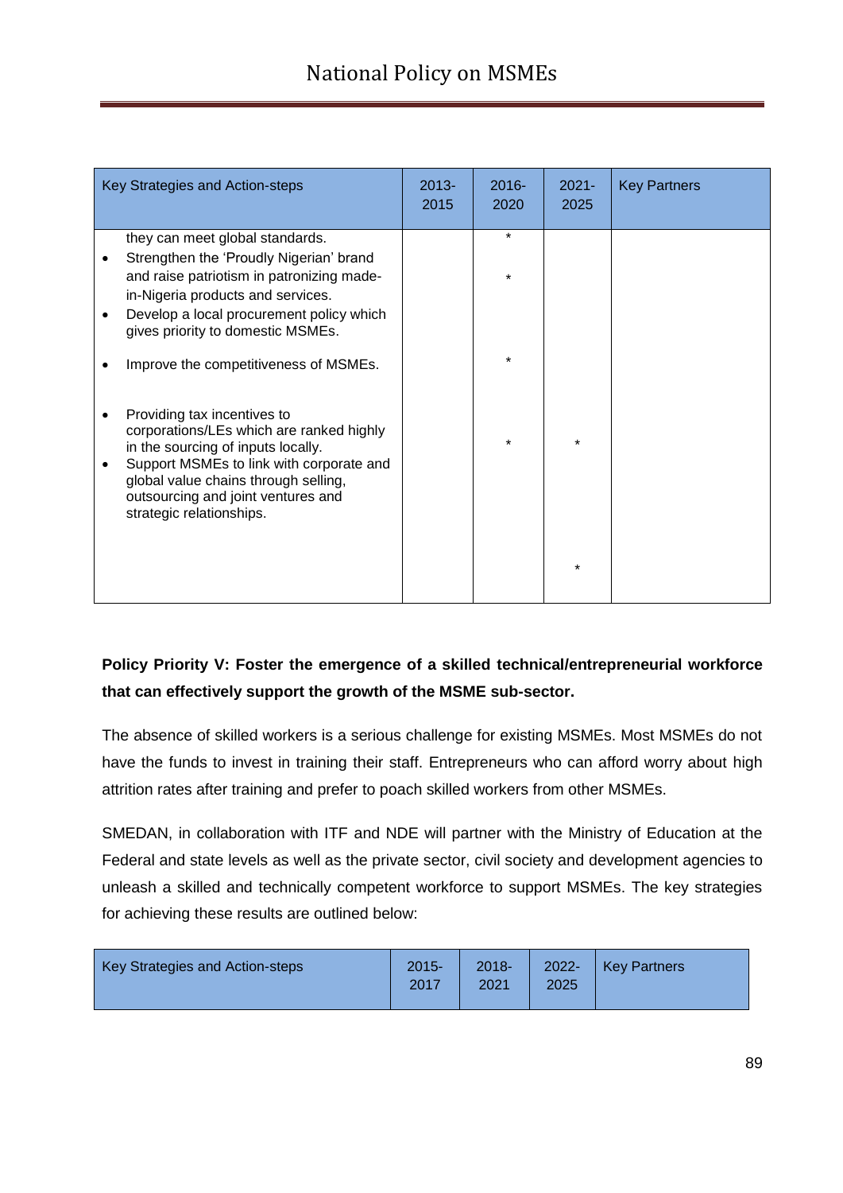| Key Strategies and Action-steps | 2013-2015 | 2016-2020 | 2021-2025 | Key Partners |
|---|---|---|---|---|
| they can meet global standards. | | * | | |
| • Strengthen the 'Proudly Nigerian' brand and raise patriotism in patronizing made-in-Nigeria products and services. | | * | | |
| • Develop a local procurement policy which gives priority to domestic MSMEs. | | | | |
| • Improve the competitiveness of MSMEs. | | * | | |
| • Providing tax incentives to corporations/LEs which are ranked highly in the sourcing of inputs locally. | | * | * | |
| • Support MSMEs to link with corporate and global value chains through selling, outsourcing and joint ventures and strategic relationships. | | | | |
| | | | * | |

**Policy Priority V: Foster the emergence of a skilled technical/entrepreneurial workforce that can effectively support the growth of the MSME sub-sector.**

The absence of skilled workers is a serious challenge for existing MSMEs. Most MSMEs do not have the funds to invest in training their staff. Entrepreneurs who can afford worry about high attrition rates after training and prefer to poach skilled workers from other MSMEs.

SMEDAN, in collaboration with ITF and NDE will partner with the Ministry of Education at the Federal and state levels as well as the private sector, civil society and development agencies to unleash a skilled and technically competent workforce to support MSMEs. The key strategies for achieving these results are outlined below:

| Key Strategies and Action-steps | 2015-2017 | 2018-2021 | 2022-2025 | Key Partners |
|---|---|---|---|---|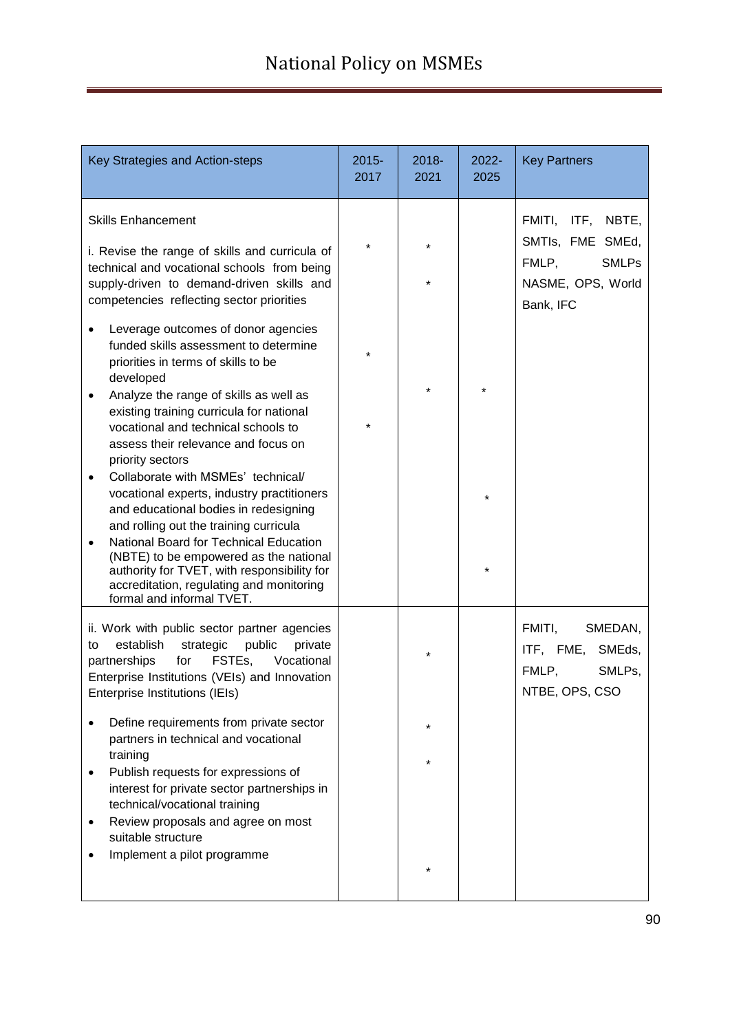| Key Strategies and Action-steps | 2015-2017 | 2018-2021 | 2022-2025 | Key Partners |
|---|---|---|---|---|
| Skills Enhancement<br><br>i. Revise the range of skills and curricula of technical and vocational schools from being supply-driven to demand-driven skills and competencies reflecting sector priorities | * | * | | FMITI, ITF, NBTE, SMTIs, FME SMEd, FMLP, SMLPs NASME, OPS, World Bank, IFC |
| | | * | | |
| • Leverage outcomes of donor agencies funded skills assessment to determine priorities in terms of skills to be developed | * | | | |
| | | * | * | |
| • Analyze the range of skills as well as existing training curricula for national vocational and technical schools to assess their relevance and focus on priority sectors | * | | | |
| • Collaborate with MSMEs' technical/ vocational experts, industry practitioners and educational bodies in redesigning and rolling out the training curricula | | | * | |
| • National Board for Technical Education (NBTE) to be empowered as the national authority for TVET, with responsibility for accreditation, regulating and monitoring formal and informal TVET. | | | * | |
| ii. Work with public sector partner agencies to establish strategic public private partnerships for FSTEs, Vocational Enterprise Institutions (VEIs) and Innovation Enterprise Institutions (IEIs) | | * | | FMITI, SMEDAN, ITF, FME, SMEds, FMLP, SMLPs, NTBE, OPS, CSO |
| • Define requirements from private sector partners in technical and vocational training | | * | | |
| • Publish requests for expressions of interest for private sector partnerships in technical/vocational training | | * | | |
| • Review proposals and agree on most suitable structure | | | | |
| • Implement a pilot programme | | * | | |